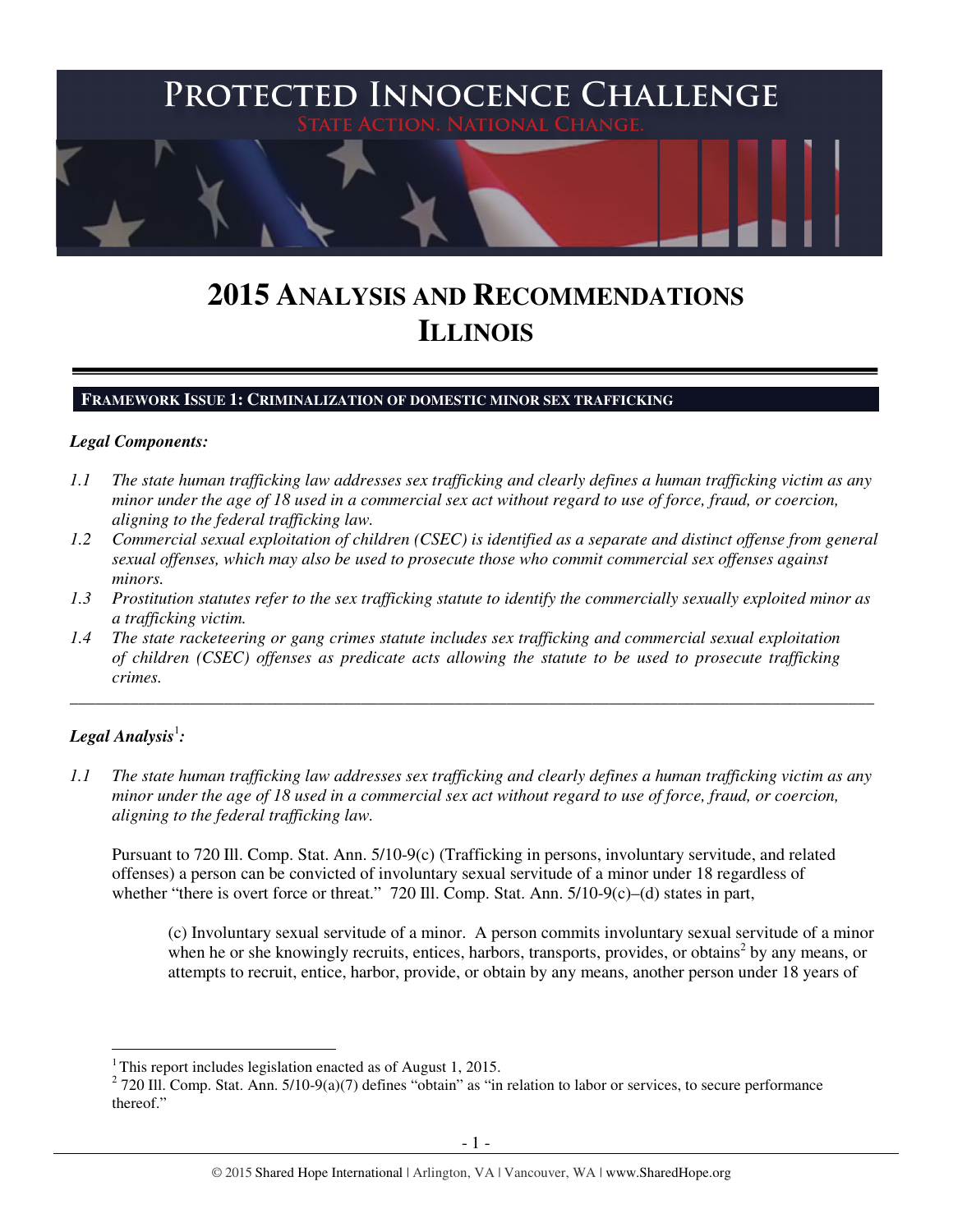# PROTECTED INNOCENCE CHALLENGE

STATE ACTION. NATIONAL CHANGE.

# 2015 ANALYSIS AND RECOMMENDATIONS ILLINOIS

## FRAMEWORK ISSUE 1: CRIMINALIZATION OF DOMESTIC MINOR SEX TRAFFICKING

***Legal Components:***

*1.1 The state human trafficking law addresses sex trafficking and clearly defines a human trafficking victim as any minor under the age of 18 used in a commercial sex act without regard to use of force, fraud, or coercion, aligning to the federal trafficking law.*

*1.2 Commercial sexual exploitation of children (CSEC) is identified as a separate and distinct offense from general sexual offenses, which may also be used to prosecute those who commit commercial sex offenses against minors.*

*1.3 Prostitution statutes refer to the sex trafficking statute to identify the commercially sexually exploited minor as a trafficking victim.*

*1.4 The state racketeering or gang crimes statute includes sex trafficking and commercial sexual exploitation of children (CSEC) offenses as predicate acts allowing the statute to be used to prosecute trafficking crimes.*

---

***Legal Analysis[1]:***

*1.1 The state human trafficking law addresses sex trafficking and clearly defines a human trafficking victim as any minor under the age of 18 used in a commercial sex act without regard to use of force, fraud, or coercion, aligning to the federal trafficking law.*

Pursuant to 720 Ill. Comp. Stat. Ann. 5/10-9(c) (Trafficking in persons, involuntary servitude, and related offenses) a person can be convicted of involuntary sexual servitude of a minor under 18 regardless of whether "there is overt force or threat." 720 Ill. Comp. Stat. Ann. 5/10-9(c)–(d) states in part,

> (c) Involuntary sexual servitude of a minor. A person commits involuntary sexual servitude of a minor when he or she knowingly recruits, entices, harbors, transports, provides, or obtains[2] by any means, or attempts to recruit, entice, harbor, provide, or obtain by any means, another person under 18 years of

---

[1] This report includes legislation enacted as of August 1, 2015.

[2] 720 Ill. Comp. Stat. Ann. 5/10-9(a)(7) defines "obtain" as "in relation to labor or services, to secure performance thereof."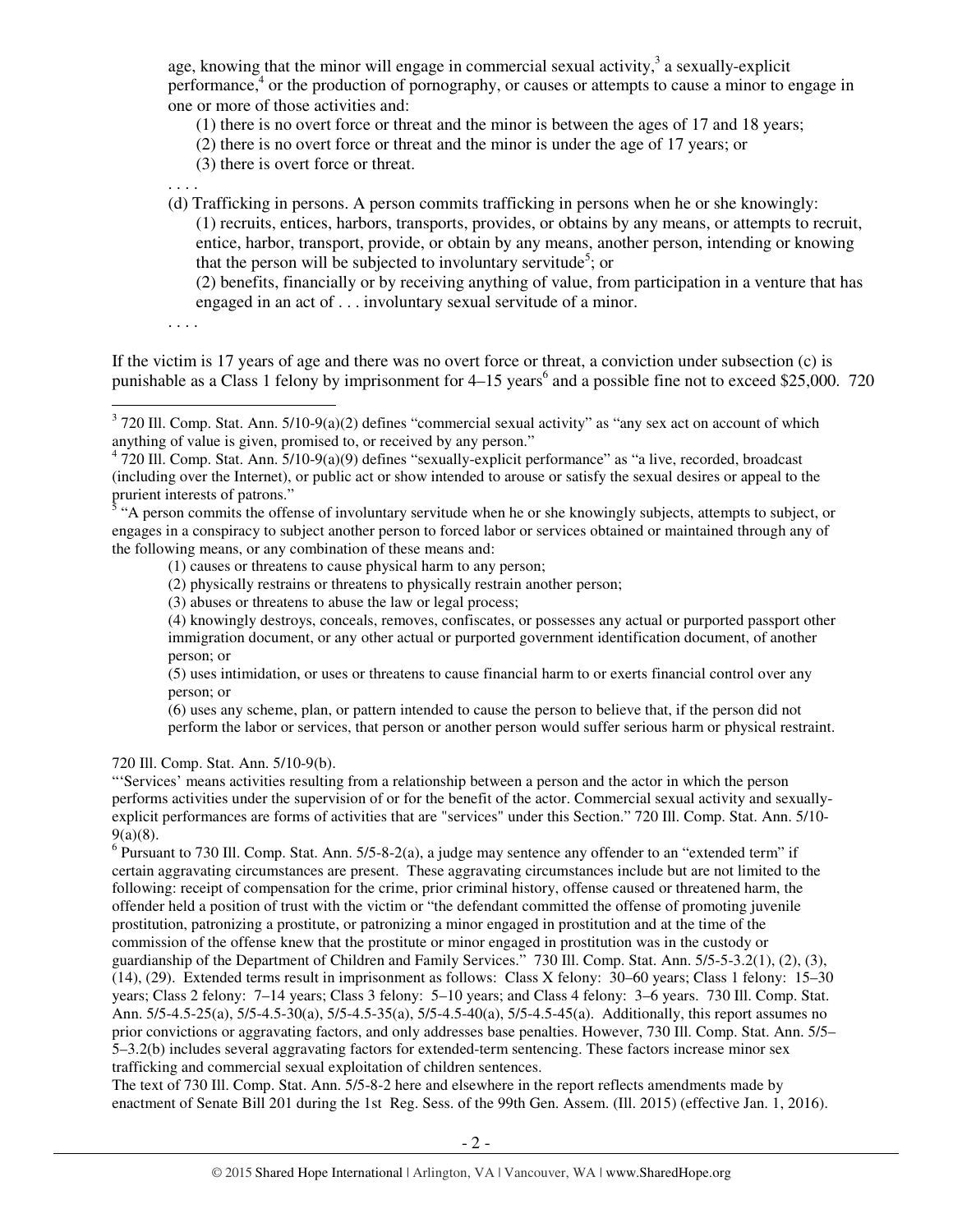age, knowing that the minor will engage in commercial sexual activity,[3] a sexually-explicit performance,[4] or the production of pornography, or causes or attempts to cause a minor to engage in one or more of those activities and:

(1) there is no overt force or threat and the minor is between the ages of 17 and 18 years;

(2) there is no overt force or threat and the minor is under the age of 17 years; or

(3) there is overt force or threat.

. . . .

(d) Trafficking in persons. A person commits trafficking in persons when he or she knowingly:

(1) recruits, entices, harbors, transports, provides, or obtains by any means, or attempts to recruit, entice, harbor, transport, provide, or obtain by any means, another person, intending or knowing that the person will be subjected to involuntary servitude[5]; or

(2) benefits, financially or by receiving anything of value, from participation in a venture that has engaged in an act of . . . involuntary sexual servitude of a minor.

. . . .

If the victim is 17 years of age and there was no overt force or threat, a conviction under subsection (c) is punishable as a Class 1 felony by imprisonment for 4–15 years[6] and a possible fine not to exceed $25,000. 720

---

[3] 720 Ill. Comp. Stat. Ann. 5/10-9(a)(2) defines "commercial sexual activity" as "any sex act on account of which anything of value is given, promised to, or received by any person."

[4] 720 Ill. Comp. Stat. Ann. 5/10-9(a)(9) defines "sexually-explicit performance" as "a live, recorded, broadcast (including over the Internet), or public act or show intended to arouse or satisfy the sexual desires or appeal to the prurient interests of patrons."

[5] "A person commits the offense of involuntary servitude when he or she knowingly subjects, attempts to subject, or engages in a conspiracy to subject another person to forced labor or services obtained or maintained through any of the following means, or any combination of these means and:

(1) causes or threatens to cause physical harm to any person;

(2) physically restrains or threatens to physically restrain another person;

(3) abuses or threatens to abuse the law or legal process;

(4) knowingly destroys, conceals, removes, confiscates, or possesses any actual or purported passport other immigration document, or any other actual or purported government identification document, of another person; or

(5) uses intimidation, or uses or threatens to cause financial harm to or exerts financial control over any person; or

(6) uses any scheme, plan, or pattern intended to cause the person to believe that, if the person did not perform the labor or services, that person or another person would suffer serious harm or physical restraint.

720 Ill. Comp. Stat. Ann. 5/10-9(b).

"'Services' means activities resulting from a relationship between a person and the actor in which the person performs activities under the supervision of or for the benefit of the actor. Commercial sexual activity and sexually-explicit performances are forms of activities that are "services" under this Section." 720 Ill. Comp. Stat. Ann. 5/10-9(a)(8).

[6] Pursuant to 730 Ill. Comp. Stat. Ann. 5/5-8-2(a), a judge may sentence any offender to an "extended term" if certain aggravating circumstances are present. These aggravating circumstances include but are not limited to the following: receipt of compensation for the crime, prior criminal history, offense caused or threatened harm, the offender held a position of trust with the victim or "the defendant committed the offense of promoting juvenile prostitution, patronizing a prostitute, or patronizing a minor engaged in prostitution and at the time of the commission of the offense knew that the prostitute or minor engaged in prostitution was in the custody or guardianship of the Department of Children and Family Services." 730 Ill. Comp. Stat. Ann. 5/5-5-3.2(1), (2), (3), (14), (29). Extended terms result in imprisonment as follows: Class X felony: 30–60 years; Class 1 felony: 15–30 years; Class 2 felony: 7–14 years; Class 3 felony: 5–10 years; and Class 4 felony: 3–6 years. 730 Ill. Comp. Stat. Ann. 5/5-4.5-25(a), 5/5-4.5-30(a), 5/5-4.5-35(a), 5/5-4.5-40(a), 5/5-4.5-45(a). Additionally, this report assumes no prior convictions or aggravating factors, and only addresses base penalties. However, 730 Ill. Comp. Stat. Ann. 5/5–5–3.2(b) includes several aggravating factors for extended-term sentencing. These factors increase minor sex trafficking and commercial sexual exploitation of children sentences.

The text of 730 Ill. Comp. Stat. Ann. 5/5-8-2 here and elsewhere in the report reflects amendments made by enactment of Senate Bill 201 during the 1st Reg. Sess. of the 99th Gen. Assem. (Ill. 2015) (effective Jan. 1, 2016).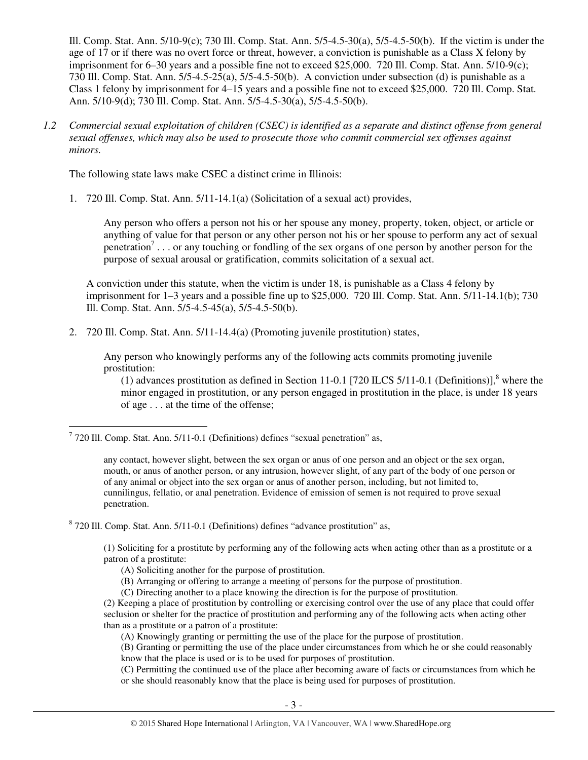Ill. Comp. Stat. Ann. 5/10-9(c); 730 Ill. Comp. Stat. Ann. 5/5-4.5-30(a), 5/5-4.5-50(b). If the victim is under the age of 17 or if there was no overt force or threat, however, a conviction is punishable as a Class X felony by imprisonment for 6–30 years and a possible fine not to exceed $25,000. 720 Ill. Comp. Stat. Ann. 5/10-9(c); 730 Ill. Comp. Stat. Ann. 5/5-4.5-25(a), 5/5-4.5-50(b). A conviction under subsection (d) is punishable as a Class 1 felony by imprisonment for 4–15 years and a possible fine not to exceed $25,000. 720 Ill. Comp. Stat. Ann. 5/10-9(d); 730 Ill. Comp. Stat. Ann. 5/5-4.5-30(a), 5/5-4.5-50(b).

*1.2 Commercial sexual exploitation of children (CSEC) is identified as a separate and distinct offense from general sexual offenses, which may also be used to prosecute those who commit commercial sex offenses against minors.*

The following state laws make CSEC a distinct crime in Illinois:

1. 720 Ill. Comp. Stat. Ann. 5/11-14.1(a) (Solicitation of a sexual act) provides,

   > Any person who offers a person not his or her spouse any money, property, token, object, or article or anything of value for that person or any other person not his or her spouse to perform any act of sexual penetration[7] . . . or any touching or fondling of the sex organs of one person by another person for the purpose of sexual arousal or gratification, commits solicitation of a sexual act.

   A conviction under this statute, when the victim is under 18, is punishable as a Class 4 felony by imprisonment for 1–3 years and a possible fine up to $25,000. 720 Ill. Comp. Stat. Ann. 5/11-14.1(b); 730 Ill. Comp. Stat. Ann. 5/5-4.5-45(a), 5/5-4.5-50(b).

2. 720 Ill. Comp. Stat. Ann. 5/11-14.4(a) (Promoting juvenile prostitution) states,

   > Any person who knowingly performs any of the following acts commits promoting juvenile prostitution:
   >
   > (1) advances prostitution as defined in Section 11-0.1 [720 ILCS 5/11-0.1 (Definitions)],[8] where the minor engaged in prostitution, or any person engaged in prostitution in the place, is under 18 years of age . . . at the time of the offense;

---

[7] 720 Ill. Comp. Stat. Ann. 5/11-0.1 (Definitions) defines "sexual penetration" as,

> any contact, however slight, between the sex organ or anus of one person and an object or the sex organ, mouth, or anus of another person, or any intrusion, however slight, of any part of the body of one person or of any animal or object into the sex organ or anus of another person, including, but not limited to, cunnilingus, fellatio, or anal penetration. Evidence of emission of semen is not required to prove sexual penetration.

[8] 720 Ill. Comp. Stat. Ann. 5/11-0.1 (Definitions) defines "advance prostitution" as,

> (1) Soliciting for a prostitute by performing any of the following acts when acting other than as a prostitute or a patron of a prostitute:
>
> (A) Soliciting another for the purpose of prostitution.
>
> (B) Arranging or offering to arrange a meeting of persons for the purpose of prostitution.
>
> (C) Directing another to a place knowing the direction is for the purpose of prostitution.
>
> (2) Keeping a place of prostitution by controlling or exercising control over the use of any place that could offer seclusion or shelter for the practice of prostitution and performing any of the following acts when acting other than as a prostitute or a patron of a prostitute:
>
> (A) Knowingly granting or permitting the use of the place for the purpose of prostitution.
>
> (B) Granting or permitting the use of the place under circumstances from which he or she could reasonably know that the place is used or is to be used for purposes of prostitution.
>
> (C) Permitting the continued use of the place after becoming aware of facts or circumstances from which he or she should reasonably know that the place is being used for purposes of prostitution.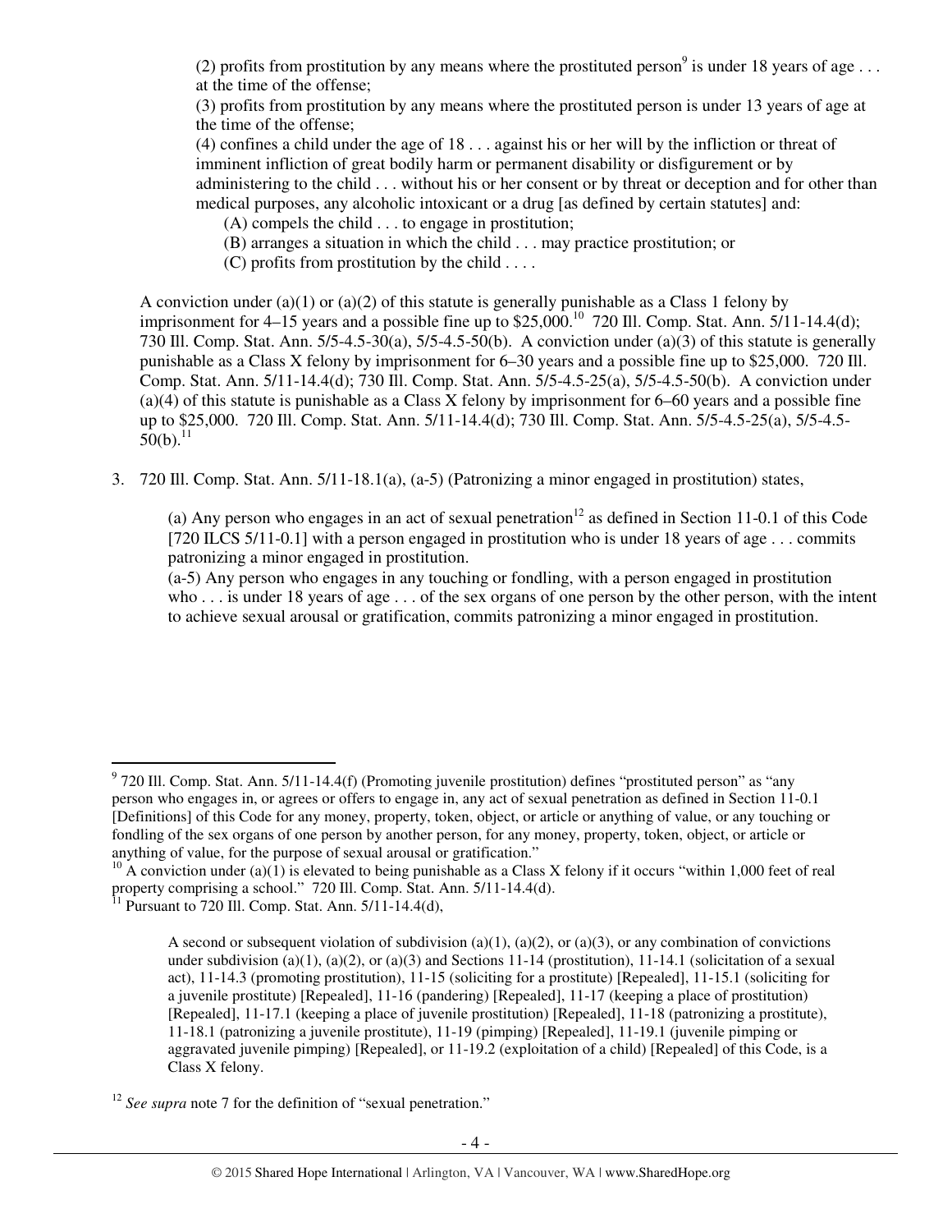> (2) profits from prostitution by any means where the prostituted person[9] is under 18 years of age . . . at the time of the offense;
>
> (3) profits from prostitution by any means where the prostituted person is under 13 years of age at the time of the offense;
>
> (4) confines a child under the age of 18 . . . against his or her will by the infliction or threat of imminent infliction of great bodily harm or permanent disability or disfigurement or by administering to the child . . . without his or her consent or by threat or deception and for other than medical purposes, any alcoholic intoxicant or a drug [as defined by certain statutes] and:
>
> (A) compels the child . . . to engage in prostitution;
>
> (B) arranges a situation in which the child . . . may practice prostitution; or
>
> (C) profits from prostitution by the child . . . .

A conviction under (a)(1) or (a)(2) of this statute is generally punishable as a Class 1 felony by imprisonment for 4–15 years and a possible fine up to $25,000.[10] 720 Ill. Comp. Stat. Ann. 5/11-14.4(d); 730 Ill. Comp. Stat. Ann. 5/5-4.5-30(a), 5/5-4.5-50(b). A conviction under (a)(3) of this statute is generally punishable as a Class X felony by imprisonment for 6–30 years and a possible fine up to $25,000. 720 Ill. Comp. Stat. Ann. 5/11-14.4(d); 730 Ill. Comp. Stat. Ann. 5/5-4.5-25(a), 5/5-4.5-50(b). A conviction under (a)(4) of this statute is punishable as a Class X felony by imprisonment for 6–60 years and a possible fine up to $25,000. 720 Ill. Comp. Stat. Ann. 5/11-14.4(d); 730 Ill. Comp. Stat. Ann. 5/5-4.5-25(a), 5/5-4.5-50(b).[11]

3. 720 Ill. Comp. Stat. Ann. 5/11-18.1(a), (a-5) (Patronizing a minor engaged in prostitution) states,

> (a) Any person who engages in an act of sexual penetration[12] as defined in Section 11-0.1 of this Code [720 ILCS 5/11-0.1] with a person engaged in prostitution who is under 18 years of age . . . commits patronizing a minor engaged in prostitution.
>
> (a-5) Any person who engages in any touching or fondling, with a person engaged in prostitution who . . . is under 18 years of age . . . of the sex organs of one person by the other person, with the intent to achieve sexual arousal or gratification, commits patronizing a minor engaged in prostitution.

---

[9] 720 Ill. Comp. Stat. Ann. 5/11-14.4(f) (Promoting juvenile prostitution) defines "prostituted person" as "any person who engages in, or agrees or offers to engage in, any act of sexual penetration as defined in Section 11-0.1 [Definitions] of this Code for any money, property, token, object, or article or anything of value, or any touching or fondling of the sex organs of one person by another person, for any money, property, token, object, or article or anything of value, for the purpose of sexual arousal or gratification."

[10] A conviction under (a)(1) is elevated to being punishable as a Class X felony if it occurs "within 1,000 feet of real property comprising a school." 720 Ill. Comp. Stat. Ann. 5/11-14.4(d).

[11] Pursuant to 720 Ill. Comp. Stat. Ann. 5/11-14.4(d),

> A second or subsequent violation of subdivision (a)(1), (a)(2), or (a)(3), or any combination of convictions under subdivision (a)(1), (a)(2), or (a)(3) and Sections 11-14 (prostitution), 11-14.1 (solicitation of a sexual act), 11-14.3 (promoting prostitution), 11-15 (soliciting for a prostitute) [Repealed], 11-15.1 (soliciting for a juvenile prostitute) [Repealed], 11-16 (pandering) [Repealed], 11-17 (keeping a place of prostitution) [Repealed], 11-17.1 (keeping a place of juvenile prostitution) [Repealed], 11-18 (patronizing a prostitute), 11-18.1 (patronizing a juvenile prostitute), 11-19 (pimping) [Repealed], 11-19.1 (juvenile pimping or aggravated juvenile pimping) [Repealed], or 11-19.2 (exploitation of a child) [Repealed] of this Code, is a Class X felony.

[12] *See supra* note 7 for the definition of "sexual penetration."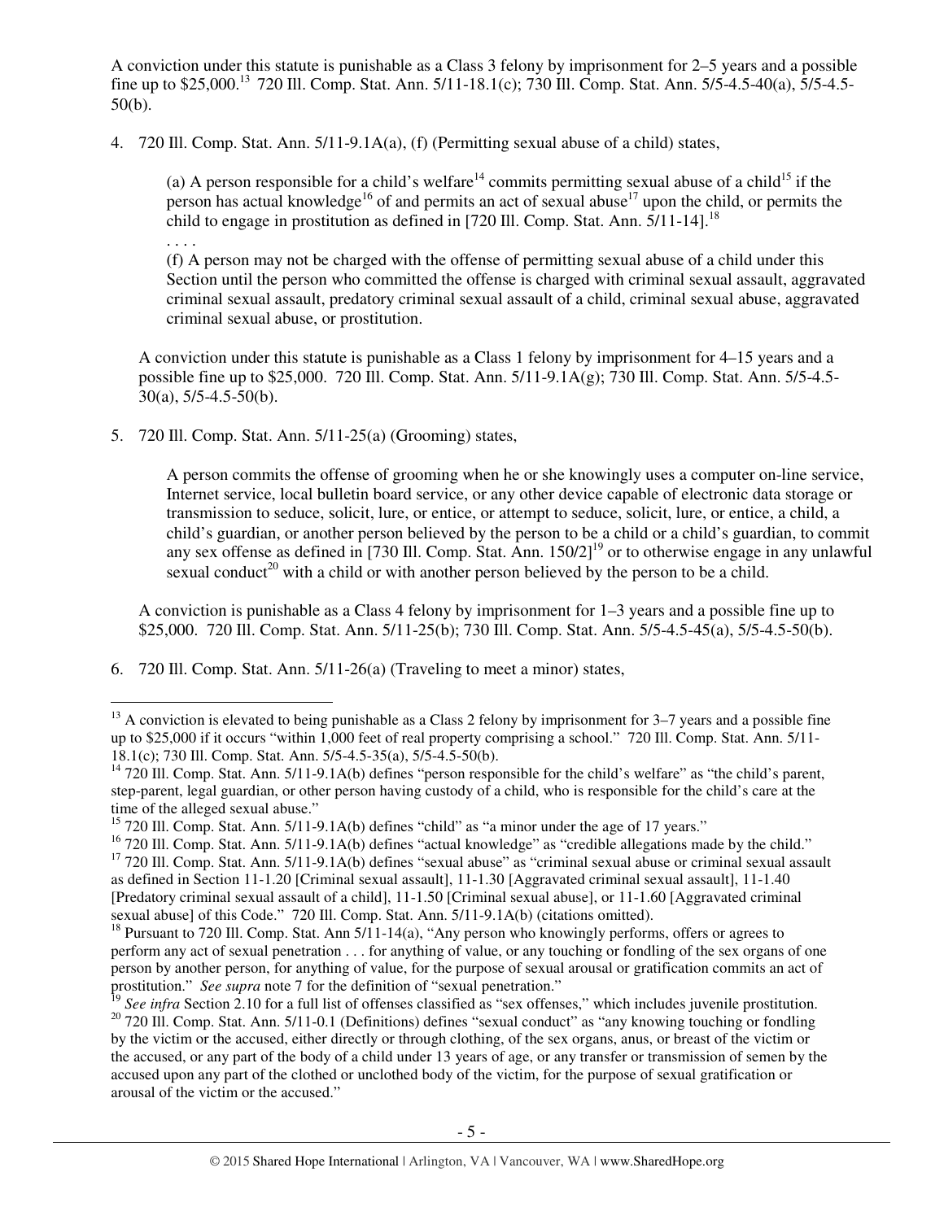A conviction under this statute is punishable as a Class 3 felony by imprisonment for 2–5 years and a possible fine up to $25,000.[13] 720 Ill. Comp. Stat. Ann. 5/11-18.1(c); 730 Ill. Comp. Stat. Ann. 5/5-4.5-40(a), 5/5-4.5-50(b).

4. 720 Ill. Comp. Stat. Ann. 5/11-9.1A(a), (f) (Permitting sexual abuse of a child) states,

   > (a) A person responsible for a child's welfare[14] commits permitting sexual abuse of a child[15] if the person has actual knowledge[16] of and permits an act of sexual abuse[17] upon the child, or permits the child to engage in prostitution as defined in [720 Ill. Comp. Stat. Ann. 5/11-14].[18]
   >
   > . . . .
   >
   > (f) A person may not be charged with the offense of permitting sexual abuse of a child under this Section until the person who committed the offense is charged with criminal sexual assault, aggravated criminal sexual assault, predatory criminal sexual assault of a child, criminal sexual abuse, aggravated criminal sexual abuse, or prostitution.

   A conviction under this statute is punishable as a Class 1 felony by imprisonment for 4–15 years and a possible fine up to $25,000. 720 Ill. Comp. Stat. Ann. 5/11-9.1A(g); 730 Ill. Comp. Stat. Ann. 5/5-4.5-30(a), 5/5-4.5-50(b).

5. 720 Ill. Comp. Stat. Ann. 5/11-25(a) (Grooming) states,

   > A person commits the offense of grooming when he or she knowingly uses a computer on-line service, Internet service, local bulletin board service, or any other device capable of electronic data storage or transmission to seduce, solicit, lure, or entice, or attempt to seduce, solicit, lure, or entice, a child, a child's guardian, or another person believed by the person to be a child or a child's guardian, to commit any sex offense as defined in [730 Ill. Comp. Stat. Ann. 150/2][19] or to otherwise engage in any unlawful sexual conduct[20] with a child or with another person believed by the person to be a child.

   A conviction is punishable as a Class 4 felony by imprisonment for 1–3 years and a possible fine up to $25,000. 720 Ill. Comp. Stat. Ann. 5/11-25(b); 730 Ill. Comp. Stat. Ann. 5/5-4.5-45(a), 5/5-4.5-50(b).

6. 720 Ill. Comp. Stat. Ann. 5/11-26(a) (Traveling to meet a minor) states,

---

[13] A conviction is elevated to being punishable as a Class 2 felony by imprisonment for 3–7 years and a possible fine up to $25,000 if it occurs "within 1,000 feet of real property comprising a school." 720 Ill. Comp. Stat. Ann. 5/11-18.1(c); 730 Ill. Comp. Stat. Ann. 5/5-4.5-35(a), 5/5-4.5-50(b).

[14] 720 Ill. Comp. Stat. Ann. 5/11-9.1A(b) defines "person responsible for the child's welfare" as "the child's parent, step-parent, legal guardian, or other person having custody of a child, who is responsible for the child's care at the time of the alleged sexual abuse."

[15] 720 Ill. Comp. Stat. Ann. 5/11-9.1A(b) defines "child" as "a minor under the age of 17 years."

[16] 720 Ill. Comp. Stat. Ann. 5/11-9.1A(b) defines "actual knowledge" as "credible allegations made by the child."

[17] 720 Ill. Comp. Stat. Ann. 5/11-9.1A(b) defines "sexual abuse" as "criminal sexual abuse or criminal sexual assault as defined in Section 11-1.20 [Criminal sexual assault], 11-1.30 [Aggravated criminal sexual assault], 11-1.40 [Predatory criminal sexual assault of a child], 11-1.50 [Criminal sexual abuse], or 11-1.60 [Aggravated criminal sexual abuse] of this Code." 720 Ill. Comp. Stat. Ann. 5/11-9.1A(b) (citations omitted).

[18] Pursuant to 720 Ill. Comp. Stat. Ann 5/11-14(a), "Any person who knowingly performs, offers or agrees to perform any act of sexual penetration . . . for anything of value, or any touching or fondling of the sex organs of one person by another person, for anything of value, for the purpose of sexual arousal or gratification commits an act of prostitution." *See supra* note 7 for the definition of "sexual penetration."

[19] *See infra* Section 2.10 for a full list of offenses classified as "sex offenses," which includes juvenile prostitution.

[20] 720 Ill. Comp. Stat. Ann. 5/11-0.1 (Definitions) defines "sexual conduct" as "any knowing touching or fondling by the victim or the accused, either directly or through clothing, of the sex organs, anus, or breast of the victim or the accused, or any part of the body of a child under 13 years of age, or any transfer or transmission of semen by the accused upon any part of the clothed or unclothed body of the victim, for the purpose of sexual gratification or arousal of the victim or the accused."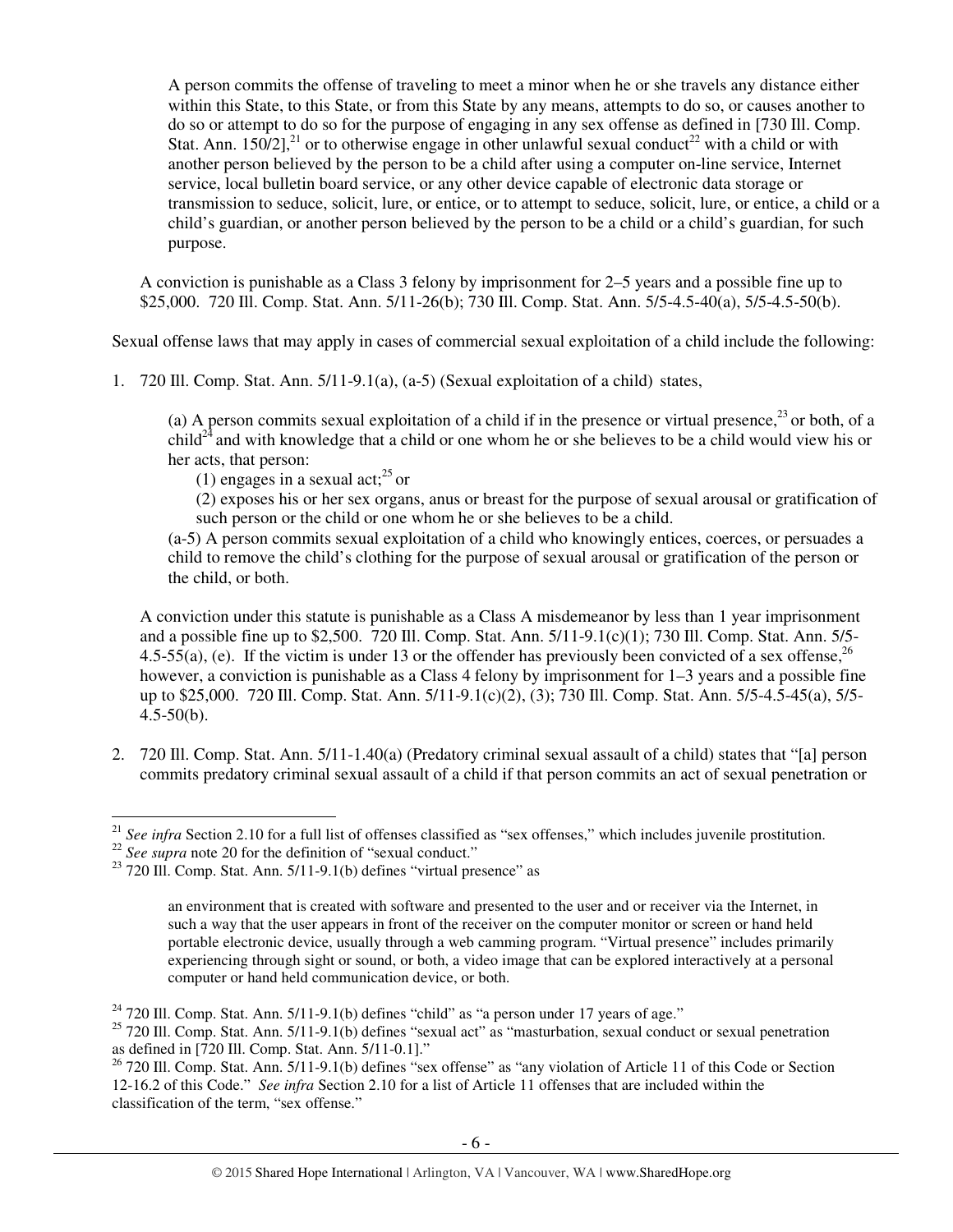> A person commits the offense of traveling to meet a minor when he or she travels any distance either within this State, to this State, or from this State by any means, attempts to do so, or causes another to do so or attempt to do so for the purpose of engaging in any sex offense as defined in [730 Ill. Comp. Stat. Ann. 150/2],[21] or to otherwise engage in other unlawful sexual conduct[22] with a child or with another person believed by the person to be a child after using a computer on-line service, Internet service, local bulletin board service, or any other device capable of electronic data storage or transmission to seduce, solicit, lure, or entice, or to attempt to seduce, solicit, lure, or entice, a child or a child's guardian, or another person believed by the person to be a child or a child's guardian, for such purpose.

A conviction is punishable as a Class 3 felony by imprisonment for 2–5 years and a possible fine up to $25,000. 720 Ill. Comp. Stat. Ann. 5/11-26(b); 730 Ill. Comp. Stat. Ann. 5/5-4.5-40(a), 5/5-4.5-50(b).

Sexual offense laws that may apply in cases of commercial sexual exploitation of a child include the following:

1. 720 Ill. Comp. Stat. Ann. 5/11-9.1(a), (a-5) (Sexual exploitation of a child) states,

   > (a) A person commits sexual exploitation of a child if in the presence or virtual presence,[23] or both, of a child[24] and with knowledge that a child or one whom he or she believes to be a child would view his or her acts, that person:
   >
   > (1) engages in a sexual act;[25] or
   >
   > (2) exposes his or her sex organs, anus or breast for the purpose of sexual arousal or gratification of such person or the child or one whom he or she believes to be a child.
   >
   > (a-5) A person commits sexual exploitation of a child who knowingly entices, coerces, or persuades a child to remove the child's clothing for the purpose of sexual arousal or gratification of the person or the child, or both.

   A conviction under this statute is punishable as a Class A misdemeanor by less than 1 year imprisonment and a possible fine up to $2,500. 720 Ill. Comp. Stat. Ann. 5/11-9.1(c)(1); 730 Ill. Comp. Stat. Ann. 5/5-4.5-55(a), (e). If the victim is under 13 or the offender has previously been convicted of a sex offense,[26] however, a conviction is punishable as a Class 4 felony by imprisonment for 1–3 years and a possible fine up to $25,000. 720 Ill. Comp. Stat. Ann. 5/11-9.1(c)(2), (3); 730 Ill. Comp. Stat. Ann. 5/5-4.5-45(a), 5/5-4.5-50(b).

2. 720 Ill. Comp. Stat. Ann. 5/11-1.40(a) (Predatory criminal sexual assault of a child) states that "[a] person commits predatory criminal sexual assault of a child if that person commits an act of sexual penetration or

---

[21] *See infra* Section 2.10 for a full list of offenses classified as "sex offenses," which includes juvenile prostitution.

[22] *See supra* note 20 for the definition of "sexual conduct."

[23] 720 Ill. Comp. Stat. Ann. 5/11-9.1(b) defines "virtual presence" as

> an environment that is created with software and presented to the user and or receiver via the Internet, in such a way that the user appears in front of the receiver on the computer monitor or screen or hand held portable electronic device, usually through a web camming program. "Virtual presence" includes primarily experiencing through sight or sound, or both, a video image that can be explored interactively at a personal computer or hand held communication device, or both.

[24] 720 Ill. Comp. Stat. Ann. 5/11-9.1(b) defines "child" as "a person under 17 years of age."

[25] 720 Ill. Comp. Stat. Ann. 5/11-9.1(b) defines "sexual act" as "masturbation, sexual conduct or sexual penetration as defined in [720 Ill. Comp. Stat. Ann. 5/11-0.1]."

[26] 720 Ill. Comp. Stat. Ann. 5/11-9.1(b) defines "sex offense" as "any violation of Article 11 of this Code or Section 12-16.2 of this Code." *See infra* Section 2.10 for a list of Article 11 offenses that are included within the classification of the term, "sex offense."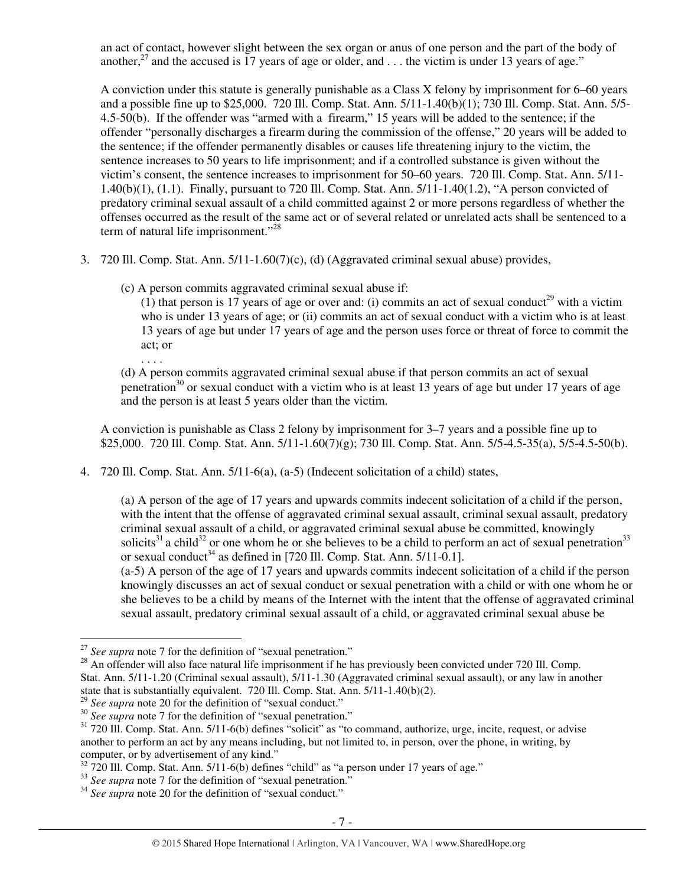an act of contact, however slight between the sex organ or anus of one person and the part of the body of another,[27] and the accused is 17 years of age or older, and . . . the victim is under 13 years of age."

A conviction under this statute is generally punishable as a Class X felony by imprisonment for 6–60 years and a possible fine up to $25,000. 720 Ill. Comp. Stat. Ann. 5/11-1.40(b)(1); 730 Ill. Comp. Stat. Ann. 5/5-4.5-50(b). If the offender was "armed with a firearm," 15 years will be added to the sentence; if the offender "personally discharges a firearm during the commission of the offense," 20 years will be added to the sentence; if the offender permanently disables or causes life threatening injury to the victim, the sentence increases to 50 years to life imprisonment; and if a controlled substance is given without the victim's consent, the sentence increases to imprisonment for 50–60 years. 720 Ill. Comp. Stat. Ann. 5/11-1.40(b)(1), (1.1). Finally, pursuant to 720 Ill. Comp. Stat. Ann. 5/11-1.40(1.2), "A person convicted of predatory criminal sexual assault of a child committed against 2 or more persons regardless of whether the offenses occurred as the result of the same act or of several related or unrelated acts shall be sentenced to a term of natural life imprisonment."[28]

3. 720 Ill. Comp. Stat. Ann. 5/11-1.60(7)(c), (d) (Aggravated criminal sexual abuse) provides,

   (c) A person commits aggravated criminal sexual abuse if:
   
   (1) that person is 17 years of age or over and: (i) commits an act of sexual conduct[29] with a victim who is under 13 years of age; or (ii) commits an act of sexual conduct with a victim who is at least 13 years of age but under 17 years of age and the person uses force or threat of force to commit the act; or
   
   . . . .
   
   (d) A person commits aggravated criminal sexual abuse if that person commits an act of sexual penetration[30] or sexual conduct with a victim who is at least 13 years of age but under 17 years of age and the person is at least 5 years older than the victim.

   A conviction is punishable as Class 2 felony by imprisonment for 3–7 years and a possible fine up to $25,000. 720 Ill. Comp. Stat. Ann. 5/11-1.60(7)(g); 730 Ill. Comp. Stat. Ann. 5/5-4.5-35(a), 5/5-4.5-50(b).

4. 720 Ill. Comp. Stat. Ann. 5/11-6(a), (a-5) (Indecent solicitation of a child) states,

   (a) A person of the age of 17 years and upwards commits indecent solicitation of a child if the person, with the intent that the offense of aggravated criminal sexual assault, criminal sexual assault, predatory criminal sexual assault of a child, or aggravated criminal sexual abuse be committed, knowingly solicits[31] a child[32] or one whom he or she believes to be a child to perform an act of sexual penetration[33] or sexual conduct[34] as defined in [720 Ill. Comp. Stat. Ann. 5/11-0.1].
   
   (a-5) A person of the age of 17 years and upwards commits indecent solicitation of a child if the person knowingly discusses an act of sexual conduct or sexual penetration with a child or with one whom he or she believes to be a child by means of the Internet with the intent that the offense of aggravated criminal sexual assault, predatory criminal sexual assault of a child, or aggravated criminal sexual abuse be

---

[27] *See supra* note 7 for the definition of "sexual penetration."

[28] An offender will also face natural life imprisonment if he has previously been convicted under 720 Ill. Comp. Stat. Ann. 5/11-1.20 (Criminal sexual assault), 5/11-1.30 (Aggravated criminal sexual assault), or any law in another state that is substantially equivalent. 720 Ill. Comp. Stat. Ann. 5/11-1.40(b)(2).

[29] *See supra* note 20 for the definition of "sexual conduct."

[30] *See supra* note 7 for the definition of "sexual penetration."

[31] 720 Ill. Comp. Stat. Ann. 5/11-6(b) defines "solicit" as "to command, authorize, urge, incite, request, or advise another to perform an act by any means including, but not limited to, in person, over the phone, in writing, by computer, or by advertisement of any kind."

[32] 720 Ill. Comp. Stat. Ann. 5/11-6(b) defines "child" as "a person under 17 years of age."

[33] *See supra* note 7 for the definition of "sexual penetration."

[34] *See supra* note 20 for the definition of "sexual conduct."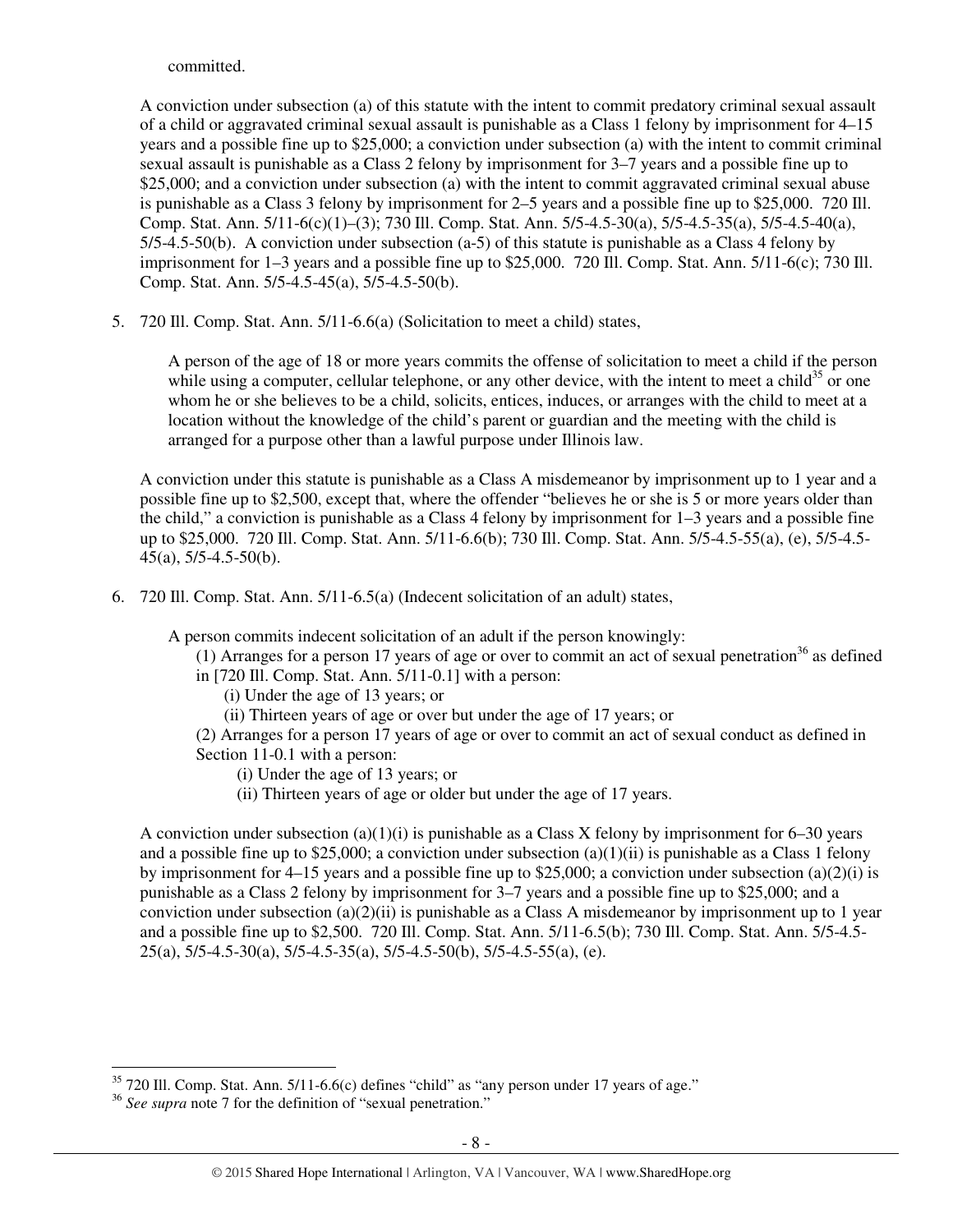committed.

A conviction under subsection (a) of this statute with the intent to commit predatory criminal sexual assault of a child or aggravated criminal sexual assault is punishable as a Class 1 felony by imprisonment for 4–15 years and a possible fine up to $25,000; a conviction under subsection (a) with the intent to commit criminal sexual assault is punishable as a Class 2 felony by imprisonment for 3–7 years and a possible fine up to $25,000; and a conviction under subsection (a) with the intent to commit aggravated criminal sexual abuse is punishable as a Class 3 felony by imprisonment for 2–5 years and a possible fine up to $25,000. 720 Ill. Comp. Stat. Ann. 5/11-6(c)(1)–(3); 730 Ill. Comp. Stat. Ann. 5/5-4.5-30(a), 5/5-4.5-35(a), 5/5-4.5-40(a), 5/5-4.5-50(b). A conviction under subsection (a-5) of this statute is punishable as a Class 4 felony by imprisonment for 1–3 years and a possible fine up to $25,000. 720 Ill. Comp. Stat. Ann. 5/11-6(c); 730 Ill. Comp. Stat. Ann. 5/5-4.5-45(a), 5/5-4.5-50(b).

5. 720 Ill. Comp. Stat. Ann. 5/11-6.6(a) (Solicitation to meet a child) states,

   A person of the age of 18 or more years commits the offense of solicitation to meet a child if the person while using a computer, cellular telephone, or any other device, with the intent to meet a child[35] or one whom he or she believes to be a child, solicits, entices, induces, or arranges with the child to meet at a location without the knowledge of the child's parent or guardian and the meeting with the child is arranged for a purpose other than a lawful purpose under Illinois law.

   A conviction under this statute is punishable as a Class A misdemeanor by imprisonment up to 1 year and a possible fine up to $2,500, except that, where the offender "believes he or she is 5 or more years older than the child," a conviction is punishable as a Class 4 felony by imprisonment for 1–3 years and a possible fine up to $25,000. 720 Ill. Comp. Stat. Ann. 5/11-6.6(b); 730 Ill. Comp. Stat. Ann. 5/5-4.5-55(a), (e), 5/5-4.5-45(a), 5/5-4.5-50(b).

6. 720 Ill. Comp. Stat. Ann. 5/11-6.5(a) (Indecent solicitation of an adult) states,

   A person commits indecent solicitation of an adult if the person knowingly:
   (1) Arranges for a person 17 years of age or over to commit an act of sexual penetration[36] as defined in [720 Ill. Comp. Stat. Ann. 5/11-0.1] with a person:
   (i) Under the age of 13 years; or
   (ii) Thirteen years of age or over but under the age of 17 years; or
   (2) Arranges for a person 17 years of age or over to commit an act of sexual conduct as defined in Section 11-0.1 with a person:
   (i) Under the age of 13 years; or
   (ii) Thirteen years of age or older but under the age of 17 years.

   A conviction under subsection (a)(1)(i) is punishable as a Class X felony by imprisonment for 6–30 years and a possible fine up to $25,000; a conviction under subsection (a)(1)(ii) is punishable as a Class 1 felony by imprisonment for 4–15 years and a possible fine up to $25,000; a conviction under subsection (a)(2)(i) is punishable as a Class 2 felony by imprisonment for 3–7 years and a possible fine up to $25,000; and a conviction under subsection (a)(2)(ii) is punishable as a Class A misdemeanor by imprisonment up to 1 year and a possible fine up to $2,500. 720 Ill. Comp. Stat. Ann. 5/11-6.5(b); 730 Ill. Comp. Stat. Ann. 5/5-4.5-25(a), 5/5-4.5-30(a), 5/5-4.5-35(a), 5/5-4.5-50(b), 5/5-4.5-55(a), (e).

---

[35] 720 Ill. Comp. Stat. Ann. 5/11-6.6(c) defines "child" as "any person under 17 years of age."

[36] *See supra* note 7 for the definition of "sexual penetration."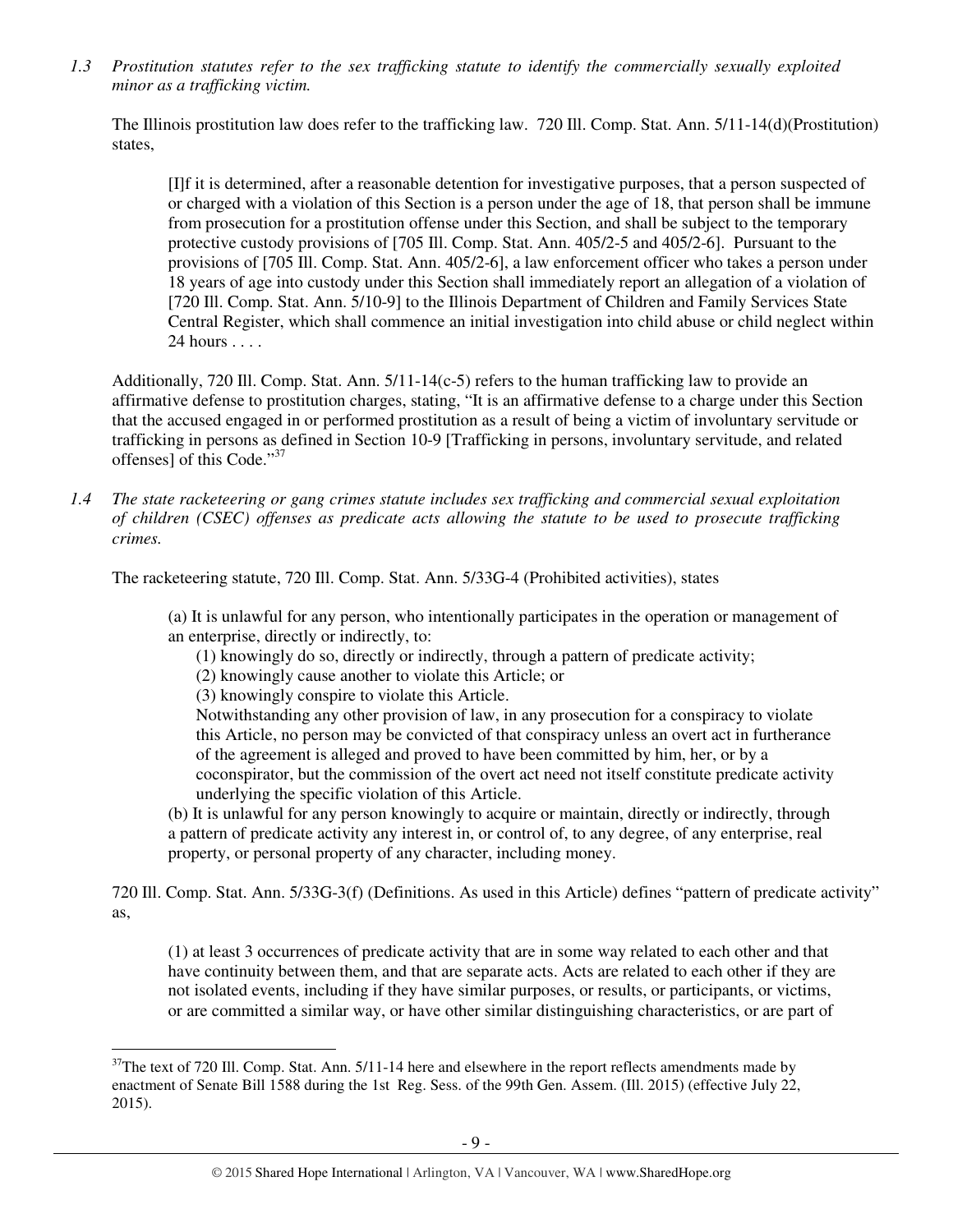*1.3 Prostitution statutes refer to the sex trafficking statute to identify the commercially sexually exploited minor as a trafficking victim.*

The Illinois prostitution law does refer to the trafficking law. 720 Ill. Comp. Stat. Ann. 5/11-14(d)(Prostitution) states,

> [I]f it is determined, after a reasonable detention for investigative purposes, that a person suspected of or charged with a violation of this Section is a person under the age of 18, that person shall be immune from prosecution for a prostitution offense under this Section, and shall be subject to the temporary protective custody provisions of [705 Ill. Comp. Stat. Ann. 405/2-5 and 405/2-6]. Pursuant to the provisions of [705 Ill. Comp. Stat. Ann. 405/2-6], a law enforcement officer who takes a person under 18 years of age into custody under this Section shall immediately report an allegation of a violation of [720 Ill. Comp. Stat. Ann. 5/10-9] to the Illinois Department of Children and Family Services State Central Register, which shall commence an initial investigation into child abuse or child neglect within 24 hours . . . .

Additionally, 720 Ill. Comp. Stat. Ann. 5/11-14(c-5) refers to the human trafficking law to provide an affirmative defense to prostitution charges, stating, "It is an affirmative defense to a charge under this Section that the accused engaged in or performed prostitution as a result of being a victim of involuntary servitude or trafficking in persons as defined in Section 10-9 [Trafficking in persons, involuntary servitude, and related offenses] of this Code."[37]

*1.4 The state racketeering or gang crimes statute includes sex trafficking and commercial sexual exploitation of children (CSEC) offenses as predicate acts allowing the statute to be used to prosecute trafficking crimes.*

The racketeering statute, 720 Ill. Comp. Stat. Ann. 5/33G-4 (Prohibited activities), states

> (a) It is unlawful for any person, who intentionally participates in the operation or management of an enterprise, directly or indirectly, to:
>
> (1) knowingly do so, directly or indirectly, through a pattern of predicate activity;
>
> (2) knowingly cause another to violate this Article; or
>
> (3) knowingly conspire to violate this Article.
>
> Notwithstanding any other provision of law, in any prosecution for a conspiracy to violate this Article, no person may be convicted of that conspiracy unless an overt act in furtherance of the agreement is alleged and proved to have been committed by him, her, or by a coconspirator, but the commission of the overt act need not itself constitute predicate activity underlying the specific violation of this Article.
>
> (b) It is unlawful for any person knowingly to acquire or maintain, directly or indirectly, through a pattern of predicate activity any interest in, or control of, to any degree, of any enterprise, real property, or personal property of any character, including money.

720 Ill. Comp. Stat. Ann. 5/33G-3(f) (Definitions. As used in this Article) defines "pattern of predicate activity" as,

> (1) at least 3 occurrences of predicate activity that are in some way related to each other and that have continuity between them, and that are separate acts. Acts are related to each other if they are not isolated events, including if they have similar purposes, or results, or participants, or victims, or are committed a similar way, or have other similar distinguishing characteristics, or are part of

[37] The text of 720 Ill. Comp. Stat. Ann. 5/11-14 here and elsewhere in the report reflects amendments made by enactment of Senate Bill 1588 during the 1st Reg. Sess. of the 99th Gen. Assem. (Ill. 2015) (effective July 22, 2015).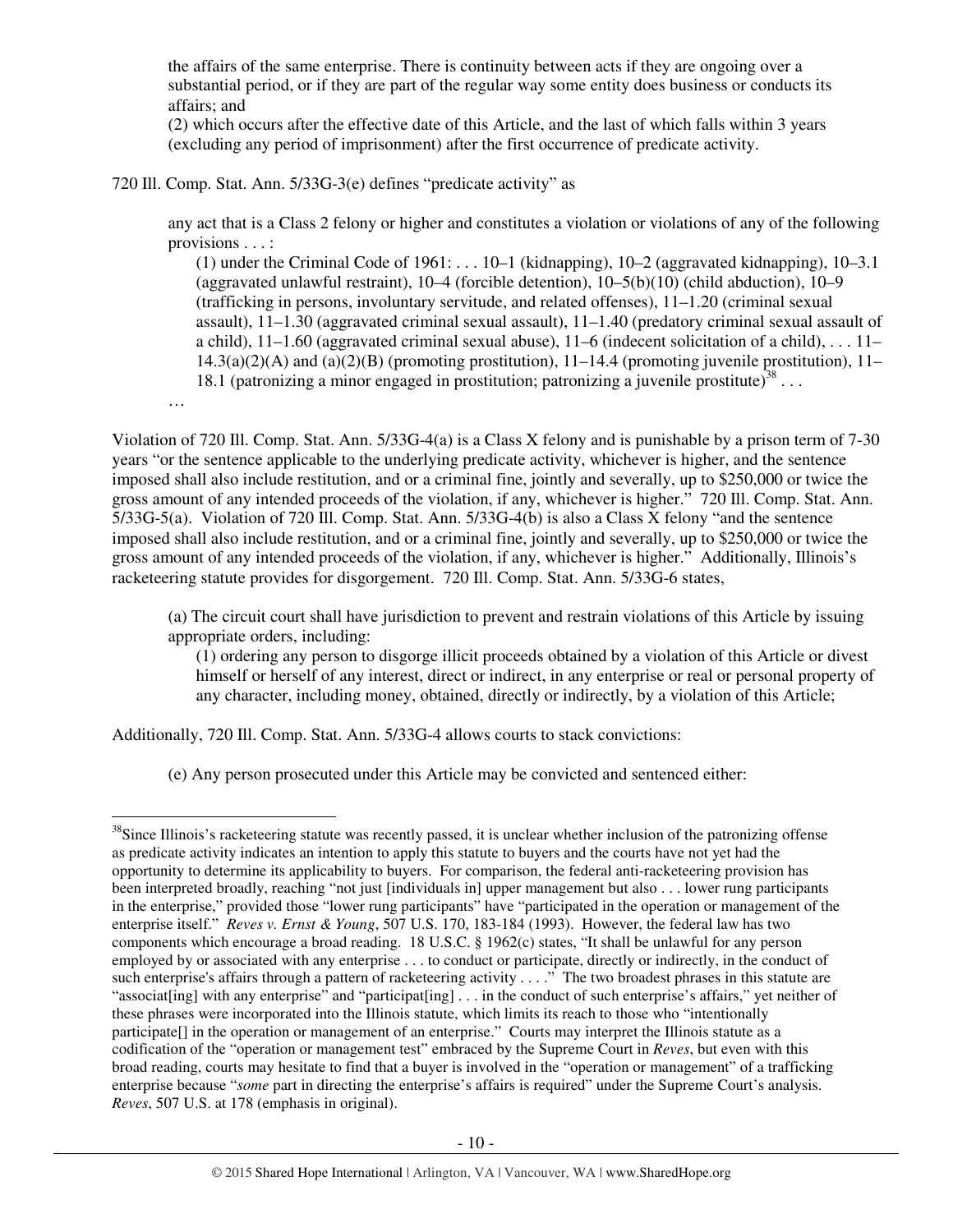> the affairs of the same enterprise. There is continuity between acts if they are ongoing over a substantial period, or if they are part of the regular way some entity does business or conducts its affairs; and
>
> (2) which occurs after the effective date of this Article, and the last of which falls within 3 years (excluding any period of imprisonment) after the first occurrence of predicate activity.

720 Ill. Comp. Stat. Ann. 5/33G-3(e) defines "predicate activity" as

> any act that is a Class 2 felony or higher and constitutes a violation or violations of any of the following provisions . . . :
>
> (1) under the Criminal Code of 1961: . . . 10–1 (kidnapping), 10–2 (aggravated kidnapping), 10–3.1 (aggravated unlawful restraint), 10–4 (forcible detention), 10–5(b)(10) (child abduction), 10–9 (trafficking in persons, involuntary servitude, and related offenses), 11–1.20 (criminal sexual assault), 11–1.30 (aggravated criminal sexual assault), 11–1.40 (predatory criminal sexual assault of a child), 11–1.60 (aggravated criminal sexual abuse), 11–6 (indecent solicitation of a child), . . . 11–14.3(a)(2)(A) and (a)(2)(B) (promoting prostitution), 11–14.4 (promoting juvenile prostitution), 11–18.1 (patronizing a minor engaged in prostitution; patronizing a juvenile prostitute)[38] . . .
>
> …

Violation of 720 Ill. Comp. Stat. Ann. 5/33G-4(a) is a Class X felony and is punishable by a prison term of 7-30 years "or the sentence applicable to the underlying predicate activity, whichever is higher, and the sentence imposed shall also include restitution, and or a criminal fine, jointly and severally, up to $250,000 or twice the gross amount of any intended proceeds of the violation, if any, whichever is higher." 720 Ill. Comp. Stat. Ann. 5/33G-5(a). Violation of 720 Ill. Comp. Stat. Ann. 5/33G-4(b) is also a Class X felony "and the sentence imposed shall also include restitution, and or a criminal fine, jointly and severally, up to $250,000 or twice the gross amount of any intended proceeds of the violation, if any, whichever is higher." Additionally, Illinois's racketeering statute provides for disgorgement. 720 Ill. Comp. Stat. Ann. 5/33G-6 states,

> (a) The circuit court shall have jurisdiction to prevent and restrain violations of this Article by issuing appropriate orders, including:
>
> (1) ordering any person to disgorge illicit proceeds obtained by a violation of this Article or divest himself or herself of any interest, direct or indirect, in any enterprise or real or personal property of any character, including money, obtained, directly or indirectly, by a violation of this Article;

Additionally, 720 Ill. Comp. Stat. Ann. 5/33G-4 allows courts to stack convictions:

> (e) Any person prosecuted under this Article may be convicted and sentenced either:

---

[38] Since Illinois's racketeering statute was recently passed, it is unclear whether inclusion of the patronizing offense as predicate activity indicates an intention to apply this statute to buyers and the courts have not yet had the opportunity to determine its applicability to buyers. For comparison, the federal anti-racketeering provision has been interpreted broadly, reaching "not just [individuals in] upper management but also . . . lower rung participants in the enterprise," provided those "lower rung participants" have "participated in the operation or management of the enterprise itself." *Reves v. Ernst & Young*, 507 U.S. 170, 183-184 (1993). However, the federal law has two components which encourage a broad reading. 18 U.S.C. § 1962(c) states, "It shall be unlawful for any person employed by or associated with any enterprise . . . to conduct or participate, directly or indirectly, in the conduct of such enterprise's affairs through a pattern of racketeering activity . . . ." The two broadest phrases in this statute are "associat[ing] with any enterprise" and "participat[ing] . . . in the conduct of such enterprise's affairs," yet neither of these phrases were incorporated into the Illinois statute, which limits its reach to those who "intentionally participate[] in the operation or management of an enterprise." Courts may interpret the Illinois statute as a codification of the "operation or management test" embraced by the Supreme Court in *Reves*, but even with this broad reading, courts may hesitate to find that a buyer is involved in the "operation or management" of a trafficking enterprise because "*some* part in directing the enterprise's affairs is required" under the Supreme Court's analysis. *Reves*, 507 U.S. at 178 (emphasis in original).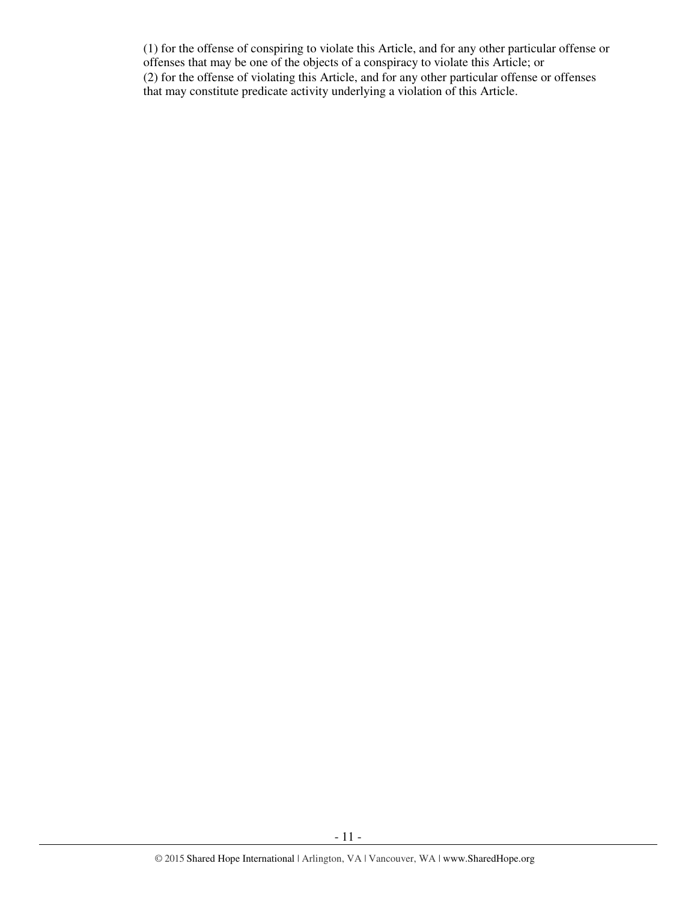(1) for the offense of conspiring to violate this Article, and for any other particular offense or offenses that may be one of the objects of a conspiracy to violate this Article; or
(2) for the offense of violating this Article, and for any other particular offense or offenses that may constitute predicate activity underlying a violation of this Article.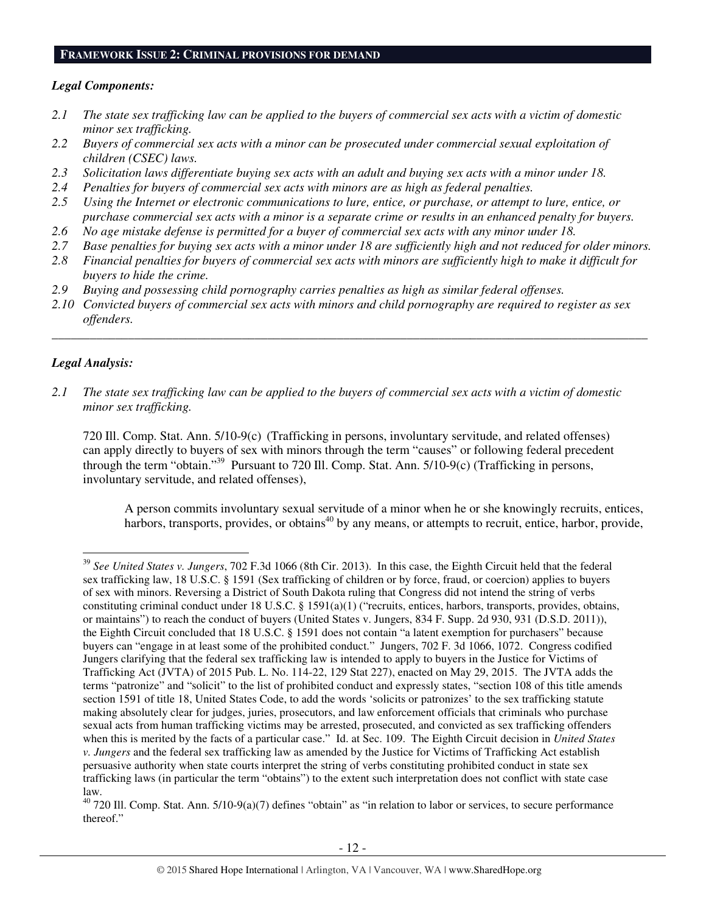**FRAMEWORK ISSUE 2: CRIMINAL PROVISIONS FOR DEMAND**

***Legal Components:***

*2.1 The state sex trafficking law can be applied to the buyers of commercial sex acts with a victim of domestic minor sex trafficking.*

*2.2 Buyers of commercial sex acts with a minor can be prosecuted under commercial sexual exploitation of children (CSEC) laws.*

*2.3 Solicitation laws differentiate buying sex acts with an adult and buying sex acts with a minor under 18.*

*2.4 Penalties for buyers of commercial sex acts with minors are as high as federal penalties.*

*2.5 Using the Internet or electronic communications to lure, entice, or purchase, or attempt to lure, entice, or purchase commercial sex acts with a minor is a separate crime or results in an enhanced penalty for buyers.*

*2.6 No age mistake defense is permitted for a buyer of commercial sex acts with any minor under 18.*

*2.7 Base penalties for buying sex acts with a minor under 18 are sufficiently high and not reduced for older minors.*

*2.8 Financial penalties for buyers of commercial sex acts with minors are sufficiently high to make it difficult for buyers to hide the crime.*

*2.9 Buying and possessing child pornography carries penalties as high as similar federal offenses.*

*2.10 Convicted buyers of commercial sex acts with minors and child pornography are required to register as sex offenders.*

---

***Legal Analysis:***

*2.1 The state sex trafficking law can be applied to the buyers of commercial sex acts with a victim of domestic minor sex trafficking.*

720 Ill. Comp. Stat. Ann. 5/10-9(c) (Trafficking in persons, involuntary servitude, and related offenses) can apply directly to buyers of sex with minors through the term "causes" or following federal precedent through the term "obtain."[39] Pursuant to 720 Ill. Comp. Stat. Ann. 5/10-9(c) (Trafficking in persons, involuntary servitude, and related offenses),

> A person commits involuntary sexual servitude of a minor when he or she knowingly recruits, entices, harbors, transports, provides, or obtains[40] by any means, or attempts to recruit, entice, harbor, provide,

---

[39] *See United States v. Jungers*, 702 F.3d 1066 (8th Cir. 2013). In this case, the Eighth Circuit held that the federal sex trafficking law, 18 U.S.C. § 1591 (Sex trafficking of children or by force, fraud, or coercion) applies to buyers of sex with minors. Reversing a District of South Dakota ruling that Congress did not intend the string of verbs constituting criminal conduct under 18 U.S.C. § 1591(a)(1) ("recruits, entices, harbors, transports, provides, obtains, or maintains") to reach the conduct of buyers (United States v. Jungers, 834 F. Supp. 2d 930, 931 (D.S.D. 2011)), the Eighth Circuit concluded that 18 U.S.C. § 1591 does not contain "a latent exemption for purchasers" because buyers can "engage in at least some of the prohibited conduct." Jungers, 702 F. 3d 1066, 1072. Congress codified Jungers clarifying that the federal sex trafficking law is intended to apply to buyers in the Justice for Victims of Trafficking Act (JVTA) of 2015 Pub. L. No. 114-22, 129 Stat 227), enacted on May 29, 2015. The JVTA adds the terms "patronize" and "solicit" to the list of prohibited conduct and expressly states, "section 108 of this title amends section 1591 of title 18, United States Code, to add the words 'solicits or patronizes' to the sex trafficking statute making absolutely clear for judges, juries, prosecutors, and law enforcement officials that criminals who purchase sexual acts from human trafficking victims may be arrested, prosecuted, and convicted as sex trafficking offenders when this is merited by the facts of a particular case." Id. at Sec. 109. The Eighth Circuit decision in *United States v. Jungers* and the federal sex trafficking law as amended by the Justice for Victims of Trafficking Act establish persuasive authority when state courts interpret the string of verbs constituting prohibited conduct in state sex trafficking laws (in particular the term "obtains") to the extent such interpretation does not conflict with state case law.

[40] 720 Ill. Comp. Stat. Ann. 5/10-9(a)(7) defines "obtain" as "in relation to labor or services, to secure performance thereof."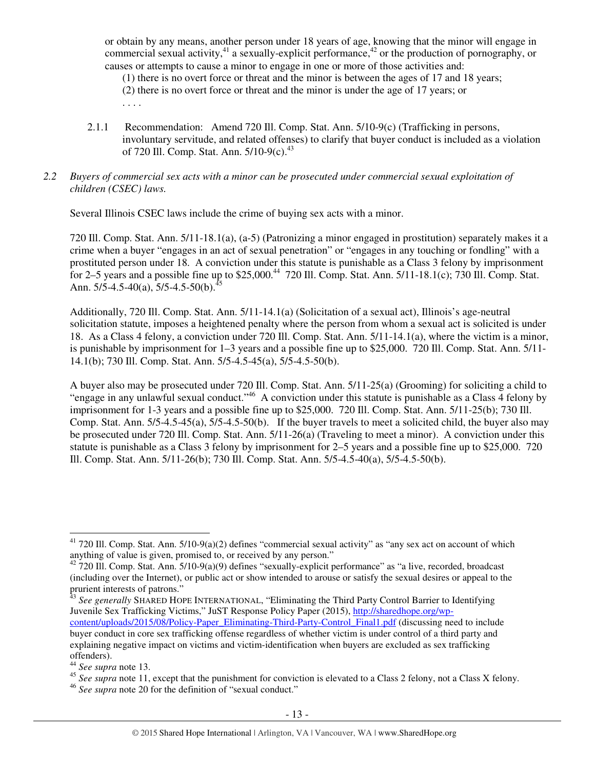or obtain by any means, another person under 18 years of age, knowing that the minor will engage in commercial sexual activity,[41] a sexually-explicit performance,[42] or the production of pornography, or causes or attempts to cause a minor to engage in one or more of those activities and:

(1) there is no overt force or threat and the minor is between the ages of 17 and 18 years;
(2) there is no overt force or threat and the minor is under the age of 17 years; or
. . . .

2.1.1 Recommendation: Amend 720 Ill. Comp. Stat. Ann. 5/10-9(c) (Trafficking in persons, involuntary servitude, and related offenses) to clarify that buyer conduct is included as a violation of 720 Ill. Comp. Stat. Ann. 5/10-9(c).[43]

*2.2 Buyers of commercial sex acts with a minor can be prosecuted under commercial sexual exploitation of children (CSEC) laws.*

Several Illinois CSEC laws include the crime of buying sex acts with a minor.

720 Ill. Comp. Stat. Ann. 5/11-18.1(a), (a-5) (Patronizing a minor engaged in prostitution) separately makes it a crime when a buyer "engages in an act of sexual penetration" or "engages in any touching or fondling" with a prostituted person under 18. A conviction under this statute is punishable as a Class 3 felony by imprisonment for 2–5 years and a possible fine up to $25,000.[44] 720 Ill. Comp. Stat. Ann. 5/11-18.1(c); 730 Ill. Comp. Stat. Ann. 5/5-4.5-40(a), 5/5-4.5-50(b).[45]

Additionally, 720 Ill. Comp. Stat. Ann. 5/11-14.1(a) (Solicitation of a sexual act), Illinois's age-neutral solicitation statute, imposes a heightened penalty where the person from whom a sexual act is solicited is under 18. As a Class 4 felony, a conviction under 720 Ill. Comp. Stat. Ann. 5/11-14.1(a), where the victim is a minor, is punishable by imprisonment for 1–3 years and a possible fine up to $25,000. 720 Ill. Comp. Stat. Ann. 5/11-14.1(b); 730 Ill. Comp. Stat. Ann. 5/5-4.5-45(a), 5/5-4.5-50(b).

A buyer also may be prosecuted under 720 Ill. Comp. Stat. Ann. 5/11-25(a) (Grooming) for soliciting a child to "engage in any unlawful sexual conduct."[46] A conviction under this statute is punishable as a Class 4 felony by imprisonment for 1-3 years and a possible fine up to $25,000. 720 Ill. Comp. Stat. Ann. 5/11-25(b); 730 Ill. Comp. Stat. Ann. 5/5-4.5-45(a), 5/5-4.5-50(b). If the buyer travels to meet a solicited child, the buyer also may be prosecuted under 720 Ill. Comp. Stat. Ann. 5/11-26(a) (Traveling to meet a minor). A conviction under this statute is punishable as a Class 3 felony by imprisonment for 2–5 years and a possible fine up to $25,000. 720 Ill. Comp. Stat. Ann. 5/11-26(b); 730 Ill. Comp. Stat. Ann. 5/5-4.5-40(a), 5/5-4.5-50(b).

---

[41] 720 Ill. Comp. Stat. Ann. 5/10-9(a)(2) defines "commercial sexual activity" as "any sex act on account of which anything of value is given, promised to, or received by any person."

[42] 720 Ill. Comp. Stat. Ann. 5/10-9(a)(9) defines "sexually-explicit performance" as "a live, recorded, broadcast (including over the Internet), or public act or show intended to arouse or satisfy the sexual desires or appeal to the prurient interests of patrons."

[43] *See generally* SHARED HOPE INTERNATIONAL, "Eliminating the Third Party Control Barrier to Identifying Juvenile Sex Trafficking Victims," JuST Response Policy Paper (2015), http://sharedhope.org/wp-content/uploads/2015/08/Policy-Paper_Eliminating-Third-Party-Control_Final1.pdf (discussing need to include buyer conduct in core sex trafficking offense regardless of whether victim is under control of a third party and explaining negative impact on victims and victim-identification when buyers are excluded as sex trafficking offenders).

[44] *See supra* note 13.

[45] *See supra* note 11, except that the punishment for conviction is elevated to a Class 2 felony, not a Class X felony.

[46] *See supra* note 20 for the definition of "sexual conduct."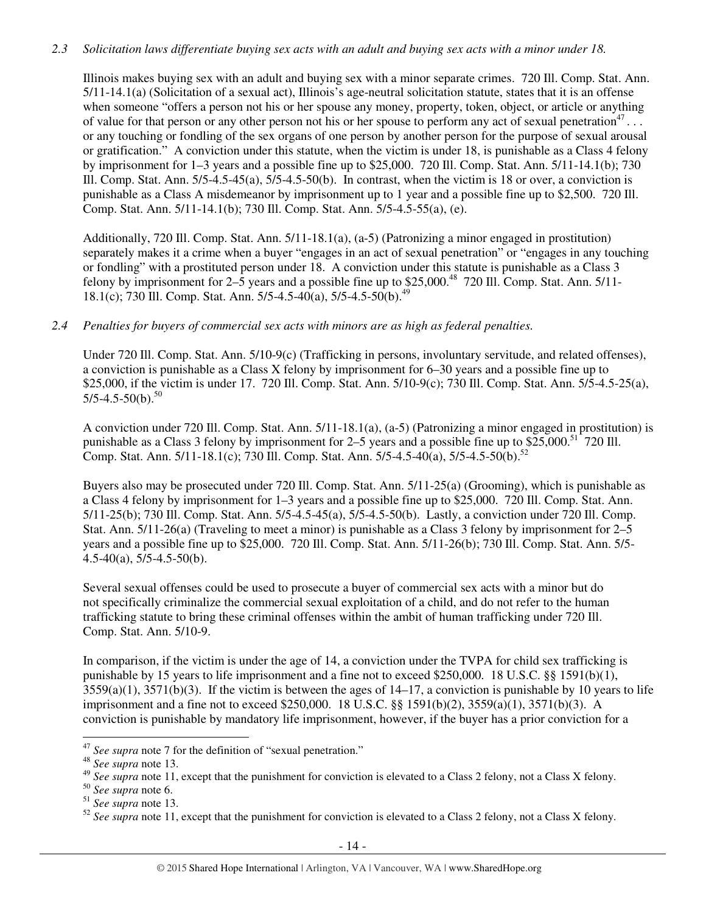*2.3 Solicitation laws differentiate buying sex acts with an adult and buying sex acts with a minor under 18.*

Illinois makes buying sex with an adult and buying sex with a minor separate crimes. 720 Ill. Comp. Stat. Ann. 5/11-14.1(a) (Solicitation of a sexual act), Illinois's age-neutral solicitation statute, states that it is an offense when someone "offers a person not his or her spouse any money, property, token, object, or article or anything of value for that person or any other person not his or her spouse to perform any act of sexual penetration[47] . . . or any touching or fondling of the sex organs of one person by another person for the purpose of sexual arousal or gratification." A conviction under this statute, when the victim is under 18, is punishable as a Class 4 felony by imprisonment for 1–3 years and a possible fine up to $25,000. 720 Ill. Comp. Stat. Ann. 5/11-14.1(b); 730 Ill. Comp. Stat. Ann. 5/5-4.5-45(a), 5/5-4.5-50(b). In contrast, when the victim is 18 or over, a conviction is punishable as a Class A misdemeanor by imprisonment up to 1 year and a possible fine up to $2,500. 720 Ill. Comp. Stat. Ann. 5/11-14.1(b); 730 Ill. Comp. Stat. Ann. 5/5-4.5-55(a), (e).

Additionally, 720 Ill. Comp. Stat. Ann. 5/11-18.1(a), (a-5) (Patronizing a minor engaged in prostitution) separately makes it a crime when a buyer "engages in an act of sexual penetration" or "engages in any touching or fondling" with a prostituted person under 18. A conviction under this statute is punishable as a Class 3 felony by imprisonment for 2–5 years and a possible fine up to $25,000.[48] 720 Ill. Comp. Stat. Ann. 5/11-18.1(c); 730 Ill. Comp. Stat. Ann. 5/5-4.5-40(a), 5/5-4.5-50(b).[49]

*2.4 Penalties for buyers of commercial sex acts with minors are as high as federal penalties.*

Under 720 Ill. Comp. Stat. Ann. 5/10-9(c) (Trafficking in persons, involuntary servitude, and related offenses), a conviction is punishable as a Class X felony by imprisonment for 6–30 years and a possible fine up to $25,000, if the victim is under 17. 720 Ill. Comp. Stat. Ann. 5/10-9(c); 730 Ill. Comp. Stat. Ann. 5/5-4.5-25(a), 5/5-4.5-50(b).[50]

A conviction under 720 Ill. Comp. Stat. Ann. 5/11-18.1(a), (a-5) (Patronizing a minor engaged in prostitution) is punishable as a Class 3 felony by imprisonment for 2–5 years and a possible fine up to $25,000.[51] 720 Ill. Comp. Stat. Ann. 5/11-18.1(c); 730 Ill. Comp. Stat. Ann. 5/5-4.5-40(a), 5/5-4.5-50(b).[52]

Buyers also may be prosecuted under 720 Ill. Comp. Stat. Ann. 5/11-25(a) (Grooming), which is punishable as a Class 4 felony by imprisonment for 1–3 years and a possible fine up to $25,000. 720 Ill. Comp. Stat. Ann. 5/11-25(b); 730 Ill. Comp. Stat. Ann. 5/5-4.5-45(a), 5/5-4.5-50(b). Lastly, a conviction under 720 Ill. Comp. Stat. Ann. 5/11-26(a) (Traveling to meet a minor) is punishable as a Class 3 felony by imprisonment for 2–5 years and a possible fine up to $25,000. 720 Ill. Comp. Stat. Ann. 5/11-26(b); 730 Ill. Comp. Stat. Ann. 5/5-4.5-40(a), 5/5-4.5-50(b).

Several sexual offenses could be used to prosecute a buyer of commercial sex acts with a minor but do not specifically criminalize the commercial sexual exploitation of a child, and do not refer to the human trafficking statute to bring these criminal offenses within the ambit of human trafficking under 720 Ill. Comp. Stat. Ann. 5/10-9.

In comparison, if the victim is under the age of 14, a conviction under the TVPA for child sex trafficking is punishable by 15 years to life imprisonment and a fine not to exceed $250,000. 18 U.S.C. §§ 1591(b)(1), 3559(a)(1), 3571(b)(3). If the victim is between the ages of 14–17, a conviction is punishable by 10 years to life imprisonment and a fine not to exceed $250,000. 18 U.S.C. §§ 1591(b)(2), 3559(a)(1), 3571(b)(3). A conviction is punishable by mandatory life imprisonment, however, if the buyer has a prior conviction for a

---

[47] *See supra* note 7 for the definition of "sexual penetration."

[48] *See supra* note 13.

[49] *See supra* note 11, except that the punishment for conviction is elevated to a Class 2 felony, not a Class X felony.

[50] *See supra* note 6.

[51] *See supra* note 13.

[52] *See supra* note 11, except that the punishment for conviction is elevated to a Class 2 felony, not a Class X felony.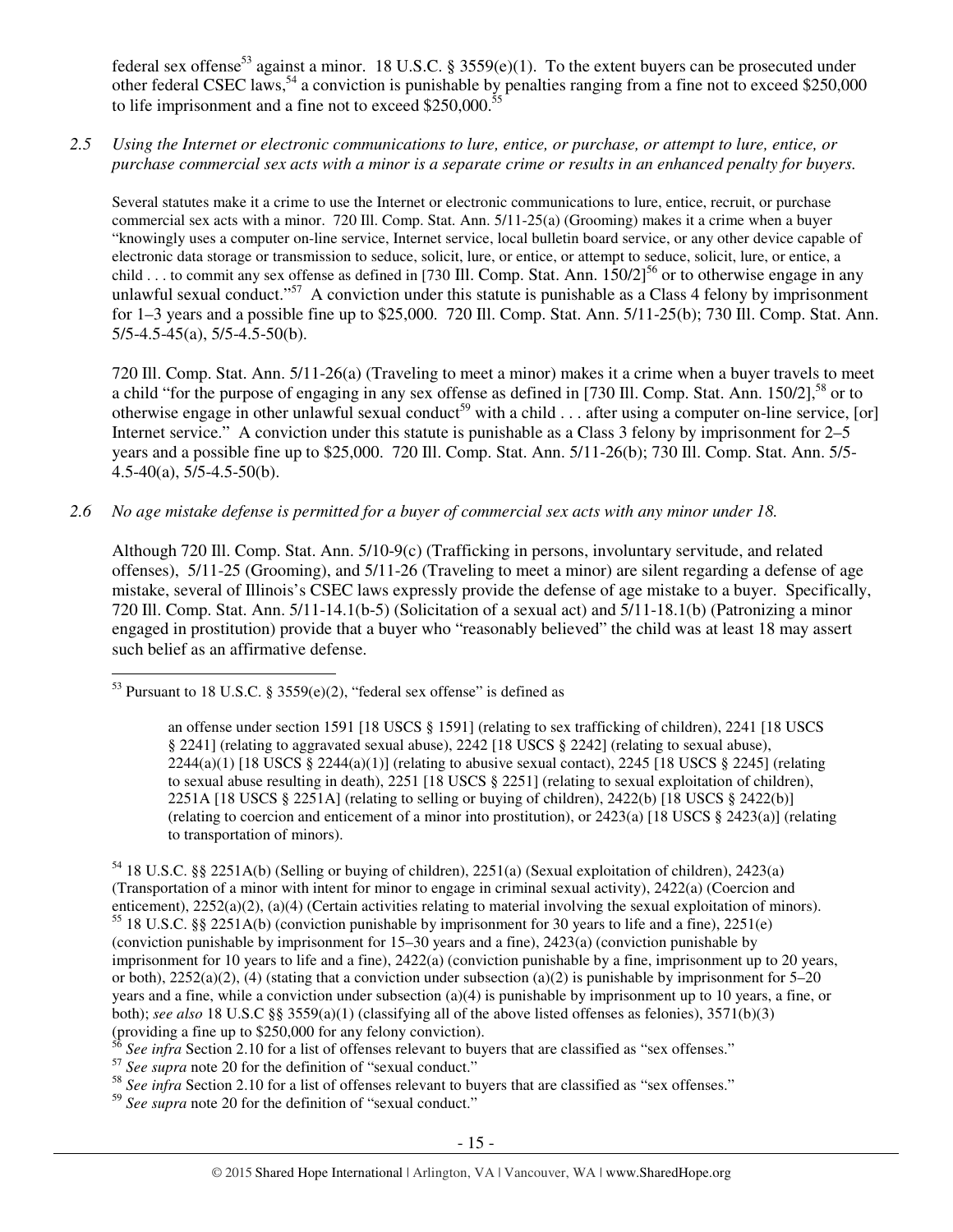federal sex offense[53] against a minor. 18 U.S.C. § 3559(e)(1). To the extent buyers can be prosecuted under other federal CSEC laws,[54] a conviction is punishable by penalties ranging from a fine not to exceed $250,000 to life imprisonment and a fine not to exceed $250,000.[55]

*2.5 Using the Internet or electronic communications to lure, entice, or purchase, or attempt to lure, entice, or purchase commercial sex acts with a minor is a separate crime or results in an enhanced penalty for buyers.*

Several statutes make it a crime to use the Internet or electronic communications to lure, entice, recruit, or purchase commercial sex acts with a minor. 720 Ill. Comp. Stat. Ann. 5/11-25(a) (Grooming) makes it a crime when a buyer "knowingly uses a computer on-line service, Internet service, local bulletin board service, or any other device capable of electronic data storage or transmission to seduce, solicit, lure, or entice, or attempt to seduce, solicit, lure, or entice, a child . . . to commit any sex offense as defined in [730 Ill. Comp. Stat. Ann. 150/2][56] or to otherwise engage in any unlawful sexual conduct."[57] A conviction under this statute is punishable as a Class 4 felony by imprisonment for 1–3 years and a possible fine up to $25,000. 720 Ill. Comp. Stat. Ann. 5/11-25(b); 730 Ill. Comp. Stat. Ann. 5/5-4.5-45(a), 5/5-4.5-50(b).

720 Ill. Comp. Stat. Ann. 5/11-26(a) (Traveling to meet a minor) makes it a crime when a buyer travels to meet a child "for the purpose of engaging in any sex offense as defined in [730 Ill. Comp. Stat. Ann. 150/2],[58] or to otherwise engage in other unlawful sexual conduct[59] with a child . . . after using a computer on-line service, [or] Internet service." A conviction under this statute is punishable as a Class 3 felony by imprisonment for 2–5 years and a possible fine up to $25,000. 720 Ill. Comp. Stat. Ann. 5/11-26(b); 730 Ill. Comp. Stat. Ann. 5/5-4.5-40(a), 5/5-4.5-50(b).

*2.6 No age mistake defense is permitted for a buyer of commercial sex acts with any minor under 18.*

Although 720 Ill. Comp. Stat. Ann. 5/10-9(c) (Trafficking in persons, involuntary servitude, and related offenses), 5/11-25 (Grooming), and 5/11-26 (Traveling to meet a minor) are silent regarding a defense of age mistake, several of Illinois's CSEC laws expressly provide the defense of age mistake to a buyer. Specifically, 720 Ill. Comp. Stat. Ann. 5/11-14.1(b-5) (Solicitation of a sexual act) and 5/11-18.1(b) (Patronizing a minor engaged in prostitution) provide that a buyer who "reasonably believed" the child was at least 18 may assert such belief as an affirmative defense.

---

[53] Pursuant to 18 U.S.C. § 3559(e)(2), "federal sex offense" is defined as

> an offense under section 1591 [18 USCS § 1591] (relating to sex trafficking of children), 2241 [18 USCS § 2241] (relating to aggravated sexual abuse), 2242 [18 USCS § 2242] (relating to sexual abuse), 2244(a)(1) [18 USCS § 2244(a)(1)] (relating to abusive sexual contact), 2245 [18 USCS § 2245] (relating to sexual abuse resulting in death), 2251 [18 USCS § 2251] (relating to sexual exploitation of children), 2251A [18 USCS § 2251A] (relating to selling or buying of children), 2422(b) [18 USCS § 2422(b)] (relating to coercion and enticement of a minor into prostitution), or 2423(a) [18 USCS § 2423(a)] (relating to transportation of minors).

[54] 18 U.S.C. §§ 2251A(b) (Selling or buying of children), 2251(a) (Sexual exploitation of children), 2423(a) (Transportation of a minor with intent for minor to engage in criminal sexual activity), 2422(a) (Coercion and enticement), 2252(a)(2), (a)(4) (Certain activities relating to material involving the sexual exploitation of minors).

[55] 18 U.S.C. §§ 2251A(b) (conviction punishable by imprisonment for 30 years to life and a fine), 2251(e) (conviction punishable by imprisonment for 15–30 years and a fine), 2423(a) (conviction punishable by imprisonment for 10 years to life and a fine), 2422(a) (conviction punishable by a fine, imprisonment up to 20 years, or both), 2252(a)(2), (4) (stating that a conviction under subsection (a)(2) is punishable by imprisonment for 5–20 years and a fine, while a conviction under subsection (a)(4) is punishable by imprisonment up to 10 years, a fine, or both); *see also* 18 U.S.C §§ 3559(a)(1) (classifying all of the above listed offenses as felonies), 3571(b)(3) (providing a fine up to $250,000 for any felony conviction).

[56] *See infra* Section 2.10 for a list of offenses relevant to buyers that are classified as "sex offenses."

[57] *See supra* note 20 for the definition of "sexual conduct."

[58] *See infra* Section 2.10 for a list of offenses relevant to buyers that are classified as "sex offenses."

[59] *See supra* note 20 for the definition of "sexual conduct."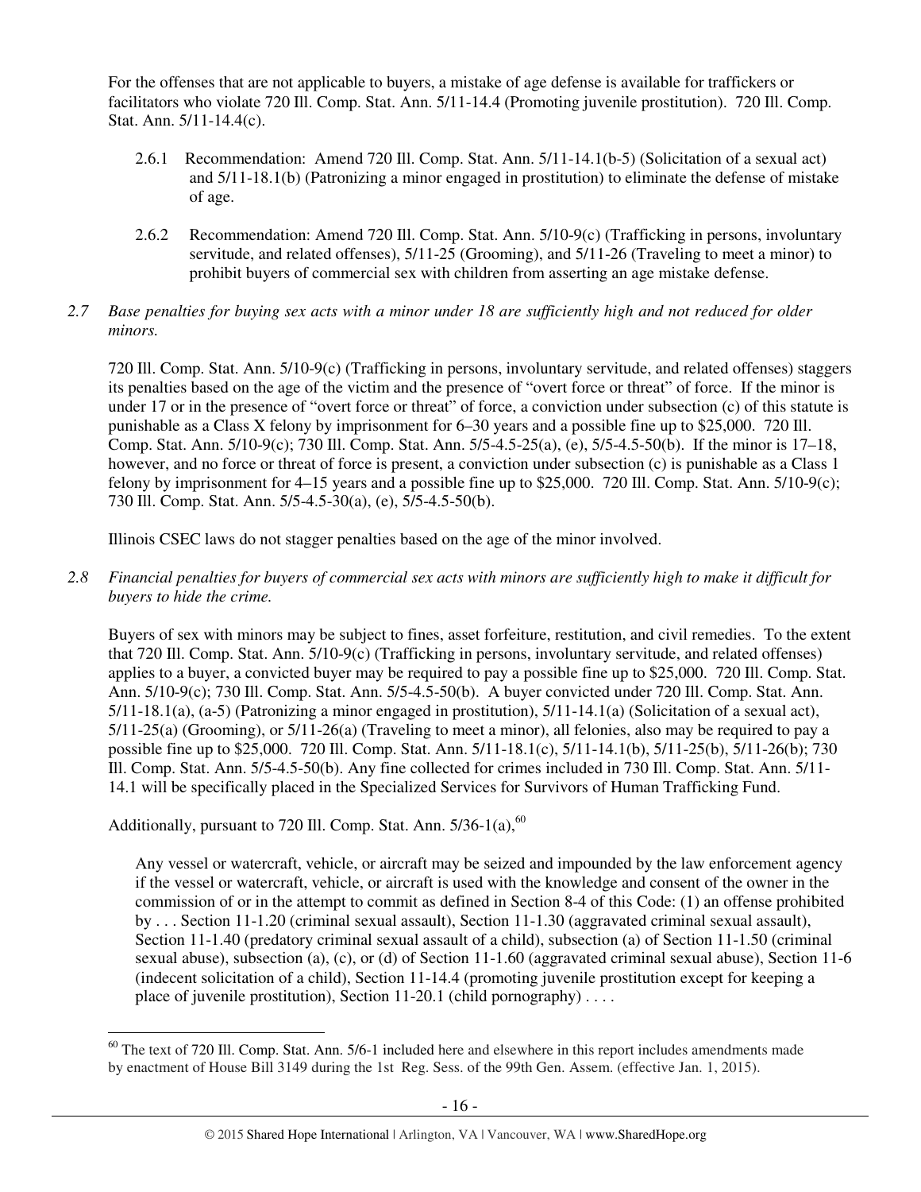For the offenses that are not applicable to buyers, a mistake of age defense is available for traffickers or facilitators who violate 720 Ill. Comp. Stat. Ann. 5/11-14.4 (Promoting juvenile prostitution). 720 Ill. Comp. Stat. Ann. 5/11-14.4(c).

2.6.1 Recommendation: Amend 720 Ill. Comp. Stat. Ann. 5/11-14.1(b-5) (Solicitation of a sexual act) and 5/11-18.1(b) (Patronizing a minor engaged in prostitution) to eliminate the defense of mistake of age.

2.6.2 Recommendation: Amend 720 Ill. Comp. Stat. Ann. 5/10-9(c) (Trafficking in persons, involuntary servitude, and related offenses), 5/11-25 (Grooming), and 5/11-26 (Traveling to meet a minor) to prohibit buyers of commercial sex with children from asserting an age mistake defense.

*2.7 Base penalties for buying sex acts with a minor under 18 are sufficiently high and not reduced for older minors.*

720 Ill. Comp. Stat. Ann. 5/10-9(c) (Trafficking in persons, involuntary servitude, and related offenses) staggers its penalties based on the age of the victim and the presence of "overt force or threat" of force. If the minor is under 17 or in the presence of "overt force or threat" of force, a conviction under subsection (c) of this statute is punishable as a Class X felony by imprisonment for 6–30 years and a possible fine up to $25,000. 720 Ill. Comp. Stat. Ann. 5/10-9(c); 730 Ill. Comp. Stat. Ann. 5/5-4.5-25(a), (e), 5/5-4.5-50(b). If the minor is 17–18, however, and no force or threat of force is present, a conviction under subsection (c) is punishable as a Class 1 felony by imprisonment for 4–15 years and a possible fine up to $25,000. 720 Ill. Comp. Stat. Ann. 5/10-9(c); 730 Ill. Comp. Stat. Ann. 5/5-4.5-30(a), (e), 5/5-4.5-50(b).

Illinois CSEC laws do not stagger penalties based on the age of the minor involved.

*2.8 Financial penalties for buyers of commercial sex acts with minors are sufficiently high to make it difficult for buyers to hide the crime.*

Buyers of sex with minors may be subject to fines, asset forfeiture, restitution, and civil remedies. To the extent that 720 Ill. Comp. Stat. Ann. 5/10-9(c) (Trafficking in persons, involuntary servitude, and related offenses) applies to a buyer, a convicted buyer may be required to pay a possible fine up to $25,000. 720 Ill. Comp. Stat. Ann. 5/10-9(c); 730 Ill. Comp. Stat. Ann. 5/5-4.5-50(b). A buyer convicted under 720 Ill. Comp. Stat. Ann. 5/11-18.1(a), (a-5) (Patronizing a minor engaged in prostitution), 5/11-14.1(a) (Solicitation of a sexual act), 5/11-25(a) (Grooming), or 5/11-26(a) (Traveling to meet a minor), all felonies, also may be required to pay a possible fine up to $25,000. 720 Ill. Comp. Stat. Ann. 5/11-18.1(c), 5/11-14.1(b), 5/11-25(b), 5/11-26(b); 730 Ill. Comp. Stat. Ann. 5/5-4.5-50(b). Any fine collected for crimes included in 730 Ill. Comp. Stat. Ann. 5/11-14.1 will be specifically placed in the Specialized Services for Survivors of Human Trafficking Fund.

Additionally, pursuant to 720 Ill. Comp. Stat. Ann. 5/36-1(a),[60]

> Any vessel or watercraft, vehicle, or aircraft may be seized and impounded by the law enforcement agency if the vessel or watercraft, vehicle, or aircraft is used with the knowledge and consent of the owner in the commission of or in the attempt to commit as defined in Section 8-4 of this Code: (1) an offense prohibited by . . . Section 11-1.20 (criminal sexual assault), Section 11-1.30 (aggravated criminal sexual assault), Section 11-1.40 (predatory criminal sexual assault of a child), subsection (a) of Section 11-1.50 (criminal sexual abuse), subsection (a), (c), or (d) of Section 11-1.60 (aggravated criminal sexual abuse), Section 11-6 (indecent solicitation of a child), Section 11-14.4 (promoting juvenile prostitution except for keeping a place of juvenile prostitution), Section 11-20.1 (child pornography) . . . .

[60] The text of 720 Ill. Comp. Stat. Ann. 5/6-1 included here and elsewhere in this report includes amendments made by enactment of House Bill 3149 during the 1st Reg. Sess. of the 99th Gen. Assem. (effective Jan. 1, 2015).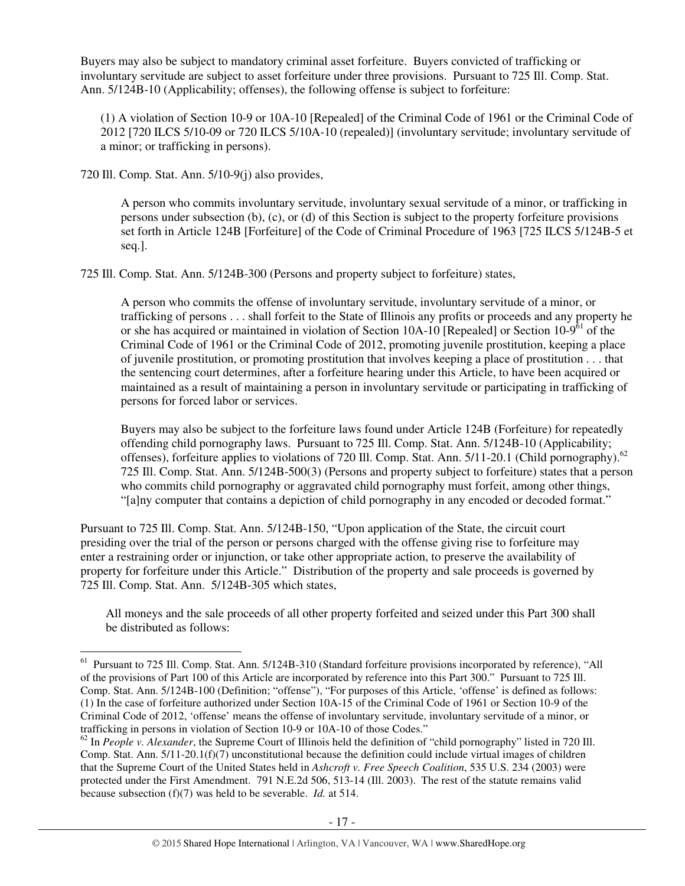Buyers may also be subject to mandatory criminal asset forfeiture. Buyers convicted of trafficking or involuntary servitude are subject to asset forfeiture under three provisions. Pursuant to 725 Ill. Comp. Stat. Ann. 5/124B-10 (Applicability; offenses), the following offense is subject to forfeiture:

> (1) A violation of Section 10-9 or 10A-10 [Repealed] of the Criminal Code of 1961 or the Criminal Code of 2012 [720 ILCS 5/10-09 or 720 ILCS 5/10A-10 (repealed)] (involuntary servitude; involuntary servitude of a minor; or trafficking in persons).

720 Ill. Comp. Stat. Ann. 5/10-9(j) also provides,

> A person who commits involuntary servitude, involuntary sexual servitude of a minor, or trafficking in persons under subsection (b), (c), or (d) of this Section is subject to the property forfeiture provisions set forth in Article 124B [Forfeiture] of the Code of Criminal Procedure of 1963 [725 ILCS 5/124B-5 et seq.].

725 Ill. Comp. Stat. Ann. 5/124B-300 (Persons and property subject to forfeiture) states,

> A person who commits the offense of involuntary servitude, involuntary servitude of a minor, or trafficking of persons . . . shall forfeit to the State of Illinois any profits or proceeds and any property he or she has acquired or maintained in violation of Section 10A-10 [Repealed] or Section 10-9[61] of the Criminal Code of 1961 or the Criminal Code of 2012, promoting juvenile prostitution, keeping a place of juvenile prostitution, or promoting prostitution that involves keeping a place of prostitution . . . that the sentencing court determines, after a forfeiture hearing under this Article, to have been acquired or maintained as a result of maintaining a person in involuntary servitude or participating in trafficking of persons for forced labor or services.
>
> Buyers may also be subject to the forfeiture laws found under Article 124B (Forfeiture) for repeatedly offending child pornography laws. Pursuant to 725 Ill. Comp. Stat. Ann. 5/124B-10 (Applicability; offenses), forfeiture applies to violations of 720 Ill. Comp. Stat. Ann. 5/11-20.1 (Child pornography).[62] 725 Ill. Comp. Stat. Ann. 5/124B-500(3) (Persons and property subject to forfeiture) states that a person who commits child pornography or aggravated child pornography must forfeit, among other things, "[a]ny computer that contains a depiction of child pornography in any encoded or decoded format."

Pursuant to 725 Ill. Comp. Stat. Ann. 5/124B-150, "Upon application of the State, the circuit court presiding over the trial of the person or persons charged with the offense giving rise to forfeiture may enter a restraining order or injunction, or take other appropriate action, to preserve the availability of property for forfeiture under this Article." Distribution of the property and sale proceeds is governed by 725 Ill. Comp. Stat. Ann. 5/124B-305 which states,

> All moneys and the sale proceeds of all other property forfeited and seized under this Part 300 shall be distributed as follows:

---

[61] Pursuant to 725 Ill. Comp. Stat. Ann. 5/124B-310 (Standard forfeiture provisions incorporated by reference), "All of the provisions of Part 100 of this Article are incorporated by reference into this Part 300." Pursuant to 725 Ill. Comp. Stat. Ann. 5/124B-100 (Definition; "offense"), "For purposes of this Article, 'offense' is defined as follows: (1) In the case of forfeiture authorized under Section 10A-15 of the Criminal Code of 1961 or Section 10-9 of the Criminal Code of 2012, 'offense' means the offense of involuntary servitude, involuntary servitude of a minor, or trafficking in persons in violation of Section 10-9 or 10A-10 of those Codes."

[62] In *People v. Alexander*, the Supreme Court of Illinois held the definition of "child pornography" listed in 720 Ill. Comp. Stat. Ann. 5/11-20.1(f)(7) unconstitutional because the definition could include virtual images of children that the Supreme Court of the United States held in *Ashcroft v. Free Speech Coalition*, 535 U.S. 234 (2003) were protected under the First Amendment. 791 N.E.2d 506, 513-14 (Ill. 2003). The rest of the statute remains valid because subsection (f)(7) was held to be severable. *Id.* at 514.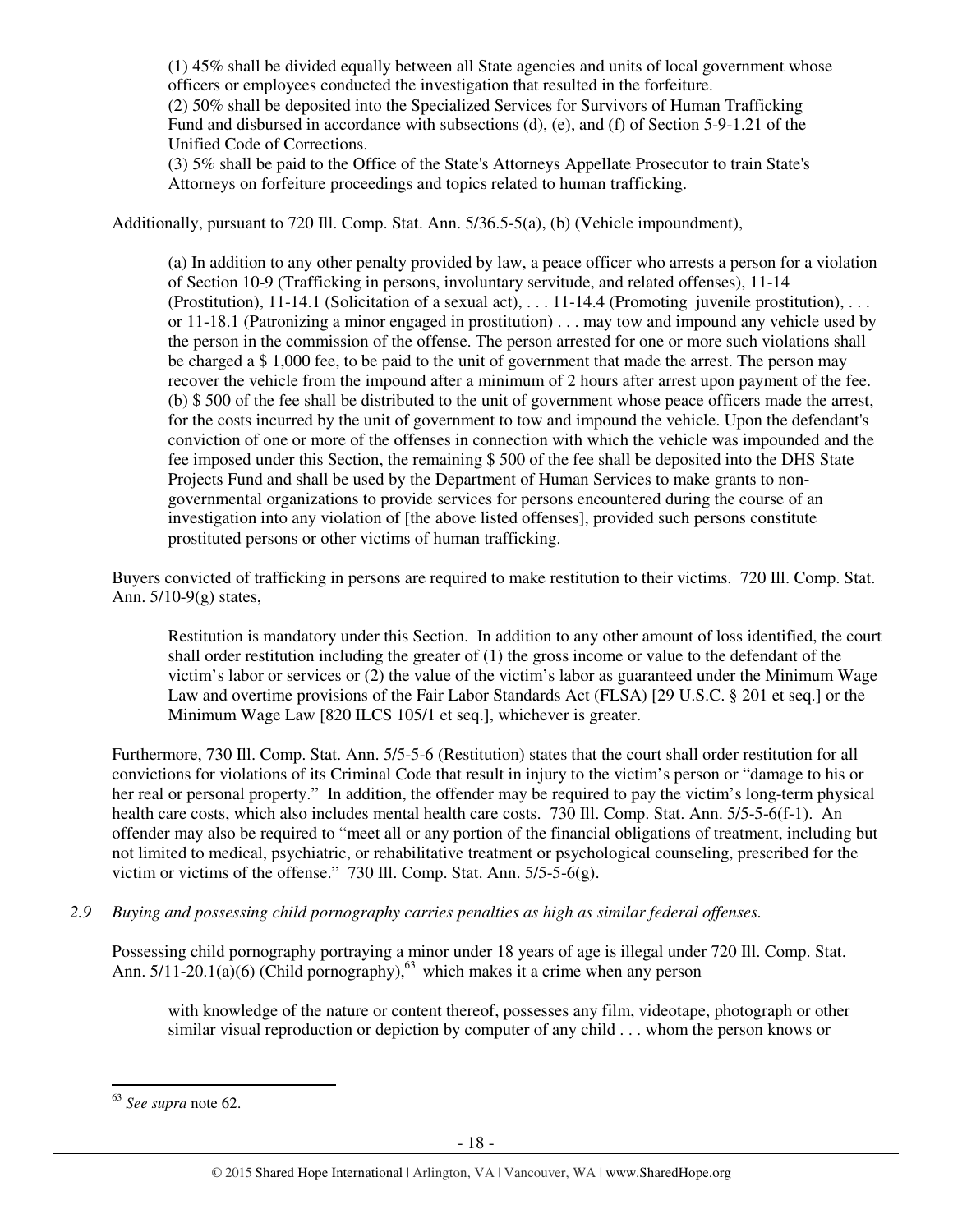(1) 45% shall be divided equally between all State agencies and units of local government whose officers or employees conducted the investigation that resulted in the forfeiture.
(2) 50% shall be deposited into the Specialized Services for Survivors of Human Trafficking Fund and disbursed in accordance with subsections (d), (e), and (f) of Section 5-9-1.21 of the Unified Code of Corrections.
(3) 5% shall be paid to the Office of the State's Attorneys Appellate Prosecutor to train State's Attorneys on forfeiture proceedings and topics related to human trafficking.

Additionally, pursuant to 720 Ill. Comp. Stat. Ann. 5/36.5-5(a), (b) (Vehicle impoundment),

> (a) In addition to any other penalty provided by law, a peace officer who arrests a person for a violation of Section 10-9 (Trafficking in persons, involuntary servitude, and related offenses), 11-14 (Prostitution), 11-14.1 (Solicitation of a sexual act), . . . 11-14.4 (Promoting juvenile prostitution), . . . or 11-18.1 (Patronizing a minor engaged in prostitution) . . . may tow and impound any vehicle used by the person in the commission of the offense. The person arrested for one or more such violations shall be charged a $ 1,000 fee, to be paid to the unit of government that made the arrest. The person may recover the vehicle from the impound after a minimum of 2 hours after arrest upon payment of the fee.
> (b) $ 500 of the fee shall be distributed to the unit of government whose peace officers made the arrest, for the costs incurred by the unit of government to tow and impound the vehicle. Upon the defendant's conviction of one or more of the offenses in connection with which the vehicle was impounded and the fee imposed under this Section, the remaining $ 500 of the fee shall be deposited into the DHS State Projects Fund and shall be used by the Department of Human Services to make grants to non-governmental organizations to provide services for persons encountered during the course of an investigation into any violation of [the above listed offenses], provided such persons constitute prostituted persons or other victims of human trafficking.

Buyers convicted of trafficking in persons are required to make restitution to their victims. 720 Ill. Comp. Stat. Ann. 5/10-9(g) states,

> Restitution is mandatory under this Section. In addition to any other amount of loss identified, the court shall order restitution including the greater of (1) the gross income or value to the defendant of the victim's labor or services or (2) the value of the victim's labor as guaranteed under the Minimum Wage Law and overtime provisions of the Fair Labor Standards Act (FLSA) [29 U.S.C. § 201 et seq.] or the Minimum Wage Law [820 ILCS 105/1 et seq.], whichever is greater.

Furthermore, 730 Ill. Comp. Stat. Ann. 5/5-5-6 (Restitution) states that the court shall order restitution for all convictions for violations of its Criminal Code that result in injury to the victim's person or "damage to his or her real or personal property." In addition, the offender may be required to pay the victim's long-term physical health care costs, which also includes mental health care costs. 730 Ill. Comp. Stat. Ann. 5/5-5-6(f-1). An offender may also be required to "meet all or any portion of the financial obligations of treatment, including but not limited to medical, psychiatric, or rehabilitative treatment or psychological counseling, prescribed for the victim or victims of the offense." 730 Ill. Comp. Stat. Ann. 5/5-5-6(g).

*2.9 Buying and possessing child pornography carries penalties as high as similar federal offenses.*

Possessing child pornography portraying a minor under 18 years of age is illegal under 720 Ill. Comp. Stat. Ann. 5/11-20.1(a)(6) (Child pornography),[63] which makes it a crime when any person

> with knowledge of the nature or content thereof, possesses any film, videotape, photograph or other similar visual reproduction or depiction by computer of any child . . . whom the person knows or

[63] *See supra* note 62.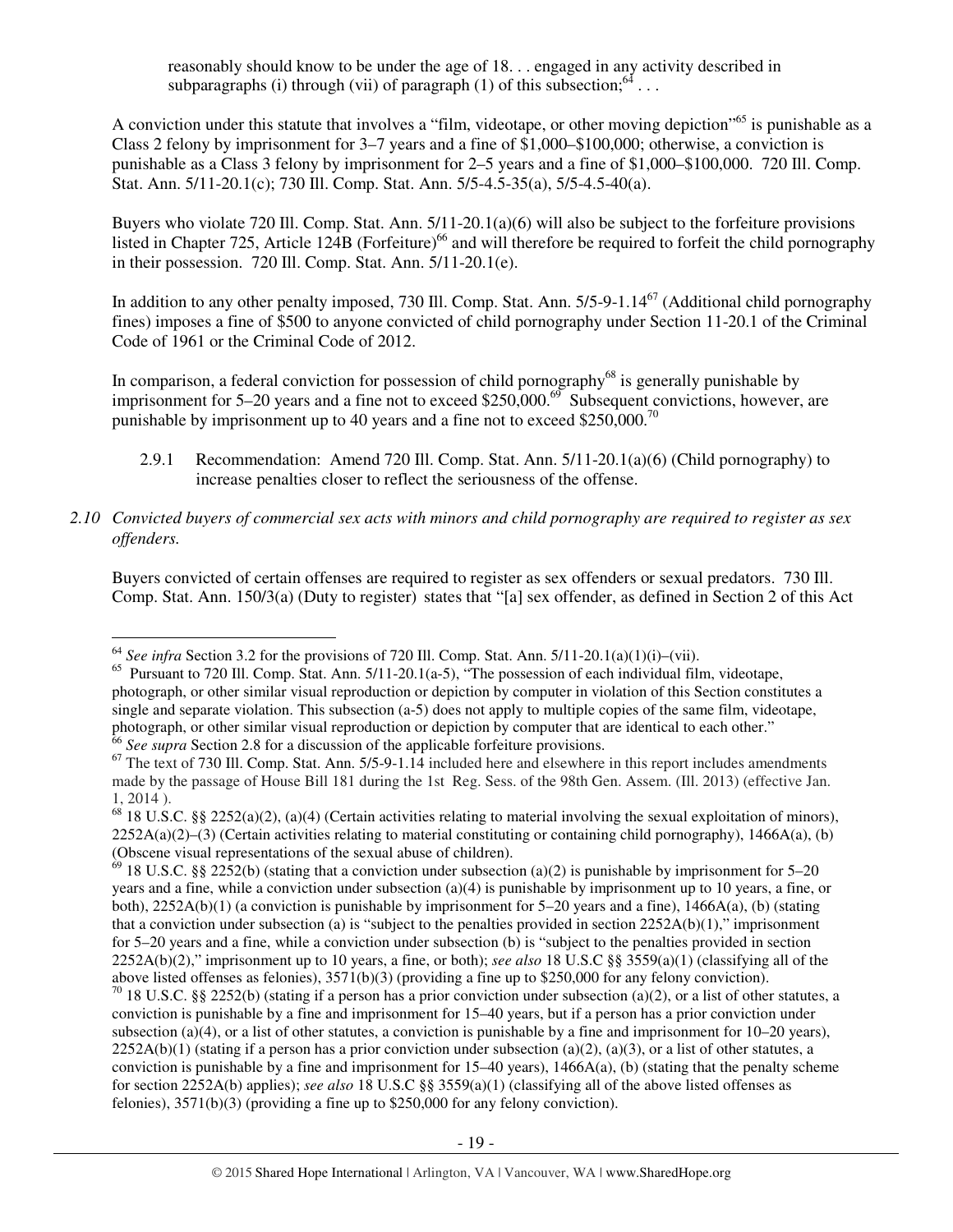> reasonably should know to be under the age of 18. . . engaged in any activity described in subparagraphs (i) through (vii) of paragraph (1) of this subsection;[64] . . .

A conviction under this statute that involves a "film, videotape, or other moving depiction"[65] is punishable as a Class 2 felony by imprisonment for 3–7 years and a fine of $1,000–$100,000; otherwise, a conviction is punishable as a Class 3 felony by imprisonment for 2–5 years and a fine of $1,000–$100,000. 720 Ill. Comp. Stat. Ann. 5/11-20.1(c); 730 Ill. Comp. Stat. Ann. 5/5-4.5-35(a), 5/5-4.5-40(a).

Buyers who violate 720 Ill. Comp. Stat. Ann. 5/11-20.1(a)(6) will also be subject to the forfeiture provisions listed in Chapter 725, Article 124B (Forfeiture)[66] and will therefore be required to forfeit the child pornography in their possession. 720 Ill. Comp. Stat. Ann. 5/11-20.1(e).

In addition to any other penalty imposed, 730 Ill. Comp. Stat. Ann. 5/5-9-1.14[67] (Additional child pornography fines) imposes a fine of $500 to anyone convicted of child pornography under Section 11-20.1 of the Criminal Code of 1961 or the Criminal Code of 2012.

In comparison, a federal conviction for possession of child pornography[68] is generally punishable by imprisonment for 5–20 years and a fine not to exceed $250,000.[69] Subsequent convictions, however, are punishable by imprisonment up to 40 years and a fine not to exceed $250,000.[70]

2.9.1 Recommendation: Amend 720 Ill. Comp. Stat. Ann. 5/11-20.1(a)(6) (Child pornography) to increase penalties closer to reflect the seriousness of the offense.

*2.10 Convicted buyers of commercial sex acts with minors and child pornography are required to register as sex offenders.*

Buyers convicted of certain offenses are required to register as sex offenders or sexual predators. 730 Ill. Comp. Stat. Ann. 150/3(a) (Duty to register) states that "[a] sex offender, as defined in Section 2 of this Act

---

[64] *See infra* Section 3.2 for the provisions of 720 Ill. Comp. Stat. Ann. 5/11-20.1(a)(1)(i)–(vii).

[65] Pursuant to 720 Ill. Comp. Stat. Ann. 5/11-20.1(a-5), "The possession of each individual film, videotape, photograph, or other similar visual reproduction or depiction by computer in violation of this Section constitutes a single and separate violation. This subsection (a-5) does not apply to multiple copies of the same film, videotape, photograph, or other similar visual reproduction or depiction by computer that are identical to each other."

[66] *See supra* Section 2.8 for a discussion of the applicable forfeiture provisions.

[67] The text of 730 Ill. Comp. Stat. Ann. 5/5-9-1.14 included here and elsewhere in this report includes amendments made by the passage of House Bill 181 during the 1st Reg. Sess. of the 98th Gen. Assem. (Ill. 2013) (effective Jan. 1, 2014 ).

[68] 18 U.S.C. §§ 2252(a)(2), (a)(4) (Certain activities relating to material involving the sexual exploitation of minors), 2252A(a)(2)–(3) (Certain activities relating to material constituting or containing child pornography), 1466A(a), (b) (Obscene visual representations of the sexual abuse of children).

[69] 18 U.S.C. §§ 2252(b) (stating that a conviction under subsection (a)(2) is punishable by imprisonment for 5–20 years and a fine, while a conviction under subsection (a)(4) is punishable by imprisonment up to 10 years, a fine, or both), 2252A(b)(1) (a conviction is punishable by imprisonment for 5–20 years and a fine), 1466A(a), (b) (stating that a conviction under subsection (a) is "subject to the penalties provided in section 2252A(b)(1)," imprisonment for 5–20 years and a fine, while a conviction under subsection (b) is "subject to the penalties provided in section 2252A(b)(2)," imprisonment up to 10 years, a fine, or both); *see also* 18 U.S.C §§ 3559(a)(1) (classifying all of the above listed offenses as felonies), 3571(b)(3) (providing a fine up to $250,000 for any felony conviction).

[70] 18 U.S.C. §§ 2252(b) (stating if a person has a prior conviction under subsection (a)(2), or a list of other statutes, a conviction is punishable by a fine and imprisonment for 15–40 years, but if a person has a prior conviction under subsection (a)(4), or a list of other statutes, a conviction is punishable by a fine and imprisonment for 10–20 years), 2252A(b)(1) (stating if a person has a prior conviction under subsection (a)(2), (a)(3), or a list of other statutes, a conviction is punishable by a fine and imprisonment for 15–40 years), 1466A(a), (b) (stating that the penalty scheme for section 2252A(b) applies); *see also* 18 U.S.C §§ 3559(a)(1) (classifying all of the above listed offenses as felonies), 3571(b)(3) (providing a fine up to $250,000 for any felony conviction).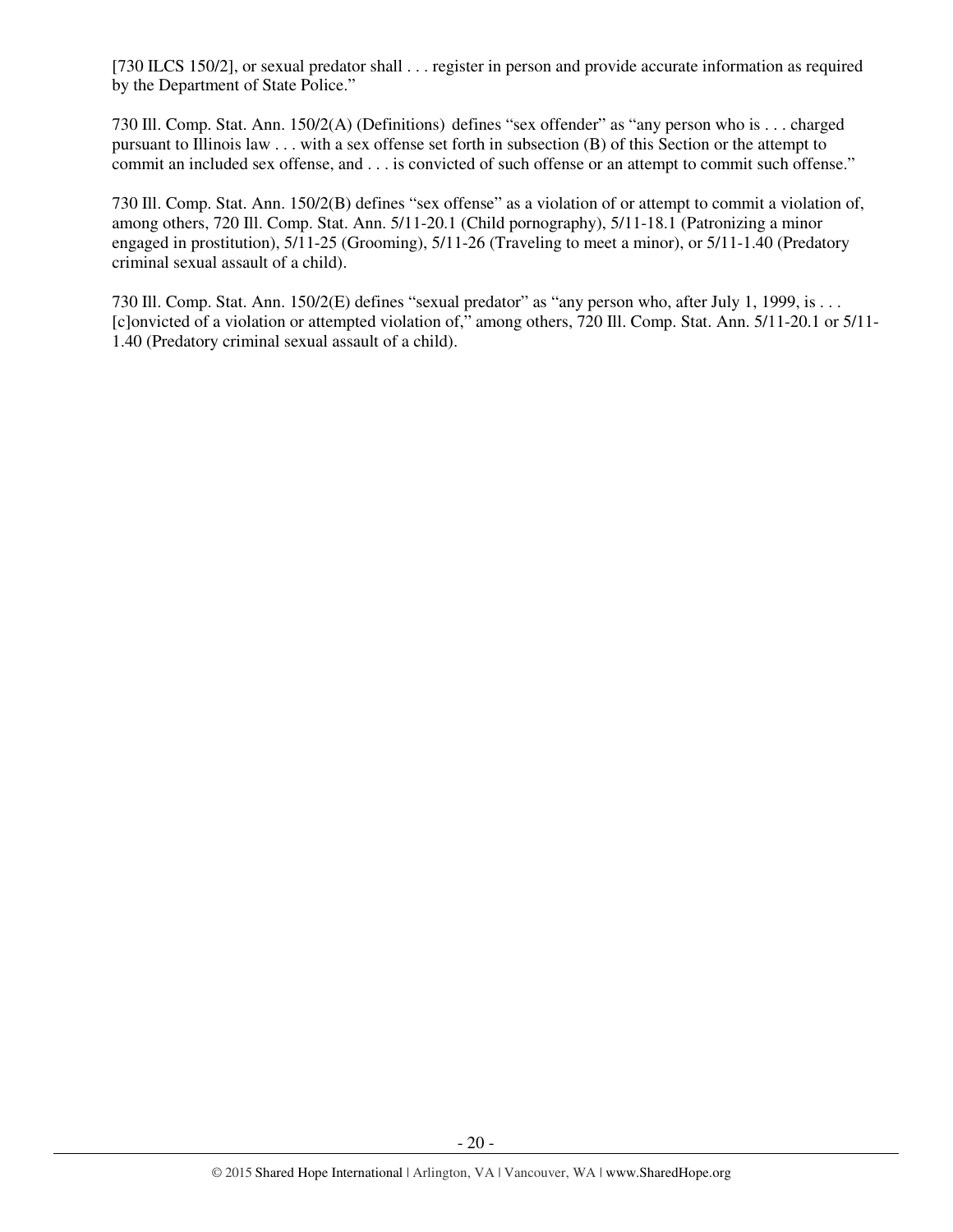[730 ILCS 150/2], or sexual predator shall . . . register in person and provide accurate information as required by the Department of State Police."

730 Ill. Comp. Stat. Ann. 150/2(A) (Definitions) defines "sex offender" as "any person who is . . . charged pursuant to Illinois law . . . with a sex offense set forth in subsection (B) of this Section or the attempt to commit an included sex offense, and . . . is convicted of such offense or an attempt to commit such offense."

730 Ill. Comp. Stat. Ann. 150/2(B) defines "sex offense" as a violation of or attempt to commit a violation of, among others, 720 Ill. Comp. Stat. Ann. 5/11-20.1 (Child pornography), 5/11-18.1 (Patronizing a minor engaged in prostitution), 5/11-25 (Grooming), 5/11-26 (Traveling to meet a minor), or 5/11-1.40 (Predatory criminal sexual assault of a child).

730 Ill. Comp. Stat. Ann. 150/2(E) defines "sexual predator" as "any person who, after July 1, 1999, is . . . [c]onvicted of a violation or attempted violation of," among others, 720 Ill. Comp. Stat. Ann. 5/11-20.1 or 5/11-1.40 (Predatory criminal sexual assault of a child).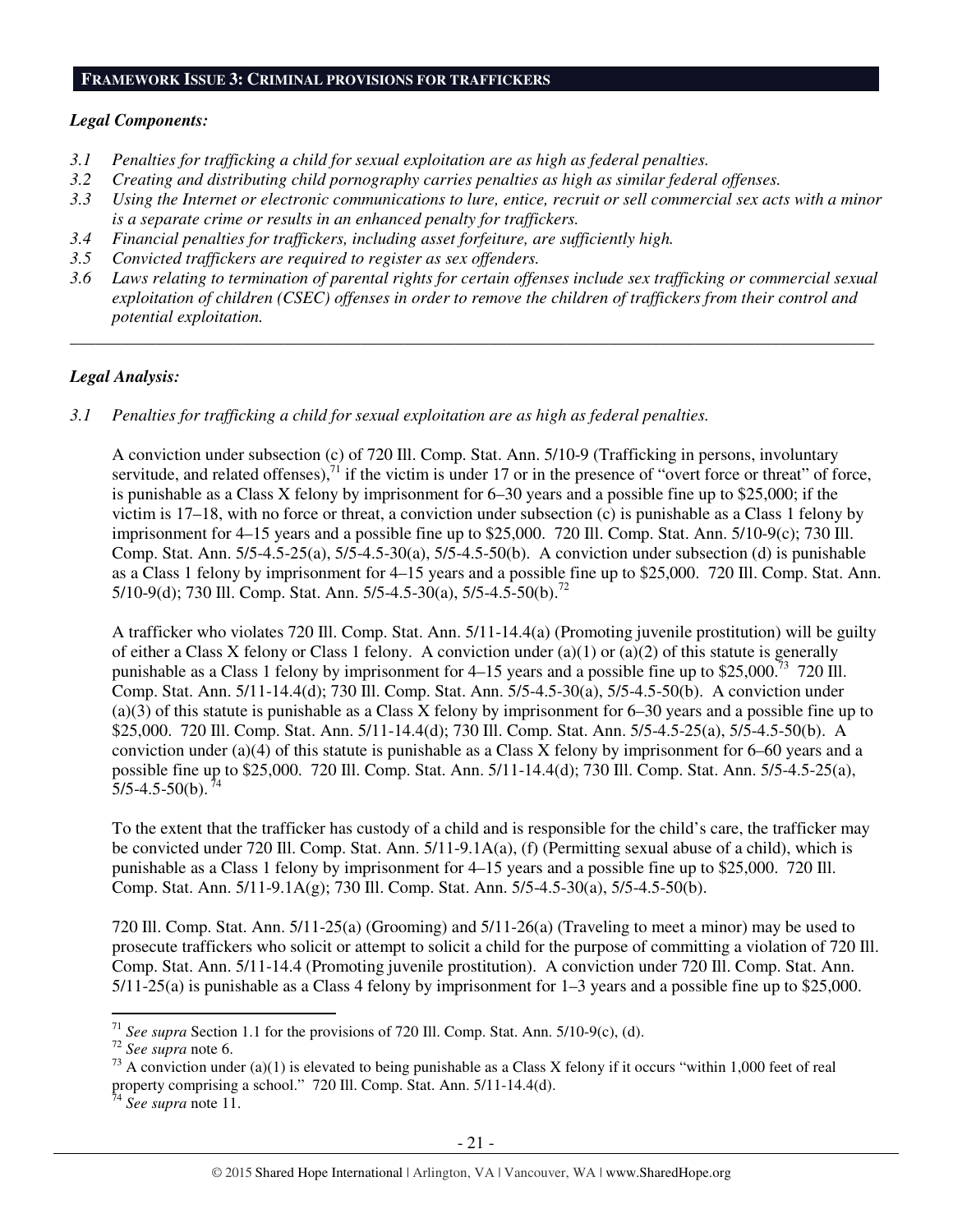## FRAMEWORK ISSUE 3: CRIMINAL PROVISIONS FOR TRAFFICKERS

***Legal Components:***

*3.1 Penalties for trafficking a child for sexual exploitation are as high as federal penalties.*
*3.2 Creating and distributing child pornography carries penalties as high as similar federal offenses.*
*3.3 Using the Internet or electronic communications to lure, entice, recruit or sell commercial sex acts with a minor is a separate crime or results in an enhanced penalty for traffickers.*
*3.4 Financial penalties for traffickers, including asset forfeiture, are sufficiently high.*
*3.5 Convicted traffickers are required to register as sex offenders.*
*3.6 Laws relating to termination of parental rights for certain offenses include sex trafficking or commercial sexual exploitation of children (CSEC) offenses in order to remove the children of traffickers from their control and potential exploitation.*

---

***Legal Analysis:***

*3.1 Penalties for trafficking a child for sexual exploitation are as high as federal penalties.*

A conviction under subsection (c) of 720 Ill. Comp. Stat. Ann. 5/10-9 (Trafficking in persons, involuntary servitude, and related offenses),[71] if the victim is under 17 or in the presence of "overt force or threat" of force, is punishable as a Class X felony by imprisonment for 6–30 years and a possible fine up to $25,000; if the victim is 17–18, with no force or threat, a conviction under subsection (c) is punishable as a Class 1 felony by imprisonment for 4–15 years and a possible fine up to $25,000. 720 Ill. Comp. Stat. Ann. 5/10-9(c); 730 Ill. Comp. Stat. Ann. 5/5-4.5-25(a), 5/5-4.5-30(a), 5/5-4.5-50(b). A conviction under subsection (d) is punishable as a Class 1 felony by imprisonment for 4–15 years and a possible fine up to $25,000. 720 Ill. Comp. Stat. Ann. 5/10-9(d); 730 Ill. Comp. Stat. Ann. 5/5-4.5-30(a), 5/5-4.5-50(b).[72]

A trafficker who violates 720 Ill. Comp. Stat. Ann. 5/11-14.4(a) (Promoting juvenile prostitution) will be guilty of either a Class X felony or Class 1 felony. A conviction under (a)(1) or (a)(2) of this statute is generally punishable as a Class 1 felony by imprisonment for 4–15 years and a possible fine up to $25,000.[73] 720 Ill. Comp. Stat. Ann. 5/11-14.4(d); 730 Ill. Comp. Stat. Ann. 5/5-4.5-30(a), 5/5-4.5-50(b). A conviction under (a)(3) of this statute is punishable as a Class X felony by imprisonment for 6–30 years and a possible fine up to $25,000. 720 Ill. Comp. Stat. Ann. 5/11-14.4(d); 730 Ill. Comp. Stat. Ann. 5/5-4.5-25(a), 5/5-4.5-50(b). A conviction under (a)(4) of this statute is punishable as a Class X felony by imprisonment for 6–60 years and a possible fine up to $25,000. 720 Ill. Comp. Stat. Ann. 5/11-14.4(d); 730 Ill. Comp. Stat. Ann. 5/5-4.5-25(a), 5/5-4.5-50(b).[74]

To the extent that the trafficker has custody of a child and is responsible for the child's care, the trafficker may be convicted under 720 Ill. Comp. Stat. Ann. 5/11-9.1A(a), (f) (Permitting sexual abuse of a child), which is punishable as a Class 1 felony by imprisonment for 4–15 years and a possible fine up to $25,000. 720 Ill. Comp. Stat. Ann. 5/11-9.1A(g); 730 Ill. Comp. Stat. Ann. 5/5-4.5-30(a), 5/5-4.5-50(b).

720 Ill. Comp. Stat. Ann. 5/11-25(a) (Grooming) and 5/11-26(a) (Traveling to meet a minor) may be used to prosecute traffickers who solicit or attempt to solicit a child for the purpose of committing a violation of 720 Ill. Comp. Stat. Ann. 5/11-14.4 (Promoting juvenile prostitution). A conviction under 720 Ill. Comp. Stat. Ann. 5/11-25(a) is punishable as a Class 4 felony by imprisonment for 1–3 years and a possible fine up to $25,000.

---

[71] *See supra* Section 1.1 for the provisions of 720 Ill. Comp. Stat. Ann. 5/10-9(c), (d).
[72] *See supra* note 6.
[73] A conviction under (a)(1) is elevated to being punishable as a Class X felony if it occurs "within 1,000 feet of real property comprising a school." 720 Ill. Comp. Stat. Ann. 5/11-14.4(d).
[74] *See supra* note 11.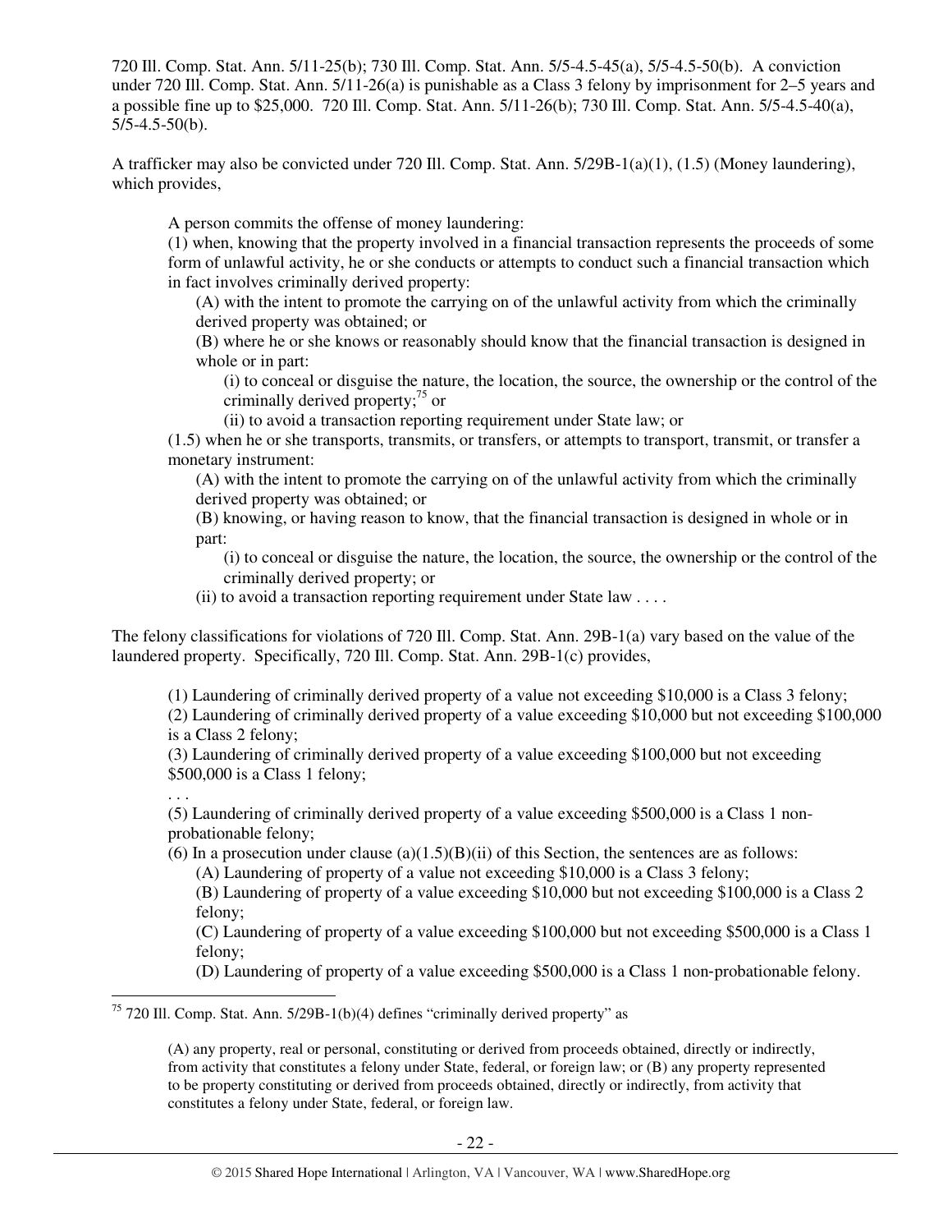720 Ill. Comp. Stat. Ann. 5/11-25(b); 730 Ill. Comp. Stat. Ann. 5/5-4.5-45(a), 5/5-4.5-50(b). A conviction under 720 Ill. Comp. Stat. Ann. 5/11-26(a) is punishable as a Class 3 felony by imprisonment for 2–5 years and a possible fine up to $25,000. 720 Ill. Comp. Stat. Ann. 5/11-26(b); 730 Ill. Comp. Stat. Ann. 5/5-4.5-40(a), 5/5-4.5-50(b).

A trafficker may also be convicted under 720 Ill. Comp. Stat. Ann. 5/29B-1(a)(1), (1.5) (Money laundering), which provides,

> A person commits the offense of money laundering:
>
> (1) when, knowing that the property involved in a financial transaction represents the proceeds of some form of unlawful activity, he or she conducts or attempts to conduct such a financial transaction which in fact involves criminally derived property:
>
> > (A) with the intent to promote the carrying on of the unlawful activity from which the criminally derived property was obtained; or
> >
> > (B) where he or she knows or reasonably should know that the financial transaction is designed in whole or in part:
> >
> > > (i) to conceal or disguise the nature, the location, the source, the ownership or the control of the criminally derived property;[75] or
> > >
> > > (ii) to avoid a transaction reporting requirement under State law; or
>
> (1.5) when he or she transports, transmits, or transfers, or attempts to transport, transmit, or transfer a monetary instrument:
>
> > (A) with the intent to promote the carrying on of the unlawful activity from which the criminally derived property was obtained; or
> >
> > (B) knowing, or having reason to know, that the financial transaction is designed in whole or in part:
> >
> > > (i) to conceal or disguise the nature, the location, the source, the ownership or the control of the criminally derived property; or
> >
> > (ii) to avoid a transaction reporting requirement under State law . . . .

The felony classifications for violations of 720 Ill. Comp. Stat. Ann. 29B-1(a) vary based on the value of the laundered property. Specifically, 720 Ill. Comp. Stat. Ann. 29B-1(c) provides,

> (1) Laundering of criminally derived property of a value not exceeding $10,000 is a Class 3 felony;
>
> (2) Laundering of criminally derived property of a value exceeding $10,000 but not exceeding $100,000 is a Class 2 felony;
>
> (3) Laundering of criminally derived property of a value exceeding $100,000 but not exceeding $500,000 is a Class 1 felony;
>
> . . .
>
> (5) Laundering of criminally derived property of a value exceeding $500,000 is a Class 1 non-probationable felony;
>
> (6) In a prosecution under clause (a)(1.5)(B)(ii) of this Section, the sentences are as follows:
>
> > (A) Laundering of property of a value not exceeding $10,000 is a Class 3 felony;
> >
> > (B) Laundering of property of a value exceeding $10,000 but not exceeding $100,000 is a Class 2 felony;
> >
> > (C) Laundering of property of a value exceeding $100,000 but not exceeding $500,000 is a Class 1 felony;
> >
> > (D) Laundering of property of a value exceeding $500,000 is a Class 1 non-probationable felony.

---

[75] 720 Ill. Comp. Stat. Ann. 5/29B-1(b)(4) defines "criminally derived property" as

> (A) any property, real or personal, constituting or derived from proceeds obtained, directly or indirectly, from activity that constitutes a felony under State, federal, or foreign law; or (B) any property represented to be property constituting or derived from proceeds obtained, directly or indirectly, from activity that constitutes a felony under State, federal, or foreign law.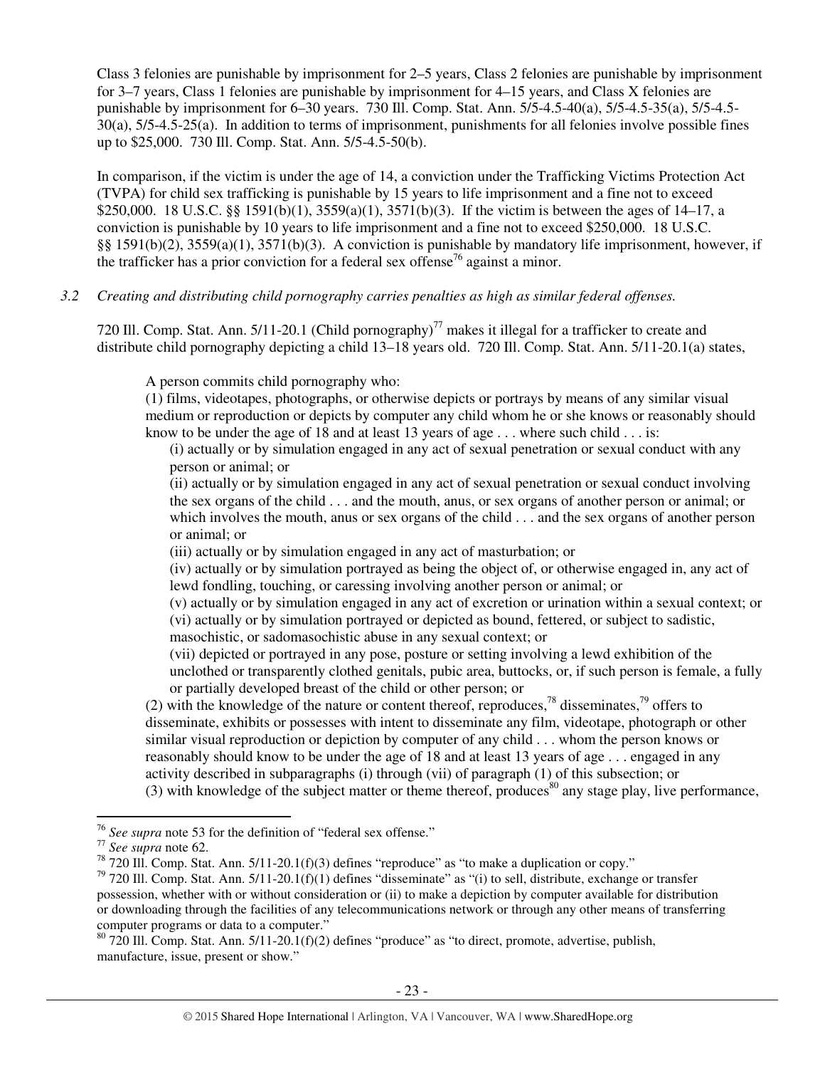Class 3 felonies are punishable by imprisonment for 2–5 years, Class 2 felonies are punishable by imprisonment for 3–7 years, Class 1 felonies are punishable by imprisonment for 4–15 years, and Class X felonies are punishable by imprisonment for 6–30 years. 730 Ill. Comp. Stat. Ann. 5/5-4.5-40(a), 5/5-4.5-35(a), 5/5-4.5-30(a), 5/5-4.5-25(a). In addition to terms of imprisonment, punishments for all felonies involve possible fines up to $25,000. 730 Ill. Comp. Stat. Ann. 5/5-4.5-50(b).

In comparison, if the victim is under the age of 14, a conviction under the Trafficking Victims Protection Act (TVPA) for child sex trafficking is punishable by 15 years to life imprisonment and a fine not to exceed $250,000. 18 U.S.C. §§ 1591(b)(1), 3559(a)(1), 3571(b)(3). If the victim is between the ages of 14–17, a conviction is punishable by 10 years to life imprisonment and a fine not to exceed $250,000. 18 U.S.C. §§ 1591(b)(2), 3559(a)(1), 3571(b)(3). A conviction is punishable by mandatory life imprisonment, however, if the trafficker has a prior conviction for a federal sex offense[76] against a minor.

*3.2 Creating and distributing child pornography carries penalties as high as similar federal offenses.*

720 Ill. Comp. Stat. Ann. 5/11-20.1 (Child pornography)[77] makes it illegal for a trafficker to create and distribute child pornography depicting a child 13–18 years old. 720 Ill. Comp. Stat. Ann. 5/11-20.1(a) states,

> A person commits child pornography who:
>
> (1) films, videotapes, photographs, or otherwise depicts or portrays by means of any similar visual medium or reproduction or depicts by computer any child whom he or she knows or reasonably should know to be under the age of 18 and at least 13 years of age . . . where such child . . . is:
>
> (i) actually or by simulation engaged in any act of sexual penetration or sexual conduct with any person or animal; or
>
> (ii) actually or by simulation engaged in any act of sexual penetration or sexual conduct involving the sex organs of the child . . . and the mouth, anus, or sex organs of another person or animal; or which involves the mouth, anus or sex organs of the child . . . and the sex organs of another person or animal; or
>
> (iii) actually or by simulation engaged in any act of masturbation; or
>
> (iv) actually or by simulation portrayed as being the object of, or otherwise engaged in, any act of lewd fondling, touching, or caressing involving another person or animal; or
>
> (v) actually or by simulation engaged in any act of excretion or urination within a sexual context; or
>
> (vi) actually or by simulation portrayed or depicted as bound, fettered, or subject to sadistic, masochistic, or sadomasochistic abuse in any sexual context; or
>
> (vii) depicted or portrayed in any pose, posture or setting involving a lewd exhibition of the unclothed or transparently clothed genitals, pubic area, buttocks, or, if such person is female, a fully or partially developed breast of the child or other person; or
>
> (2) with the knowledge of the nature or content thereof, reproduces,[78] disseminates,[79] offers to disseminate, exhibits or possesses with intent to disseminate any film, videotape, photograph or other similar visual reproduction or depiction by computer of any child . . . whom the person knows or reasonably should know to be under the age of 18 and at least 13 years of age . . . engaged in any activity described in subparagraphs (i) through (vii) of paragraph (1) of this subsection; or
>
> (3) with knowledge of the subject matter or theme thereof, produces[80] any stage play, live performance,

---

[76] *See supra* note 53 for the definition of "federal sex offense."

[77] *See supra* note 62.

[78] 720 Ill. Comp. Stat. Ann. 5/11-20.1(f)(3) defines "reproduce" as "to make a duplication or copy."

[79] 720 Ill. Comp. Stat. Ann. 5/11-20.1(f)(1) defines "disseminate" as "(i) to sell, distribute, exchange or transfer possession, whether with or without consideration or (ii) to make a depiction by computer available for distribution or downloading through the facilities of any telecommunications network or through any other means of transferring computer programs or data to a computer."

[80] 720 Ill. Comp. Stat. Ann. 5/11-20.1(f)(2) defines "produce" as "to direct, promote, advertise, publish, manufacture, issue, present or show."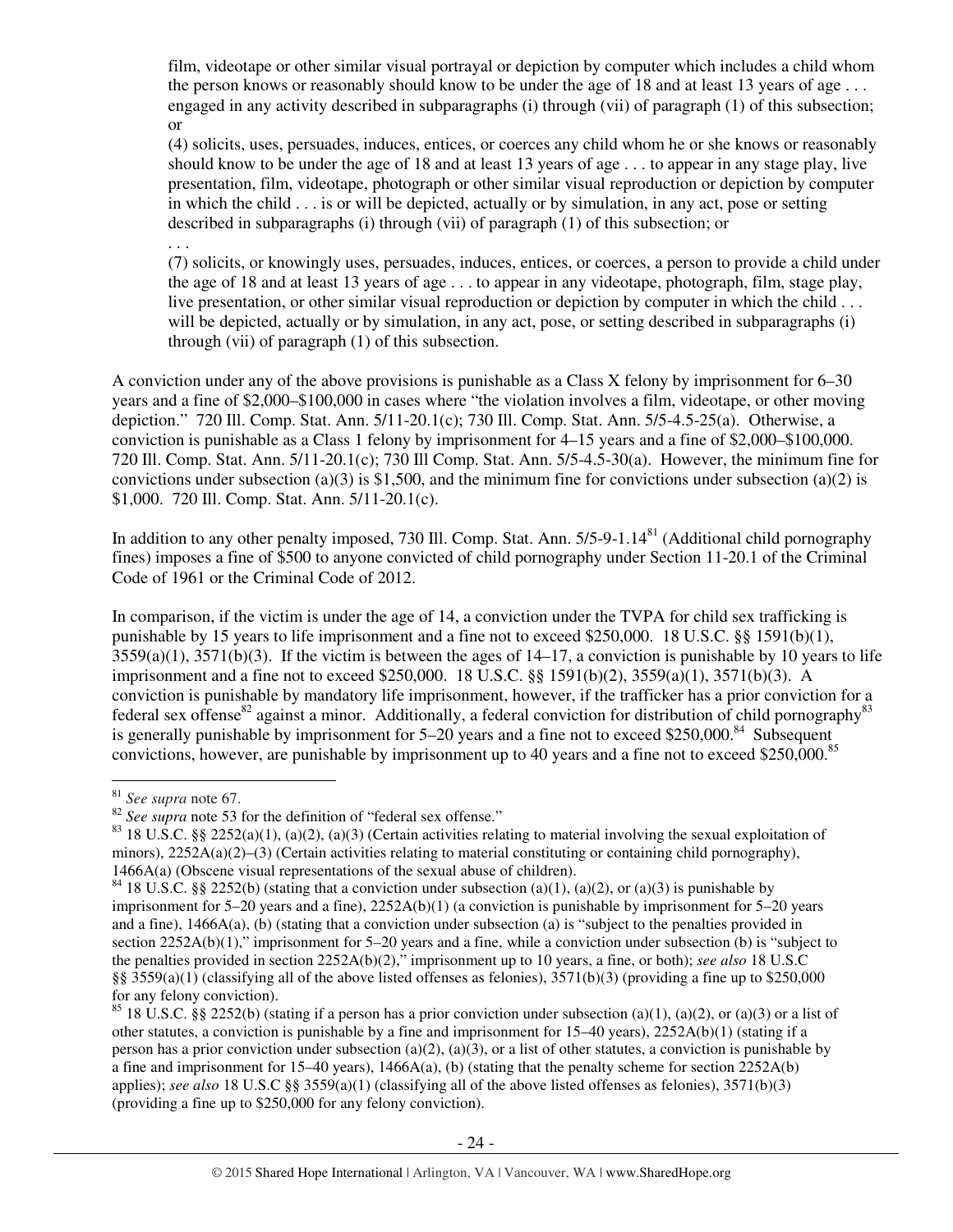> film, videotape or other similar visual portrayal or depiction by computer which includes a child whom the person knows or reasonably should know to be under the age of 18 and at least 13 years of age . . . engaged in any activity described in subparagraphs (i) through (vii) of paragraph (1) of this subsection; or
>
> (4) solicits, uses, persuades, induces, entices, or coerces any child whom he or she knows or reasonably should know to be under the age of 18 and at least 13 years of age . . . to appear in any stage play, live presentation, film, videotape, photograph or other similar visual reproduction or depiction by computer in which the child . . . is or will be depicted, actually or by simulation, in any act, pose or setting described in subparagraphs (i) through (vii) of paragraph (1) of this subsection; or
>
> . . .
>
> (7) solicits, or knowingly uses, persuades, induces, entices, or coerces, a person to provide a child under the age of 18 and at least 13 years of age . . . to appear in any videotape, photograph, film, stage play, live presentation, or other similar visual reproduction or depiction by computer in which the child . . . will be depicted, actually or by simulation, in any act, pose, or setting described in subparagraphs (i) through (vii) of paragraph (1) of this subsection.

A conviction under any of the above provisions is punishable as a Class X felony by imprisonment for 6–30 years and a fine of $2,000–$100,000 in cases where "the violation involves a film, videotape, or other moving depiction." 720 Ill. Comp. Stat. Ann. 5/11-20.1(c); 730 Ill. Comp. Stat. Ann. 5/5-4.5-25(a). Otherwise, a conviction is punishable as a Class 1 felony by imprisonment for 4–15 years and a fine of $2,000–$100,000. 720 Ill. Comp. Stat. Ann. 5/11-20.1(c); 730 Ill Comp. Stat. Ann. 5/5-4.5-30(a). However, the minimum fine for convictions under subsection (a)(3) is $1,500, and the minimum fine for convictions under subsection (a)(2) is $1,000. 720 Ill. Comp. Stat. Ann. 5/11-20.1(c).

In addition to any other penalty imposed, 730 Ill. Comp. Stat. Ann. 5/5-9-1.14[81] (Additional child pornography fines) imposes a fine of $500 to anyone convicted of child pornography under Section 11-20.1 of the Criminal Code of 1961 or the Criminal Code of 2012.

In comparison, if the victim is under the age of 14, a conviction under the TVPA for child sex trafficking is punishable by 15 years to life imprisonment and a fine not to exceed $250,000. 18 U.S.C. §§ 1591(b)(1), 3559(a)(1), 3571(b)(3). If the victim is between the ages of 14–17, a conviction is punishable by 10 years to life imprisonment and a fine not to exceed $250,000. 18 U.S.C. §§ 1591(b)(2), 3559(a)(1), 3571(b)(3). A conviction is punishable by mandatory life imprisonment, however, if the trafficker has a prior conviction for a federal sex offense[82] against a minor. Additionally, a federal conviction for distribution of child pornography[83] is generally punishable by imprisonment for 5–20 years and a fine not to exceed $250,000.[84] Subsequent convictions, however, are punishable by imprisonment up to 40 years and a fine not to exceed $250,000.[85]

---

[81] *See supra* note 67.

[82] *See supra* note 53 for the definition of "federal sex offense."

[83] 18 U.S.C. §§ 2252(a)(1), (a)(2), (a)(3) (Certain activities relating to material involving the sexual exploitation of minors), 2252A(a)(2)–(3) (Certain activities relating to material constituting or containing child pornography), 1466A(a) (Obscene visual representations of the sexual abuse of children).

[84] 18 U.S.C. §§ 2252(b) (stating that a conviction under subsection (a)(1), (a)(2), or (a)(3) is punishable by imprisonment for 5–20 years and a fine), 2252A(b)(1) (a conviction is punishable by imprisonment for 5–20 years and a fine), 1466A(a), (b) (stating that a conviction under subsection (a) is "subject to the penalties provided in section 2252A(b)(1)," imprisonment for 5–20 years and a fine, while a conviction under subsection (b) is "subject to the penalties provided in section 2252A(b)(2)," imprisonment up to 10 years, a fine, or both); *see also* 18 U.S.C §§ 3559(a)(1) (classifying all of the above listed offenses as felonies), 3571(b)(3) (providing a fine up to $250,000 for any felony conviction).

[85] 18 U.S.C. §§ 2252(b) (stating if a person has a prior conviction under subsection (a)(1), (a)(2), or (a)(3) or a list of other statutes, a conviction is punishable by a fine and imprisonment for 15–40 years), 2252A(b)(1) (stating if a person has a prior conviction under subsection (a)(2), (a)(3), or a list of other statutes, a conviction is punishable by a fine and imprisonment for 15–40 years), 1466A(a), (b) (stating that the penalty scheme for section 2252A(b) applies); *see also* 18 U.S.C §§ 3559(a)(1) (classifying all of the above listed offenses as felonies), 3571(b)(3) (providing a fine up to $250,000 for any felony conviction).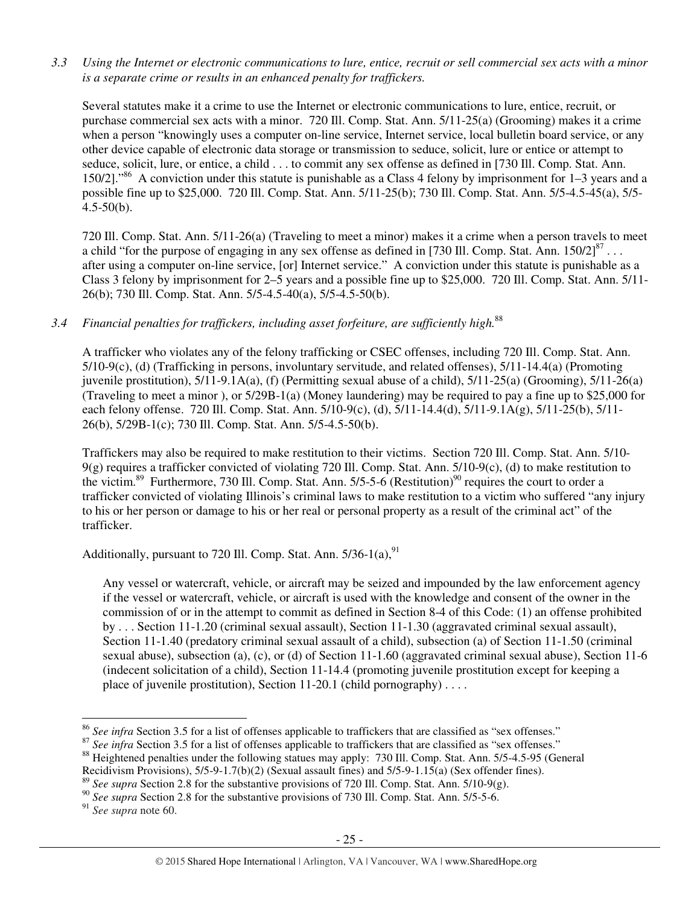*3.3 Using the Internet or electronic communications to lure, entice, recruit or sell commercial sex acts with a minor is a separate crime or results in an enhanced penalty for traffickers.*

Several statutes make it a crime to use the Internet or electronic communications to lure, entice, recruit, or purchase commercial sex acts with a minor. 720 Ill. Comp. Stat. Ann. 5/11-25(a) (Grooming) makes it a crime when a person "knowingly uses a computer on-line service, Internet service, local bulletin board service, or any other device capable of electronic data storage or transmission to seduce, solicit, lure or entice or attempt to seduce, solicit, lure, or entice, a child . . . to commit any sex offense as defined in [730 Ill. Comp. Stat. Ann. 150/2]."[86] A conviction under this statute is punishable as a Class 4 felony by imprisonment for 1–3 years and a possible fine up to $25,000. 720 Ill. Comp. Stat. Ann. 5/11-25(b); 730 Ill. Comp. Stat. Ann. 5/5-4.5-45(a), 5/5-4.5-50(b).

720 Ill. Comp. Stat. Ann. 5/11-26(a) (Traveling to meet a minor) makes it a crime when a person travels to meet a child "for the purpose of engaging in any sex offense as defined in [730 Ill. Comp. Stat. Ann. 150/2][87] . . . after using a computer on-line service, [or] Internet service." A conviction under this statute is punishable as a Class 3 felony by imprisonment for 2–5 years and a possible fine up to $25,000. 720 Ill. Comp. Stat. Ann. 5/11-26(b); 730 Ill. Comp. Stat. Ann. 5/5-4.5-40(a), 5/5-4.5-50(b).

*3.4 Financial penalties for traffickers, including asset forfeiture, are sufficiently high.*[88]

A trafficker who violates any of the felony trafficking or CSEC offenses, including 720 Ill. Comp. Stat. Ann. 5/10-9(c), (d) (Trafficking in persons, involuntary servitude, and related offenses), 5/11-14.4(a) (Promoting juvenile prostitution), 5/11-9.1A(a), (f) (Permitting sexual abuse of a child), 5/11-25(a) (Grooming), 5/11-26(a) (Traveling to meet a minor ), or 5/29B-1(a) (Money laundering) may be required to pay a fine up to $25,000 for each felony offense. 720 Ill. Comp. Stat. Ann. 5/10-9(c), (d), 5/11-14.4(d), 5/11-9.1A(g), 5/11-25(b), 5/11-26(b), 5/29B-1(c); 730 Ill. Comp. Stat. Ann. 5/5-4.5-50(b).

Traffickers may also be required to make restitution to their victims. Section 720 Ill. Comp. Stat. Ann. 5/10-9(g) requires a trafficker convicted of violating 720 Ill. Comp. Stat. Ann. 5/10-9(c), (d) to make restitution to the victim.[89] Furthermore, 730 Ill. Comp. Stat. Ann. 5/5-5-6 (Restitution)[90] requires the court to order a trafficker convicted of violating Illinois's criminal laws to make restitution to a victim who suffered "any injury to his or her person or damage to his or her real or personal property as a result of the criminal act" of the trafficker.

Additionally, pursuant to 720 Ill. Comp. Stat. Ann. 5/36-1(a),[91]

> Any vessel or watercraft, vehicle, or aircraft may be seized and impounded by the law enforcement agency if the vessel or watercraft, vehicle, or aircraft is used with the knowledge and consent of the owner in the commission of or in the attempt to commit as defined in Section 8-4 of this Code: (1) an offense prohibited by . . . Section 11-1.20 (criminal sexual assault), Section 11-1.30 (aggravated criminal sexual assault), Section 11-1.40 (predatory criminal sexual assault of a child), subsection (a) of Section 11-1.50 (criminal sexual abuse), subsection (a), (c), or (d) of Section 11-1.60 (aggravated criminal sexual abuse), Section 11-6 (indecent solicitation of a child), Section 11-14.4 (promoting juvenile prostitution except for keeping a place of juvenile prostitution), Section 11-20.1 (child pornography) . . . .

---

[86] *See infra* Section 3.5 for a list of offenses applicable to traffickers that are classified as "sex offenses."

[87] *See infra* Section 3.5 for a list of offenses applicable to traffickers that are classified as "sex offenses."

[88] Heightened penalties under the following statues may apply: 730 Ill. Comp. Stat. Ann. 5/5-4.5-95 (General Recidivism Provisions), 5/5-9-1.7(b)(2) (Sexual assault fines) and 5/5-9-1.15(a) (Sex offender fines).

[89] *See supra* Section 2.8 for the substantive provisions of 720 Ill. Comp. Stat. Ann. 5/10-9(g).

[90] *See supra* Section 2.8 for the substantive provisions of 730 Ill. Comp. Stat. Ann. 5/5-5-6.

[91] *See supra* note 60.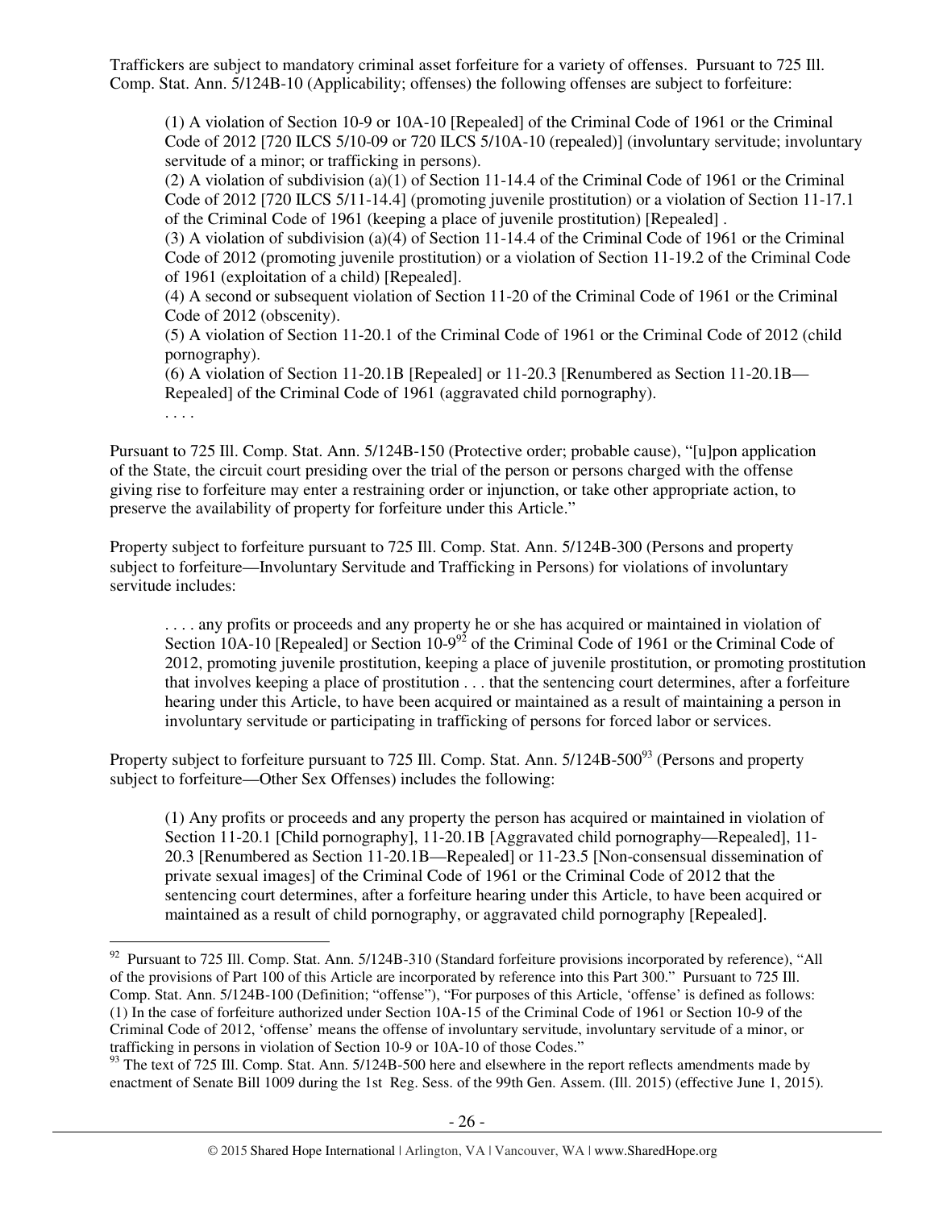Traffickers are subject to mandatory criminal asset forfeiture for a variety of offenses. Pursuant to 725 Ill. Comp. Stat. Ann. 5/124B-10 (Applicability; offenses) the following offenses are subject to forfeiture:

> (1) A violation of Section 10-9 or 10A-10 [Repealed] of the Criminal Code of 1961 or the Criminal Code of 2012 [720 ILCS 5/10-09 or 720 ILCS 5/10A-10 (repealed)] (involuntary servitude; involuntary servitude of a minor; or trafficking in persons).
> (2) A violation of subdivision (a)(1) of Section 11-14.4 of the Criminal Code of 1961 or the Criminal Code of 2012 [720 ILCS 5/11-14.4] (promoting juvenile prostitution) or a violation of Section 11-17.1 of the Criminal Code of 1961 (keeping a place of juvenile prostitution) [Repealed] .
> (3) A violation of subdivision (a)(4) of Section 11-14.4 of the Criminal Code of 1961 or the Criminal Code of 2012 (promoting juvenile prostitution) or a violation of Section 11-19.2 of the Criminal Code of 1961 (exploitation of a child) [Repealed].
> (4) A second or subsequent violation of Section 11-20 of the Criminal Code of 1961 or the Criminal Code of 2012 (obscenity).
> (5) A violation of Section 11-20.1 of the Criminal Code of 1961 or the Criminal Code of 2012 (child pornography).
> (6) A violation of Section 11-20.1B [Repealed] or 11-20.3 [Renumbered as Section 11-20.1B—Repealed] of the Criminal Code of 1961 (aggravated child pornography).
> . . . .

Pursuant to 725 Ill. Comp. Stat. Ann. 5/124B-150 (Protective order; probable cause), "[u]pon application of the State, the circuit court presiding over the trial of the person or persons charged with the offense giving rise to forfeiture may enter a restraining order or injunction, or take other appropriate action, to preserve the availability of property for forfeiture under this Article."

Property subject to forfeiture pursuant to 725 Ill. Comp. Stat. Ann. 5/124B-300 (Persons and property subject to forfeiture—Involuntary Servitude and Trafficking in Persons) for violations of involuntary servitude includes:

> . . . . any profits or proceeds and any property he or she has acquired or maintained in violation of Section 10A-10 [Repealed] or Section 10-9[92] of the Criminal Code of 1961 or the Criminal Code of 2012, promoting juvenile prostitution, keeping a place of juvenile prostitution, or promoting prostitution that involves keeping a place of prostitution . . . that the sentencing court determines, after a forfeiture hearing under this Article, to have been acquired or maintained as a result of maintaining a person in involuntary servitude or participating in trafficking of persons for forced labor or services.

Property subject to forfeiture pursuant to 725 Ill. Comp. Stat. Ann. 5/124B-500[93] (Persons and property subject to forfeiture—Other Sex Offenses) includes the following:

> (1) Any profits or proceeds and any property the person has acquired or maintained in violation of Section 11-20.1 [Child pornography], 11-20.1B [Aggravated child pornography—Repealed], 11-20.3 [Renumbered as Section 11-20.1B—Repealed] or 11-23.5 [Non-consensual dissemination of private sexual images] of the Criminal Code of 1961 or the Criminal Code of 2012 that the sentencing court determines, after a forfeiture hearing under this Article, to have been acquired or maintained as a result of child pornography, or aggravated child pornography [Repealed].

---

[92] Pursuant to 725 Ill. Comp. Stat. Ann. 5/124B-310 (Standard forfeiture provisions incorporated by reference), "All of the provisions of Part 100 of this Article are incorporated by reference into this Part 300." Pursuant to 725 Ill. Comp. Stat. Ann. 5/124B-100 (Definition; "offense"), "For purposes of this Article, 'offense' is defined as follows: (1) In the case of forfeiture authorized under Section 10A-15 of the Criminal Code of 1961 or Section 10-9 of the Criminal Code of 2012, 'offense' means the offense of involuntary servitude, involuntary servitude of a minor, or trafficking in persons in violation of Section 10-9 or 10A-10 of those Codes."

[93] The text of 725 Ill. Comp. Stat. Ann. 5/124B-500 here and elsewhere in the report reflects amendments made by enactment of Senate Bill 1009 during the 1st Reg. Sess. of the 99th Gen. Assem. (Ill. 2015) (effective June 1, 2015).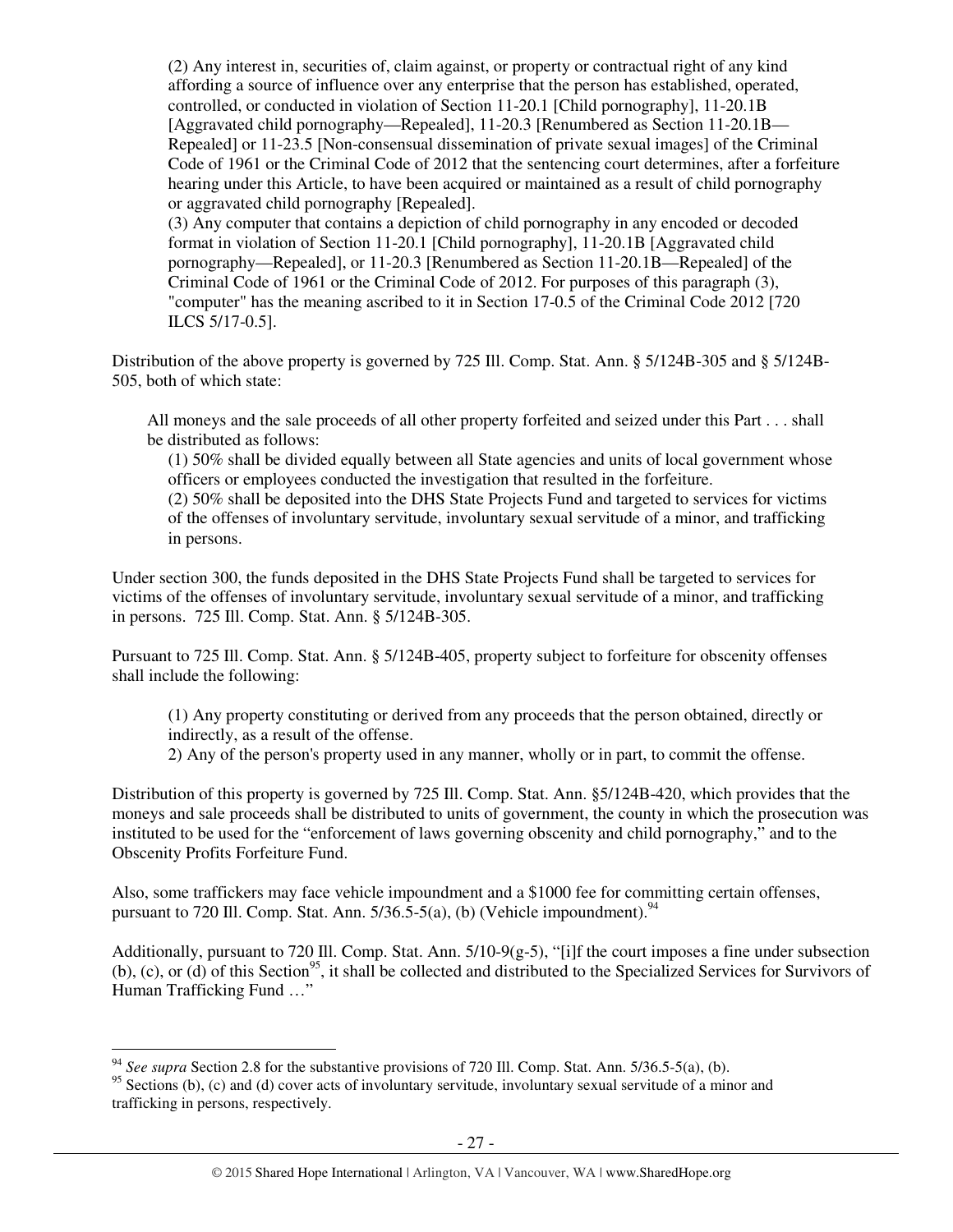> (2) Any interest in, securities of, claim against, or property or contractual right of any kind affording a source of influence over any enterprise that the person has established, operated, controlled, or conducted in violation of Section 11-20.1 [Child pornography], 11-20.1B [Aggravated child pornography—Repealed], 11-20.3 [Renumbered as Section 11-20.1B—Repealed] or 11-23.5 [Non-consensual dissemination of private sexual images] of the Criminal Code of 1961 or the Criminal Code of 2012 that the sentencing court determines, after a forfeiture hearing under this Article, to have been acquired or maintained as a result of child pornography or aggravated child pornography [Repealed].
> (3) Any computer that contains a depiction of child pornography in any encoded or decoded format in violation of Section 11-20.1 [Child pornography], 11-20.1B [Aggravated child pornography—Repealed], or 11-20.3 [Renumbered as Section 11-20.1B—Repealed] of the Criminal Code of 1961 or the Criminal Code of 2012. For purposes of this paragraph (3), "computer" has the meaning ascribed to it in Section 17-0.5 of the Criminal Code 2012 [720 ILCS 5/17-0.5].

Distribution of the above property is governed by 725 Ill. Comp. Stat. Ann. § 5/124B-305 and § 5/124B-505, both of which state:

> All moneys and the sale proceeds of all other property forfeited and seized under this Part . . . shall be distributed as follows:
> (1) 50% shall be divided equally between all State agencies and units of local government whose officers or employees conducted the investigation that resulted in the forfeiture.
> (2) 50% shall be deposited into the DHS State Projects Fund and targeted to services for victims of the offenses of involuntary servitude, involuntary sexual servitude of a minor, and trafficking in persons.

Under section 300, the funds deposited in the DHS State Projects Fund shall be targeted to services for victims of the offenses of involuntary servitude, involuntary sexual servitude of a minor, and trafficking in persons. 725 Ill. Comp. Stat. Ann. § 5/124B-305.

Pursuant to 725 Ill. Comp. Stat. Ann. § 5/124B-405, property subject to forfeiture for obscenity offenses shall include the following:

> (1) Any property constituting or derived from any proceeds that the person obtained, directly or indirectly, as a result of the offense.
> 2) Any of the person's property used in any manner, wholly or in part, to commit the offense.

Distribution of this property is governed by 725 Ill. Comp. Stat. Ann. §5/124B-420, which provides that the moneys and sale proceeds shall be distributed to units of government, the county in which the prosecution was instituted to be used for the "enforcement of laws governing obscenity and child pornography," and to the Obscenity Profits Forfeiture Fund.

Also, some traffickers may face vehicle impoundment and a $1000 fee for committing certain offenses, pursuant to 720 Ill. Comp. Stat. Ann. 5/36.5-5(a), (b) (Vehicle impoundment).[94]

Additionally, pursuant to 720 Ill. Comp. Stat. Ann. 5/10-9(g-5), "[i]f the court imposes a fine under subsection (b), (c), or (d) of this Section[95], it shall be collected and distributed to the Specialized Services for Survivors of Human Trafficking Fund …"

---

[94] *See supra* Section 2.8 for the substantive provisions of 720 Ill. Comp. Stat. Ann. 5/36.5-5(a), (b).

[95] Sections (b), (c) and (d) cover acts of involuntary servitude, involuntary sexual servitude of a minor and trafficking in persons, respectively.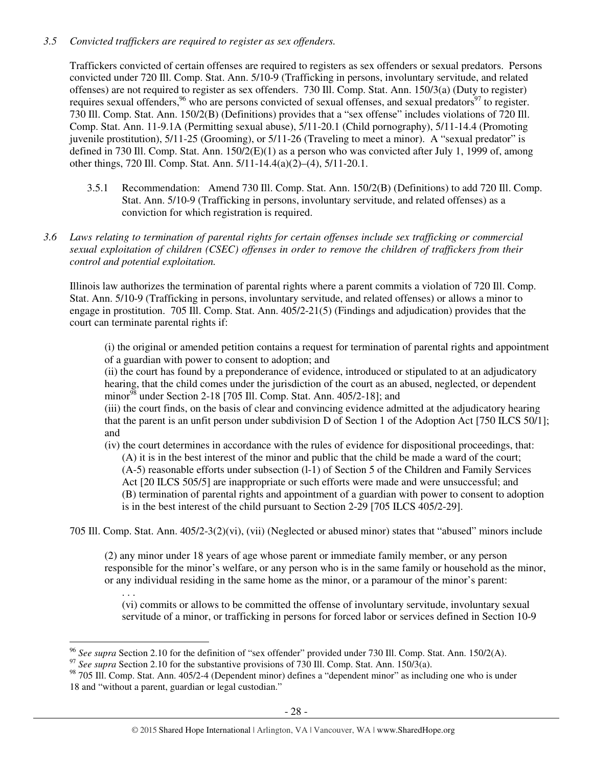*3.5 Convicted traffickers are required to register as sex offenders.*

Traffickers convicted of certain offenses are required to registers as sex offenders or sexual predators. Persons convicted under 720 Ill. Comp. Stat. Ann. 5/10-9 (Trafficking in persons, involuntary servitude, and related offenses) are not required to register as sex offenders. 730 Ill. Comp. Stat. Ann. 150/3(a) (Duty to register) requires sexual offenders,[96] who are persons convicted of sexual offenses, and sexual predators[97] to register. 730 Ill. Comp. Stat. Ann. 150/2(B) (Definitions) provides that a "sex offense" includes violations of 720 Ill. Comp. Stat. Ann. 11-9.1A (Permitting sexual abuse), 5/11-20.1 (Child pornography), 5/11-14.4 (Promoting juvenile prostitution), 5/11-25 (Grooming), or 5/11-26 (Traveling to meet a minor). A "sexual predator" is defined in 730 Ill. Comp. Stat. Ann. 150/2(E)(1) as a person who was convicted after July 1, 1999 of, among other things, 720 Ill. Comp. Stat. Ann. 5/11-14.4(a)(2)–(4), 5/11-20.1.

3.5.1 Recommendation: Amend 730 Ill. Comp. Stat. Ann. 150/2(B) (Definitions) to add 720 Ill. Comp. Stat. Ann. 5/10-9 (Trafficking in persons, involuntary servitude, and related offenses) as a conviction for which registration is required.

*3.6 Laws relating to termination of parental rights for certain offenses include sex trafficking or commercial sexual exploitation of children (CSEC) offenses in order to remove the children of traffickers from their control and potential exploitation.*

Illinois law authorizes the termination of parental rights where a parent commits a violation of 720 Ill. Comp. Stat. Ann. 5/10-9 (Trafficking in persons, involuntary servitude, and related offenses) or allows a minor to engage in prostitution. 705 Ill. Comp. Stat. Ann. 405/2-21(5) (Findings and adjudication) provides that the court can terminate parental rights if:

> (i) the original or amended petition contains a request for termination of parental rights and appointment of a guardian with power to consent to adoption; and
> (ii) the court has found by a preponderance of evidence, introduced or stipulated to at an adjudicatory hearing, that the child comes under the jurisdiction of the court as an abused, neglected, or dependent minor[98] under Section 2-18 [705 Ill. Comp. Stat. Ann. 405/2-18]; and
> (iii) the court finds, on the basis of clear and convincing evidence admitted at the adjudicatory hearing that the parent is an unfit person under subdivision D of Section 1 of the Adoption Act [750 ILCS 50/1]; and
> (iv) the court determines in accordance with the rules of evidence for dispositional proceedings, that:
> (A) it is in the best interest of the minor and public that the child be made a ward of the court;
> (A-5) reasonable efforts under subsection (l-1) of Section 5 of the Children and Family Services Act [20 ILCS 505/5] are inappropriate or such efforts were made and were unsuccessful; and
> (B) termination of parental rights and appointment of a guardian with power to consent to adoption is in the best interest of the child pursuant to Section 2-29 [705 ILCS 405/2-29].

705 Ill. Comp. Stat. Ann. 405/2-3(2)(vi), (vii) (Neglected or abused minor) states that "abused" minors include

> (2) any minor under 18 years of age whose parent or immediate family member, or any person responsible for the minor's welfare, or any person who is in the same family or household as the minor, or any individual residing in the same home as the minor, or a paramour of the minor's parent:
> . . .
> (vi) commits or allows to be committed the offense of involuntary servitude, involuntary sexual servitude of a minor, or trafficking in persons for forced labor or services defined in Section 10-9

---

[96] *See supra* Section 2.10 for the definition of "sex offender" provided under 730 Ill. Comp. Stat. Ann. 150/2(A).

[97] *See supra* Section 2.10 for the substantive provisions of 730 Ill. Comp. Stat. Ann. 150/3(a).

[98] 705 Ill. Comp. Stat. Ann. 405/2-4 (Dependent minor) defines a "dependent minor" as including one who is under 18 and "without a parent, guardian or legal custodian."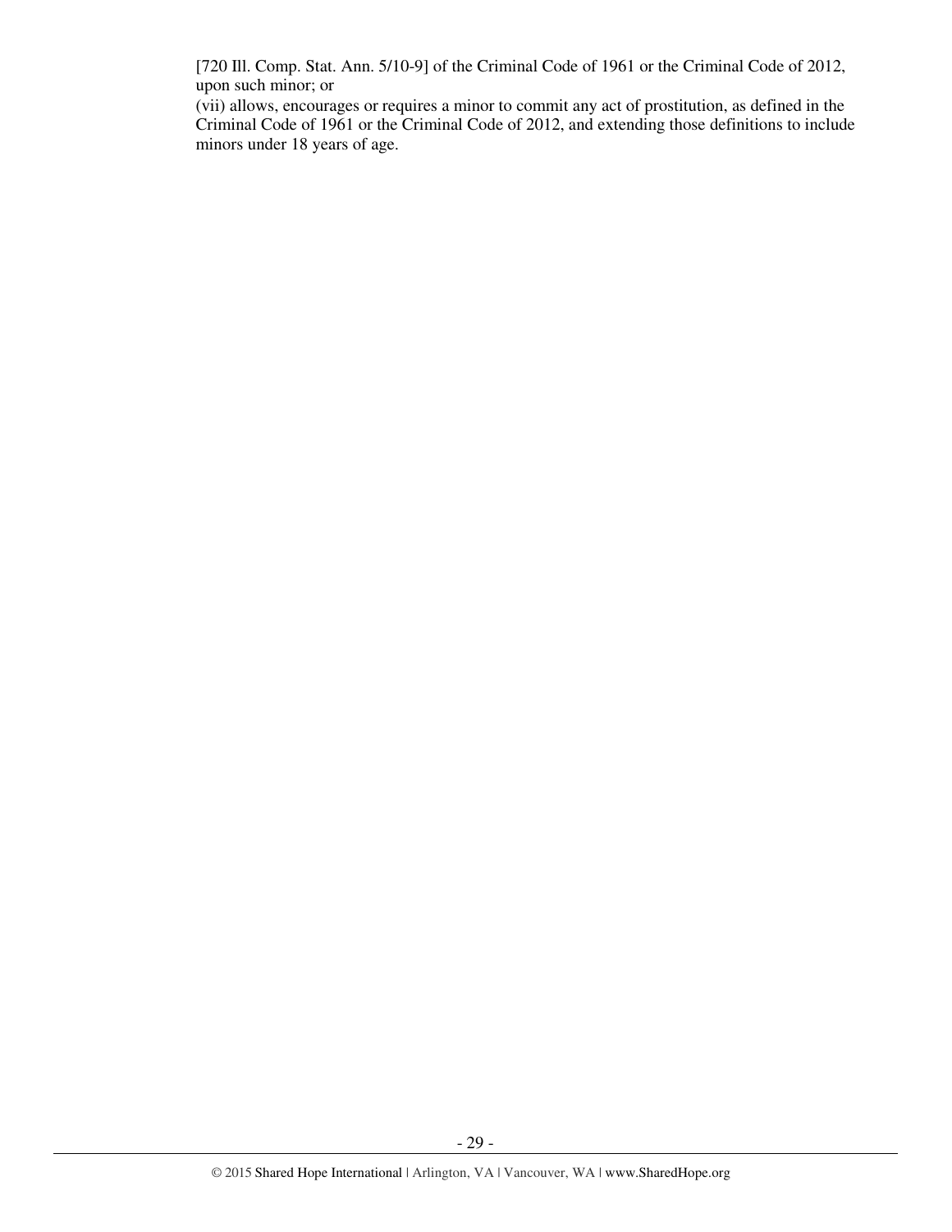[720 Ill. Comp. Stat. Ann. 5/10-9] of the Criminal Code of 1961 or the Criminal Code of 2012, upon such minor; or

(vii) allows, encourages or requires a minor to commit any act of prostitution, as defined in the Criminal Code of 1961 or the Criminal Code of 2012, and extending those definitions to include minors under 18 years of age.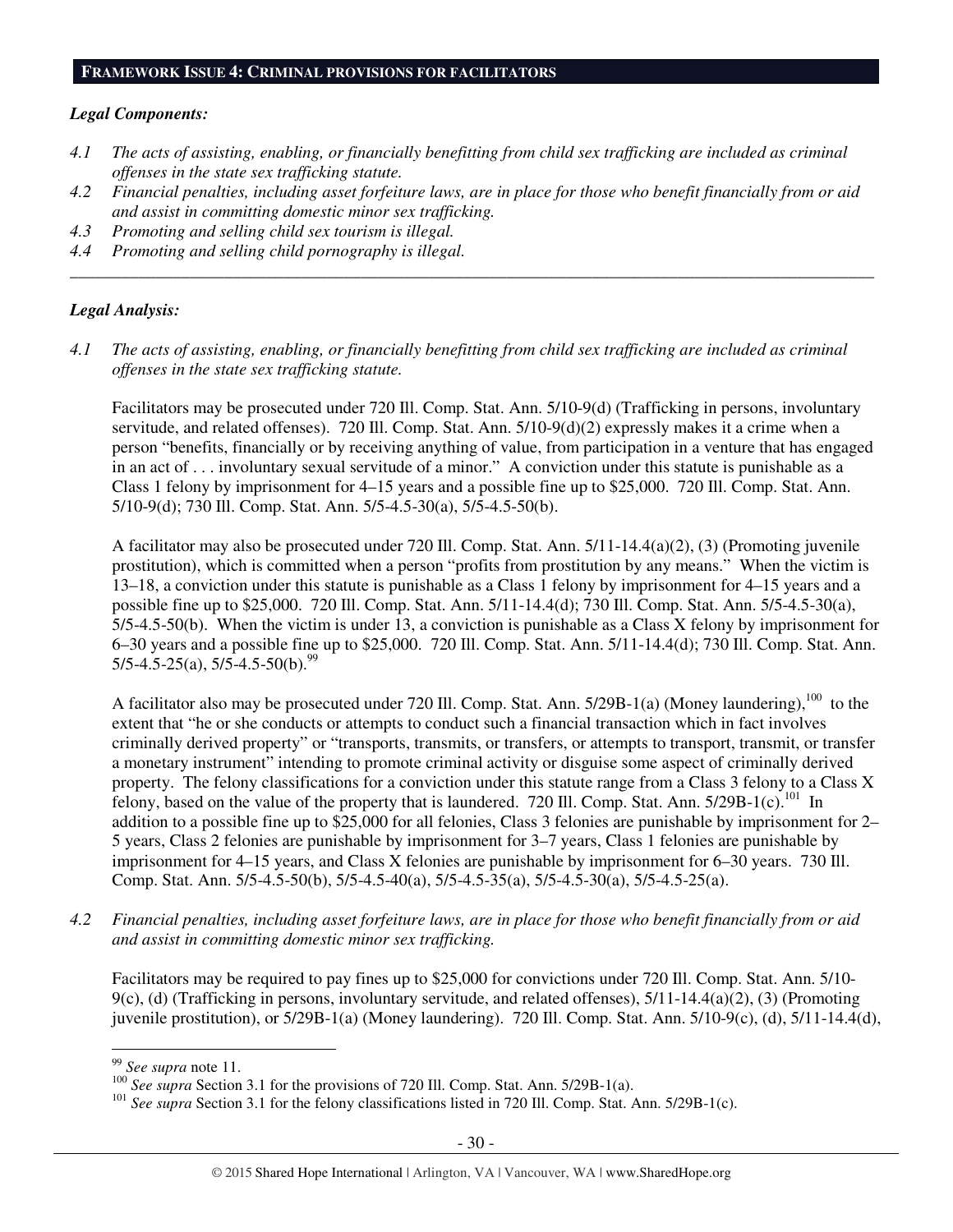## FRAMEWORK ISSUE 4: CRIMINAL PROVISIONS FOR FACILITATORS

### *Legal Components:*

*4.1 The acts of assisting, enabling, or financially benefitting from child sex trafficking are included as criminal offenses in the state sex trafficking statute.*

*4.2 Financial penalties, including asset forfeiture laws, are in place for those who benefit financially from or aid and assist in committing domestic minor sex trafficking.*

*4.3 Promoting and selling child sex tourism is illegal.*

*4.4 Promoting and selling child pornography is illegal.*

---

### *Legal Analysis:*

*4.1 The acts of assisting, enabling, or financially benefitting from child sex trafficking are included as criminal offenses in the state sex trafficking statute.*

Facilitators may be prosecuted under 720 Ill. Comp. Stat. Ann. 5/10-9(d) (Trafficking in persons, involuntary servitude, and related offenses). 720 Ill. Comp. Stat. Ann. 5/10-9(d)(2) expressly makes it a crime when a person "benefits, financially or by receiving anything of value, from participation in a venture that has engaged in an act of . . . involuntary sexual servitude of a minor." A conviction under this statute is punishable as a Class 1 felony by imprisonment for 4–15 years and a possible fine up to $25,000. 720 Ill. Comp. Stat. Ann. 5/10-9(d); 730 Ill. Comp. Stat. Ann. 5/5-4.5-30(a), 5/5-4.5-50(b).

A facilitator may also be prosecuted under 720 Ill. Comp. Stat. Ann. 5/11-14.4(a)(2), (3) (Promoting juvenile prostitution), which is committed when a person "profits from prostitution by any means." When the victim is 13–18, a conviction under this statute is punishable as a Class 1 felony by imprisonment for 4–15 years and a possible fine up to $25,000. 720 Ill. Comp. Stat. Ann. 5/11-14.4(d); 730 Ill. Comp. Stat. Ann. 5/5-4.5-30(a), 5/5-4.5-50(b). When the victim is under 13, a conviction is punishable as a Class X felony by imprisonment for 6–30 years and a possible fine up to $25,000. 720 Ill. Comp. Stat. Ann. 5/11-14.4(d); 730 Ill. Comp. Stat. Ann. 5/5-4.5-25(a), 5/5-4.5-50(b).[99]

A facilitator also may be prosecuted under 720 Ill. Comp. Stat. Ann. 5/29B-1(a) (Money laundering),[100] to the extent that "he or she conducts or attempts to conduct such a financial transaction which in fact involves criminally derived property" or "transports, transmits, or transfers, or attempts to transport, transmit, or transfer a monetary instrument" intending to promote criminal activity or disguise some aspect of criminally derived property. The felony classifications for a conviction under this statute range from a Class 3 felony to a Class X felony, based on the value of the property that is laundered. 720 Ill. Comp. Stat. Ann. 5/29B-1(c).[101] In addition to a possible fine up to $25,000 for all felonies, Class 3 felonies are punishable by imprisonment for 2–5 years, Class 2 felonies are punishable by imprisonment for 3–7 years, Class 1 felonies are punishable by imprisonment for 4–15 years, and Class X felonies are punishable by imprisonment for 6–30 years. 730 Ill. Comp. Stat. Ann. 5/5-4.5-50(b), 5/5-4.5-40(a), 5/5-4.5-35(a), 5/5-4.5-30(a), 5/5-4.5-25(a).

*4.2 Financial penalties, including asset forfeiture laws, are in place for those who benefit financially from or aid and assist in committing domestic minor sex trafficking.*

Facilitators may be required to pay fines up to $25,000 for convictions under 720 Ill. Comp. Stat. Ann. 5/10-9(c), (d) (Trafficking in persons, involuntary servitude, and related offenses), 5/11-14.4(a)(2), (3) (Promoting juvenile prostitution), or 5/29B-1(a) (Money laundering). 720 Ill. Comp. Stat. Ann. 5/10-9(c), (d), 5/11-14.4(d),

---

[99] *See supra* note 11.

[100] *See supra* Section 3.1 for the provisions of 720 Ill. Comp. Stat. Ann. 5/29B-1(a).

[101] *See supra* Section 3.1 for the felony classifications listed in 720 Ill. Comp. Stat. Ann. 5/29B-1(c).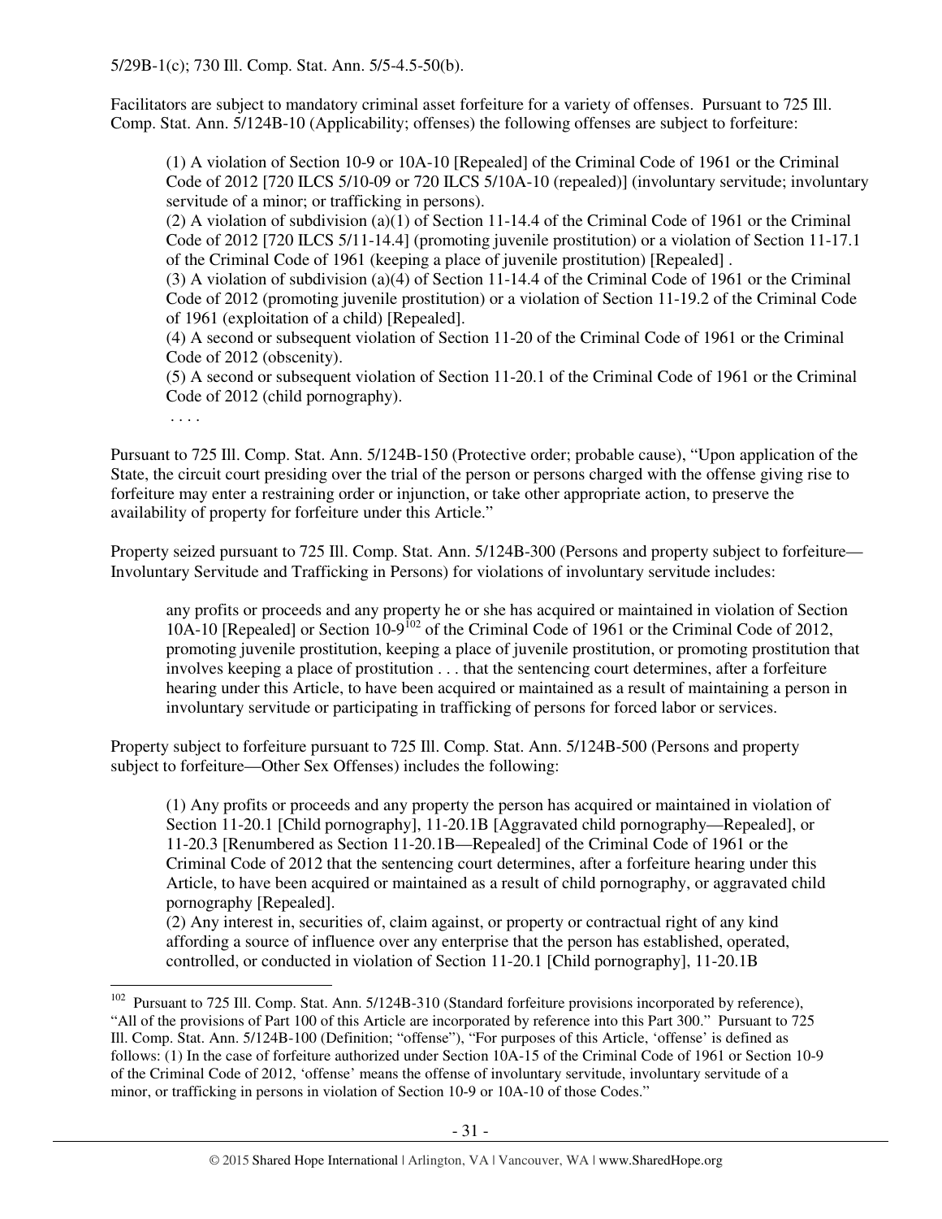5/29B-1(c); 730 Ill. Comp. Stat. Ann. 5/5-4.5-50(b).

Facilitators are subject to mandatory criminal asset forfeiture for a variety of offenses. Pursuant to 725 Ill. Comp. Stat. Ann. 5/124B-10 (Applicability; offenses) the following offenses are subject to forfeiture:

> (1) A violation of Section 10-9 or 10A-10 [Repealed] of the Criminal Code of 1961 or the Criminal Code of 2012 [720 ILCS 5/10-09 or 720 ILCS 5/10A-10 (repealed)] (involuntary servitude; involuntary servitude of a minor; or trafficking in persons).
> (2) A violation of subdivision (a)(1) of Section 11-14.4 of the Criminal Code of 1961 or the Criminal Code of 2012 [720 ILCS 5/11-14.4] (promoting juvenile prostitution) or a violation of Section 11-17.1 of the Criminal Code of 1961 (keeping a place of juvenile prostitution) [Repealed] .
> (3) A violation of subdivision (a)(4) of Section 11-14.4 of the Criminal Code of 1961 or the Criminal Code of 2012 (promoting juvenile prostitution) or a violation of Section 11-19.2 of the Criminal Code of 1961 (exploitation of a child) [Repealed].
> (4) A second or subsequent violation of Section 11-20 of the Criminal Code of 1961 or the Criminal Code of 2012 (obscenity).
> (5) A second or subsequent violation of Section 11-20.1 of the Criminal Code of 1961 or the Criminal Code of 2012 (child pornography).
> . . . .

Pursuant to 725 Ill. Comp. Stat. Ann. 5/124B-150 (Protective order; probable cause), "Upon application of the State, the circuit court presiding over the trial of the person or persons charged with the offense giving rise to forfeiture may enter a restraining order or injunction, or take other appropriate action, to preserve the availability of property for forfeiture under this Article."

Property seized pursuant to 725 Ill. Comp. Stat. Ann. 5/124B-300 (Persons and property subject to forfeiture—Involuntary Servitude and Trafficking in Persons) for violations of involuntary servitude includes:

> any profits or proceeds and any property he or she has acquired or maintained in violation of Section 10A-10 [Repealed] or Section 10-9[102] of the Criminal Code of 1961 or the Criminal Code of 2012, promoting juvenile prostitution, keeping a place of juvenile prostitution, or promoting prostitution that involves keeping a place of prostitution . . . that the sentencing court determines, after a forfeiture hearing under this Article, to have been acquired or maintained as a result of maintaining a person in involuntary servitude or participating in trafficking of persons for forced labor or services.

Property subject to forfeiture pursuant to 725 Ill. Comp. Stat. Ann. 5/124B-500 (Persons and property subject to forfeiture—Other Sex Offenses) includes the following:

> (1) Any profits or proceeds and any property the person has acquired or maintained in violation of Section 11-20.1 [Child pornography], 11-20.1B [Aggravated child pornography—Repealed], or 11-20.3 [Renumbered as Section 11-20.1B—Repealed] of the Criminal Code of 1961 or the Criminal Code of 2012 that the sentencing court determines, after a forfeiture hearing under this Article, to have been acquired or maintained as a result of child pornography, or aggravated child pornography [Repealed].
> (2) Any interest in, securities of, claim against, or property or contractual right of any kind affording a source of influence over any enterprise that the person has established, operated, controlled, or conducted in violation of Section 11-20.1 [Child pornography], 11-20.1B

---

[102] Pursuant to 725 Ill. Comp. Stat. Ann. 5/124B-310 (Standard forfeiture provisions incorporated by reference), "All of the provisions of Part 100 of this Article are incorporated by reference into this Part 300." Pursuant to 725 Ill. Comp. Stat. Ann. 5/124B-100 (Definition; "offense"), "For purposes of this Article, 'offense' is defined as follows: (1) In the case of forfeiture authorized under Section 10A-15 of the Criminal Code of 1961 or Section 10-9 of the Criminal Code of 2012, 'offense' means the offense of involuntary servitude, involuntary servitude of a minor, or trafficking in persons in violation of Section 10-9 or 10A-10 of those Codes."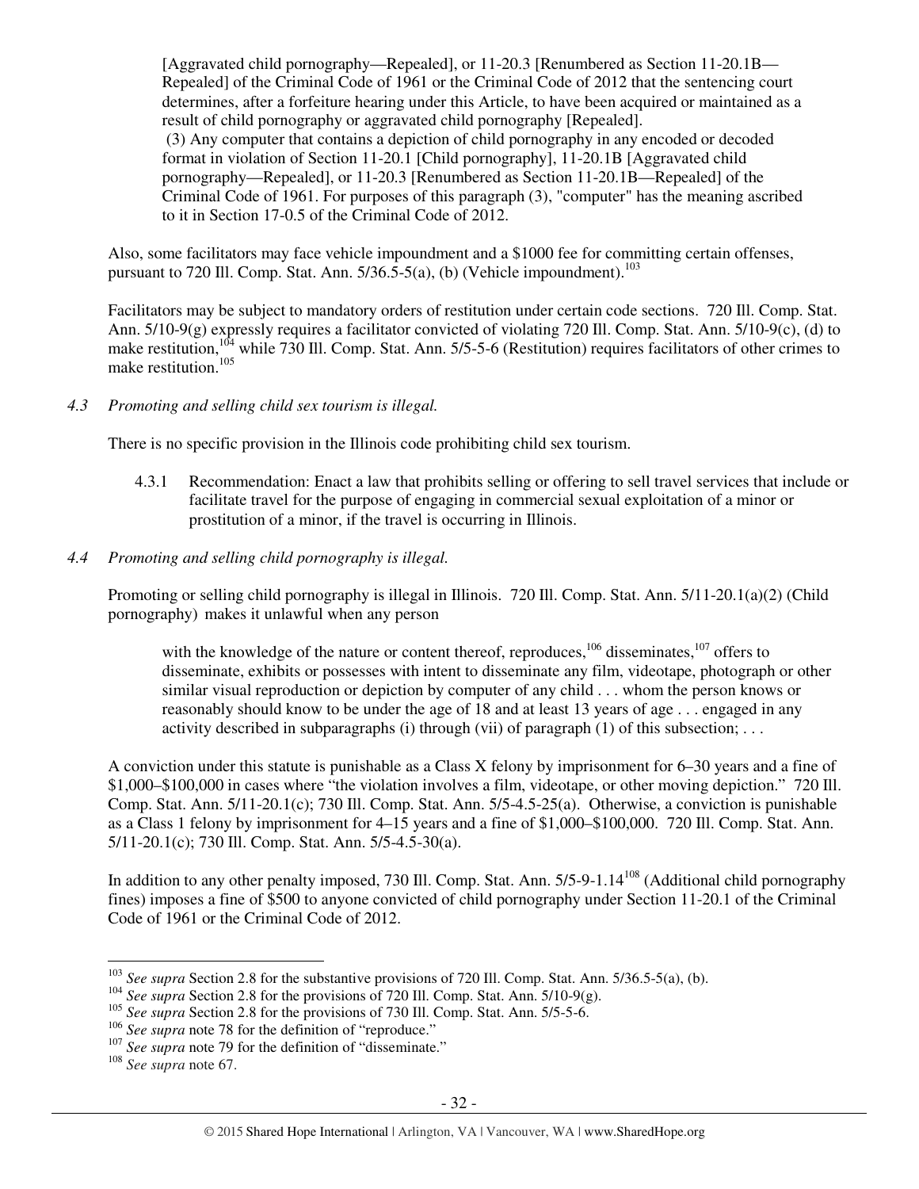[Aggravated child pornography—Repealed], or 11-20.3 [Renumbered as Section 11-20.1B—Repealed] of the Criminal Code of 1961 or the Criminal Code of 2012 that the sentencing court determines, after a forfeiture hearing under this Article, to have been acquired or maintained as a result of child pornography or aggravated child pornography [Repealed].

(3) Any computer that contains a depiction of child pornography in any encoded or decoded format in violation of Section 11-20.1 [Child pornography], 11-20.1B [Aggravated child pornography—Repealed], or 11-20.3 [Renumbered as Section 11-20.1B—Repealed] of the Criminal Code of 1961. For purposes of this paragraph (3), "computer" has the meaning ascribed to it in Section 17-0.5 of the Criminal Code of 2012.

Also, some facilitators may face vehicle impoundment and a $1000 fee for committing certain offenses, pursuant to 720 Ill. Comp. Stat. Ann. 5/36.5-5(a), (b) (Vehicle impoundment).[103]

Facilitators may be subject to mandatory orders of restitution under certain code sections. 720 Ill. Comp. Stat. Ann. 5/10-9(g) expressly requires a facilitator convicted of violating 720 Ill. Comp. Stat. Ann. 5/10-9(c), (d) to make restitution,[104] while 730 Ill. Comp. Stat. Ann. 5/5-5-6 (Restitution) requires facilitators of other crimes to make restitution.[105]

*4.3 Promoting and selling child sex tourism is illegal.*

There is no specific provision in the Illinois code prohibiting child sex tourism.

4.3.1 Recommendation: Enact a law that prohibits selling or offering to sell travel services that include or facilitate travel for the purpose of engaging in commercial sexual exploitation of a minor or prostitution of a minor, if the travel is occurring in Illinois.

*4.4 Promoting and selling child pornography is illegal.*

Promoting or selling child pornography is illegal in Illinois. 720 Ill. Comp. Stat. Ann. 5/11-20.1(a)(2) (Child pornography) makes it unlawful when any person

> with the knowledge of the nature or content thereof, reproduces,[106] disseminates,[107] offers to disseminate, exhibits or possesses with intent to disseminate any film, videotape, photograph or other similar visual reproduction or depiction by computer of any child . . . whom the person knows or reasonably should know to be under the age of 18 and at least 13 years of age . . . engaged in any activity described in subparagraphs (i) through (vii) of paragraph (1) of this subsection; . . .

A conviction under this statute is punishable as a Class X felony by imprisonment for 6–30 years and a fine of $1,000–$100,000 in cases where "the violation involves a film, videotape, or other moving depiction." 720 Ill. Comp. Stat. Ann. 5/11-20.1(c); 730 Ill. Comp. Stat. Ann. 5/5-4.5-25(a). Otherwise, a conviction is punishable as a Class 1 felony by imprisonment for 4–15 years and a fine of $1,000–$100,000. 720 Ill. Comp. Stat. Ann. 5/11-20.1(c); 730 Ill. Comp. Stat. Ann. 5/5-4.5-30(a).

In addition to any other penalty imposed, 730 Ill. Comp. Stat. Ann. 5/5-9-1.14[108] (Additional child pornography fines) imposes a fine of $500 to anyone convicted of child pornography under Section 11-20.1 of the Criminal Code of 1961 or the Criminal Code of 2012.

---

[103] *See supra* Section 2.8 for the substantive provisions of 720 Ill. Comp. Stat. Ann. 5/36.5-5(a), (b).

[104] *See supra* Section 2.8 for the provisions of 720 Ill. Comp. Stat. Ann. 5/10-9(g).

[105] *See supra* Section 2.8 for the provisions of 730 Ill. Comp. Stat. Ann. 5/5-5-6.

[106] *See supra* note 78 for the definition of "reproduce."

[107] *See supra* note 79 for the definition of "disseminate."

[108] *See supra* note 67.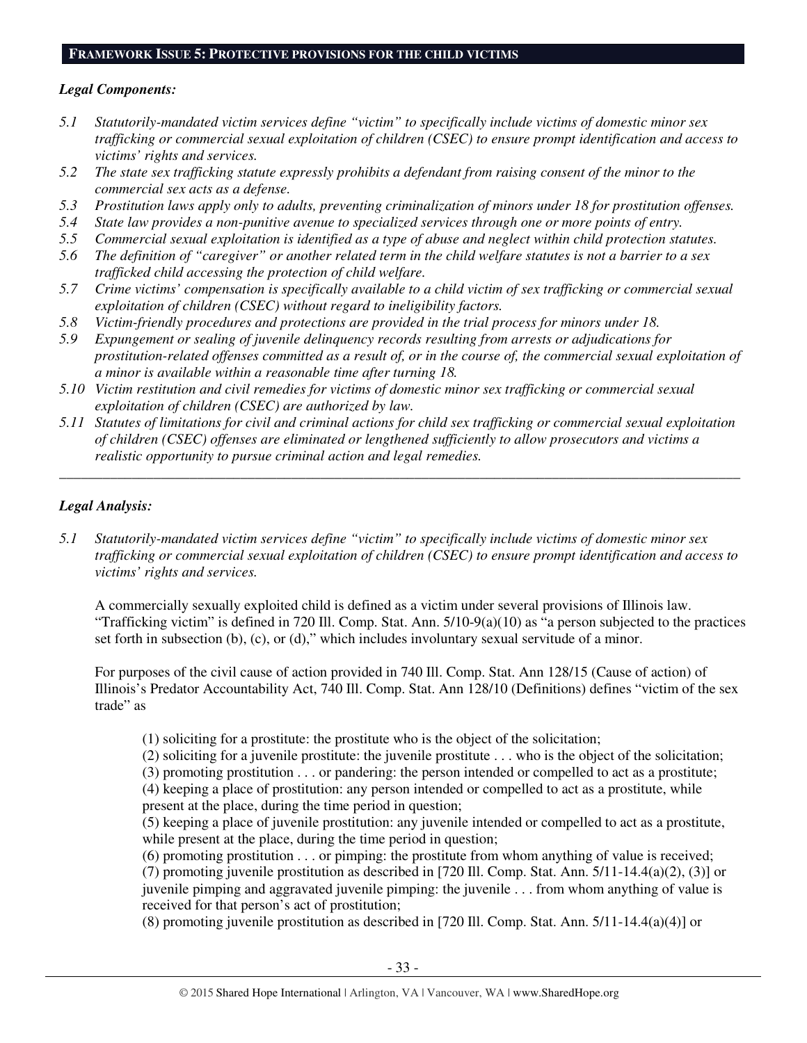## Framework Issue 5: Protective provisions for the child victims

***Legal Components:***

*5.1 Statutorily-mandated victim services define "victim" to specifically include victims of domestic minor sex trafficking or commercial sexual exploitation of children (CSEC) to ensure prompt identification and access to victims' rights and services.*

*5.2 The state sex trafficking statute expressly prohibits a defendant from raising consent of the minor to the commercial sex acts as a defense.*

*5.3 Prostitution laws apply only to adults, preventing criminalization of minors under 18 for prostitution offenses.*

*5.4 State law provides a non-punitive avenue to specialized services through one or more points of entry.*

*5.5 Commercial sexual exploitation is identified as a type of abuse and neglect within child protection statutes.*

*5.6 The definition of "caregiver" or another related term in the child welfare statutes is not a barrier to a sex trafficked child accessing the protection of child welfare.*

*5.7 Crime victims' compensation is specifically available to a child victim of sex trafficking or commercial sexual exploitation of children (CSEC) without regard to ineligibility factors.*

*5.8 Victim-friendly procedures and protections are provided in the trial process for minors under 18.*

*5.9 Expungement or sealing of juvenile delinquency records resulting from arrests or adjudications for prostitution-related offenses committed as a result of, or in the course of, the commercial sexual exploitation of a minor is available within a reasonable time after turning 18.*

*5.10 Victim restitution and civil remedies for victims of domestic minor sex trafficking or commercial sexual exploitation of children (CSEC) are authorized by law.*

*5.11 Statutes of limitations for civil and criminal actions for child sex trafficking or commercial sexual exploitation of children (CSEC) offenses are eliminated or lengthened sufficiently to allow prosecutors and victims a realistic opportunity to pursue criminal action and legal remedies.*

---

***Legal Analysis:***

*5.1 Statutorily-mandated victim services define "victim" to specifically include victims of domestic minor sex trafficking or commercial sexual exploitation of children (CSEC) to ensure prompt identification and access to victims' rights and services.*

A commercially sexually exploited child is defined as a victim under several provisions of Illinois law. "Trafficking victim" is defined in 720 Ill. Comp. Stat. Ann. 5/10-9(a)(10) as "a person subjected to the practices set forth in subsection (b), (c), or (d)," which includes involuntary sexual servitude of a minor.

For purposes of the civil cause of action provided in 740 Ill. Comp. Stat. Ann 128/15 (Cause of action) of Illinois's Predator Accountability Act, 740 Ill. Comp. Stat. Ann 128/10 (Definitions) defines "victim of the sex trade" as

> (1) soliciting for a prostitute: the prostitute who is the object of the solicitation;
> (2) soliciting for a juvenile prostitute: the juvenile prostitute . . . who is the object of the solicitation;
> (3) promoting prostitution . . . or pandering: the person intended or compelled to act as a prostitute;
> (4) keeping a place of prostitution: any person intended or compelled to act as a prostitute, while present at the place, during the time period in question;
> (5) keeping a place of juvenile prostitution: any juvenile intended or compelled to act as a prostitute, while present at the place, during the time period in question;
> (6) promoting prostitution . . . or pimping: the prostitute from whom anything of value is received;
> (7) promoting juvenile prostitution as described in [720 Ill. Comp. Stat. Ann. 5/11-14.4(a)(2), (3)] or juvenile pimping and aggravated juvenile pimping: the juvenile . . . from whom anything of value is received for that person's act of prostitution;
> (8) promoting juvenile prostitution as described in [720 Ill. Comp. Stat. Ann. 5/11-14.4(a)(4)] or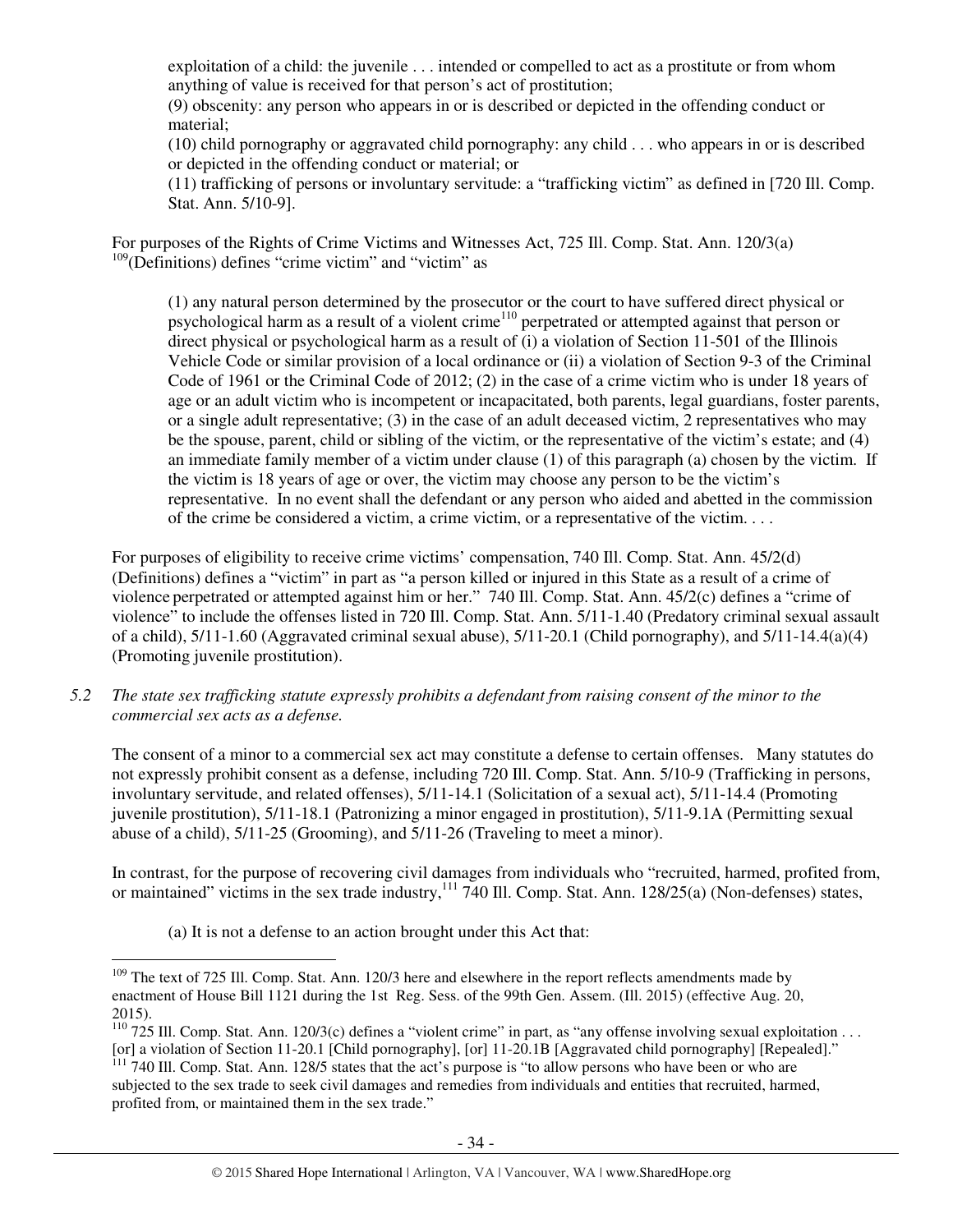exploitation of a child: the juvenile . . . intended or compelled to act as a prostitute or from whom anything of value is received for that person's act of prostitution;

(9) obscenity: any person who appears in or is described or depicted in the offending conduct or material;

(10) child pornography or aggravated child pornography: any child . . . who appears in or is described or depicted in the offending conduct or material; or

(11) trafficking of persons or involuntary servitude: a "trafficking victim" as defined in [720 Ill. Comp. Stat. Ann. 5/10-9].

For purposes of the Rights of Crime Victims and Witnesses Act, 725 Ill. Comp. Stat. Ann. 120/3(a) [109](Definitions) defines "crime victim" and "victim" as

> (1) any natural person determined by the prosecutor or the court to have suffered direct physical or psychological harm as a result of a violent crime[110] perpetrated or attempted against that person or direct physical or psychological harm as a result of (i) a violation of Section 11-501 of the Illinois Vehicle Code or similar provision of a local ordinance or (ii) a violation of Section 9-3 of the Criminal Code of 1961 or the Criminal Code of 2012; (2) in the case of a crime victim who is under 18 years of age or an adult victim who is incompetent or incapacitated, both parents, legal guardians, foster parents, or a single adult representative; (3) in the case of an adult deceased victim, 2 representatives who may be the spouse, parent, child or sibling of the victim, or the representative of the victim's estate; and (4) an immediate family member of a victim under clause (1) of this paragraph (a) chosen by the victim. If the victim is 18 years of age or over, the victim may choose any person to be the victim's representative. In no event shall the defendant or any person who aided and abetted in the commission of the crime be considered a victim, a crime victim, or a representative of the victim. . . .

For purposes of eligibility to receive crime victims' compensation, 740 Ill. Comp. Stat. Ann. 45/2(d) (Definitions) defines a "victim" in part as "a person killed or injured in this State as a result of a crime of violence perpetrated or attempted against him or her." 740 Ill. Comp. Stat. Ann. 45/2(c) defines a "crime of violence" to include the offenses listed in 720 Ill. Comp. Stat. Ann. 5/11-1.40 (Predatory criminal sexual assault of a child), 5/11-1.60 (Aggravated criminal sexual abuse), 5/11-20.1 (Child pornography), and 5/11-14.4(a)(4) (Promoting juvenile prostitution).

*5.2 The state sex trafficking statute expressly prohibits a defendant from raising consent of the minor to the commercial sex acts as a defense.*

The consent of a minor to a commercial sex act may constitute a defense to certain offenses. Many statutes do not expressly prohibit consent as a defense, including 720 Ill. Comp. Stat. Ann. 5/10-9 (Trafficking in persons, involuntary servitude, and related offenses), 5/11-14.1 (Solicitation of a sexual act), 5/11-14.4 (Promoting juvenile prostitution), 5/11-18.1 (Patronizing a minor engaged in prostitution), 5/11-9.1A (Permitting sexual abuse of a child), 5/11-25 (Grooming), and 5/11-26 (Traveling to meet a minor).

In contrast, for the purpose of recovering civil damages from individuals who "recruited, harmed, profited from, or maintained" victims in the sex trade industry,[111] 740 Ill. Comp. Stat. Ann. 128/25(a) (Non-defenses) states,

> (a) It is not a defense to an action brought under this Act that:

---

[109] The text of 725 Ill. Comp. Stat. Ann. 120/3 here and elsewhere in the report reflects amendments made by enactment of House Bill 1121 during the 1st Reg. Sess. of the 99th Gen. Assem. (Ill. 2015) (effective Aug. 20, 2015).

[110] 725 Ill. Comp. Stat. Ann. 120/3(c) defines a "violent crime" in part, as "any offense involving sexual exploitation . . . [or] a violation of Section 11-20.1 [Child pornography], [or] 11-20.1B [Aggravated child pornography] [Repealed]."

[111] 740 Ill. Comp. Stat. Ann. 128/5 states that the act's purpose is "to allow persons who have been or who are subjected to the sex trade to seek civil damages and remedies from individuals and entities that recruited, harmed, profited from, or maintained them in the sex trade."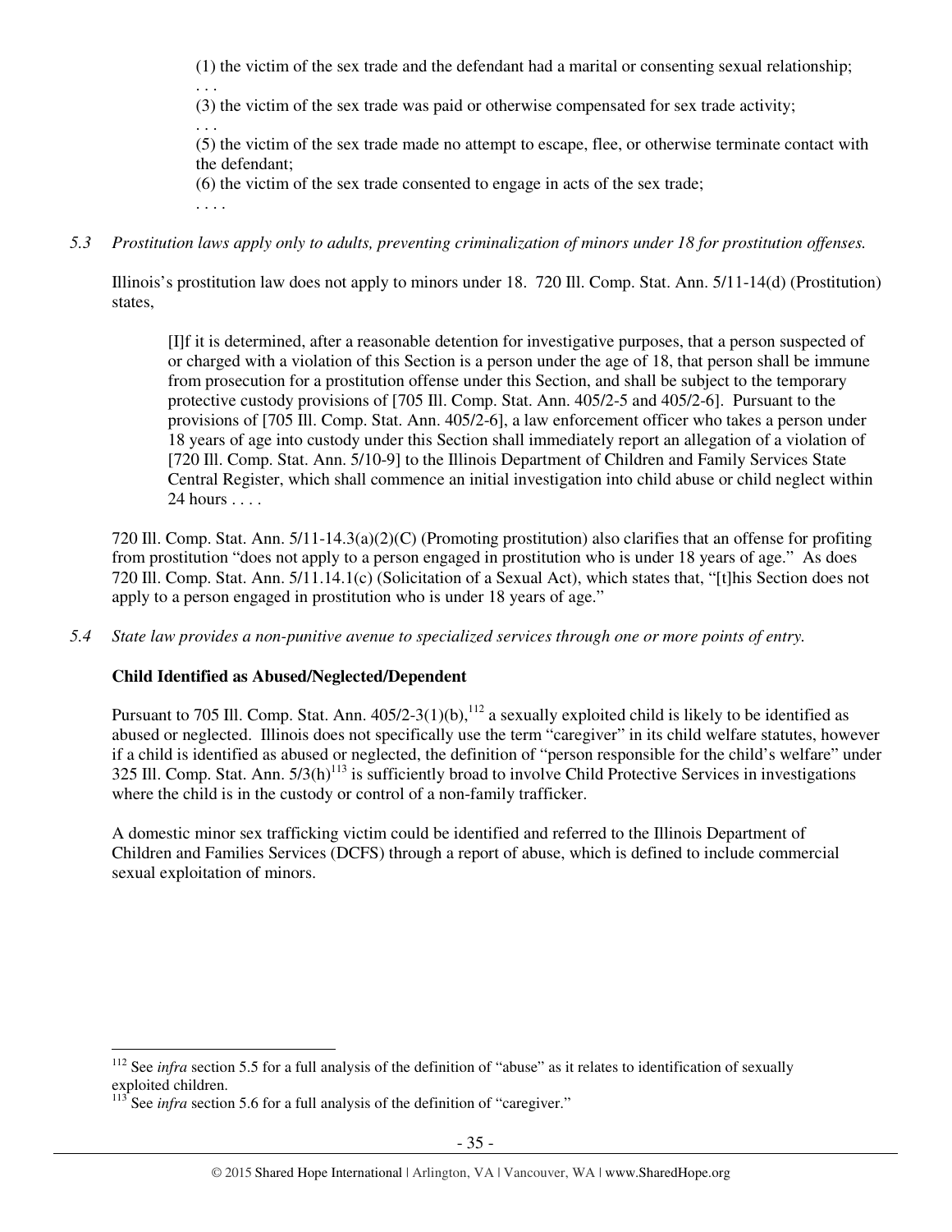(1) the victim of the sex trade and the defendant had a marital or consenting sexual relationship;
. . .
(3) the victim of the sex trade was paid or otherwise compensated for sex trade activity;
. . .
(5) the victim of the sex trade made no attempt to escape, flee, or otherwise terminate contact with the defendant;
(6) the victim of the sex trade consented to engage in acts of the sex trade;
. . . .

*5.3 Prostitution laws apply only to adults, preventing criminalization of minors under 18 for prostitution offenses.*

Illinois's prostitution law does not apply to minors under 18. 720 Ill. Comp. Stat. Ann. 5/11-14(d) (Prostitution) states,

> [I]f it is determined, after a reasonable detention for investigative purposes, that a person suspected of or charged with a violation of this Section is a person under the age of 18, that person shall be immune from prosecution for a prostitution offense under this Section, and shall be subject to the temporary protective custody provisions of [705 Ill. Comp. Stat. Ann. 405/2-5 and 405/2-6]. Pursuant to the provisions of [705 Ill. Comp. Stat. Ann. 405/2-6], a law enforcement officer who takes a person under 18 years of age into custody under this Section shall immediately report an allegation of a violation of [720 Ill. Comp. Stat. Ann. 5/10-9] to the Illinois Department of Children and Family Services State Central Register, which shall commence an initial investigation into child abuse or child neglect within 24 hours . . . .

720 Ill. Comp. Stat. Ann. 5/11-14.3(a)(2)(C) (Promoting prostitution) also clarifies that an offense for profiting from prostitution "does not apply to a person engaged in prostitution who is under 18 years of age." As does 720 Ill. Comp. Stat. Ann. 5/11.14.1(c) (Solicitation of a Sexual Act), which states that, "[t]his Section does not apply to a person engaged in prostitution who is under 18 years of age."

*5.4 State law provides a non-punitive avenue to specialized services through one or more points of entry.*

**Child Identified as Abused/Neglected/Dependent**

Pursuant to 705 Ill. Comp. Stat. Ann. 405/2-3(1)(b),[112] a sexually exploited child is likely to be identified as abused or neglected. Illinois does not specifically use the term "caregiver" in its child welfare statutes, however if a child is identified as abused or neglected, the definition of "person responsible for the child's welfare" under 325 Ill. Comp. Stat. Ann. 5/3(h)[113] is sufficiently broad to involve Child Protective Services in investigations where the child is in the custody or control of a non-family trafficker.

A domestic minor sex trafficking victim could be identified and referred to the Illinois Department of Children and Families Services (DCFS) through a report of abuse, which is defined to include commercial sexual exploitation of minors.

---

[112] See *infra* section 5.5 for a full analysis of the definition of "abuse" as it relates to identification of sexually exploited children.

[113] See *infra* section 5.6 for a full analysis of the definition of "caregiver."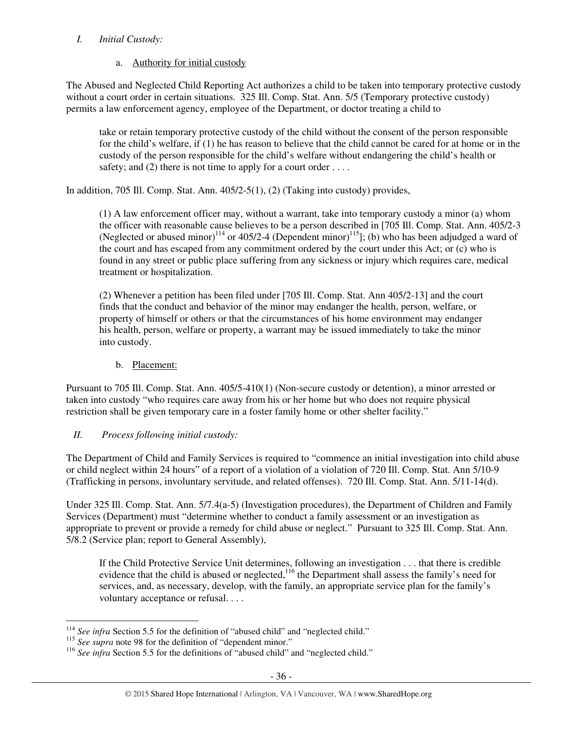*I. Initial Custody:*

a. Authority for initial custody

The Abused and Neglected Child Reporting Act authorizes a child to be taken into temporary protective custody without a court order in certain situations. 325 Ill. Comp. Stat. Ann. 5/5 (Temporary protective custody) permits a law enforcement agency, employee of the Department, or doctor treating a child to

> take or retain temporary protective custody of the child without the consent of the person responsible for the child's welfare, if (1) he has reason to believe that the child cannot be cared for at home or in the custody of the person responsible for the child's welfare without endangering the child's health or safety; and (2) there is not time to apply for a court order . . . .

In addition, 705 Ill. Comp. Stat. Ann. 405/2-5(1), (2) (Taking into custody) provides,

> (1) A law enforcement officer may, without a warrant, take into temporary custody a minor (a) whom the officer with reasonable cause believes to be a person described in [705 Ill. Comp. Stat. Ann. 405/2-3 (Neglected or abused minor)[114] or 405/2-4 (Dependent minor)[115]]; (b) who has been adjudged a ward of the court and has escaped from any commitment ordered by the court under this Act; or (c) who is found in any street or public place suffering from any sickness or injury which requires care, medical treatment or hospitalization.
>
> (2) Whenever a petition has been filed under [705 Ill. Comp. Stat. Ann 405/2-13] and the court finds that the conduct and behavior of the minor may endanger the health, person, welfare, or property of himself or others or that the circumstances of his home environment may endanger his health, person, welfare or property, a warrant may be issued immediately to take the minor into custody.

b. Placement:

Pursuant to 705 Ill. Comp. Stat. Ann. 405/5-410(1) (Non-secure custody or detention), a minor arrested or taken into custody "who requires care away from his or her home but who does not require physical restriction shall be given temporary care in a foster family home or other shelter facility."

*II. Process following initial custody:*

The Department of Child and Family Services is required to "commence an initial investigation into child abuse or child neglect within 24 hours" of a report of a violation of a violation of 720 Ill. Comp. Stat. Ann 5/10-9 (Trafficking in persons, involuntary servitude, and related offenses). 720 Ill. Comp. Stat. Ann. 5/11-14(d).

Under 325 Ill. Comp. Stat. Ann. 5/7.4(a-5) (Investigation procedures), the Department of Children and Family Services (Department) must "determine whether to conduct a family assessment or an investigation as appropriate to prevent or provide a remedy for child abuse or neglect." Pursuant to 325 Ill. Comp. Stat. Ann. 5/8.2 (Service plan; report to General Assembly),

> If the Child Protective Service Unit determines, following an investigation . . . that there is credible evidence that the child is abused or neglected,[116] the Department shall assess the family's need for services, and, as necessary, develop, with the family, an appropriate service plan for the family's voluntary acceptance or refusal. . . .

---

[114] *See infra* Section 5.5 for the definition of "abused child" and "neglected child."

[115] *See supra* note 98 for the definition of "dependent minor."

[116] *See infra* Section 5.5 for the definitions of "abused child" and "neglected child."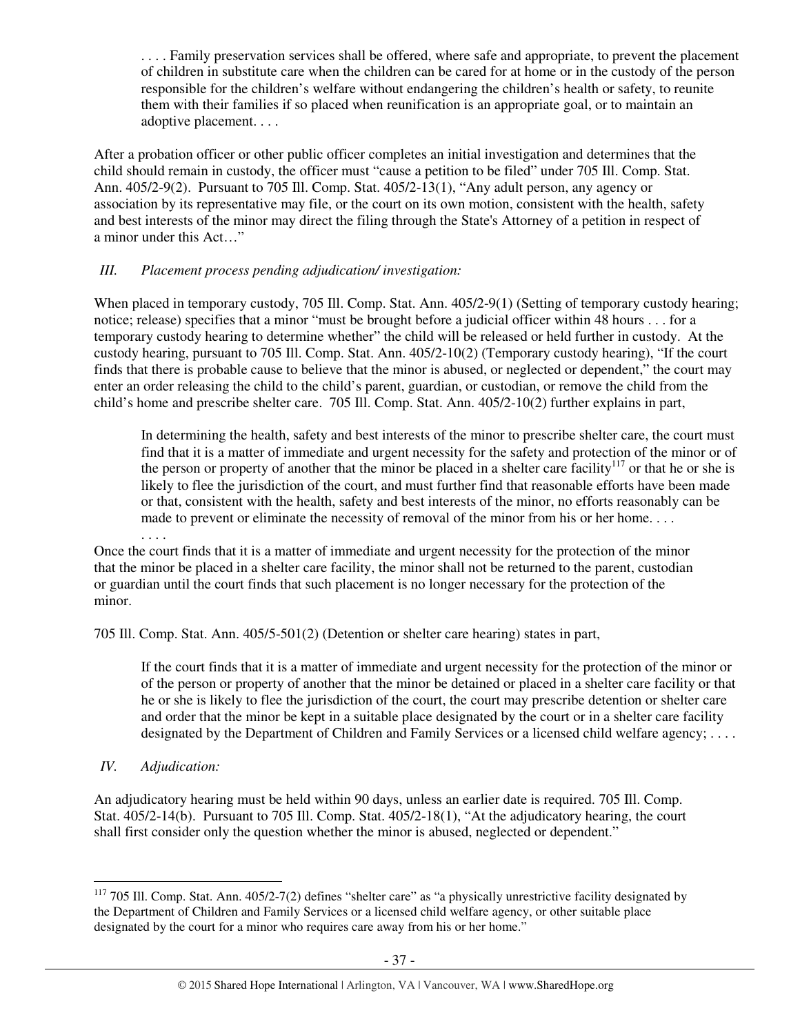> . . . . Family preservation services shall be offered, where safe and appropriate, to prevent the placement of children in substitute care when the children can be cared for at home or in the custody of the person responsible for the children's welfare without endangering the children's health or safety, to reunite them with their families if so placed when reunification is an appropriate goal, or to maintain an adoptive placement. . . .

After a probation officer or other public officer completes an initial investigation and determines that the child should remain in custody, the officer must "cause a petition to be filed" under 705 Ill. Comp. Stat. Ann. 405/2-9(2). Pursuant to 705 Ill. Comp. Stat. 405/2-13(1), "Any adult person, any agency or association by its representative may file, or the court on its own motion, consistent with the health, safety and best interests of the minor may direct the filing through the State's Attorney of a petition in respect of a minor under this Act…"

*III. Placement process pending adjudication/ investigation:*

When placed in temporary custody, 705 Ill. Comp. Stat. Ann. 405/2-9(1) (Setting of temporary custody hearing; notice; release) specifies that a minor "must be brought before a judicial officer within 48 hours . . . for a temporary custody hearing to determine whether" the child will be released or held further in custody. At the custody hearing, pursuant to 705 Ill. Comp. Stat. Ann. 405/2-10(2) (Temporary custody hearing), "If the court finds that there is probable cause to believe that the minor is abused, or neglected or dependent," the court may enter an order releasing the child to the child's parent, guardian, or custodian, or remove the child from the child's home and prescribe shelter care. 705 Ill. Comp. Stat. Ann. 405/2-10(2) further explains in part,

> In determining the health, safety and best interests of the minor to prescribe shelter care, the court must find that it is a matter of immediate and urgent necessity for the safety and protection of the minor or of the person or property of another that the minor be placed in a shelter care facility[117] or that he or she is likely to flee the jurisdiction of the court, and must further find that reasonable efforts have been made or that, consistent with the health, safety and best interests of the minor, no efforts reasonably can be made to prevent or eliminate the necessity of removal of the minor from his or her home. . . .
> . . . .

Once the court finds that it is a matter of immediate and urgent necessity for the protection of the minor that the minor be placed in a shelter care facility, the minor shall not be returned to the parent, custodian or guardian until the court finds that such placement is no longer necessary for the protection of the minor.

705 Ill. Comp. Stat. Ann. 405/5-501(2) (Detention or shelter care hearing) states in part,

> If the court finds that it is a matter of immediate and urgent necessity for the protection of the minor or of the person or property of another that the minor be detained or placed in a shelter care facility or that he or she is likely to flee the jurisdiction of the court, the court may prescribe detention or shelter care and order that the minor be kept in a suitable place designated by the court or in a shelter care facility designated by the Department of Children and Family Services or a licensed child welfare agency; . . . .

*IV. Adjudication:*

An adjudicatory hearing must be held within 90 days, unless an earlier date is required. 705 Ill. Comp. Stat. 405/2-14(b). Pursuant to 705 Ill. Comp. Stat. 405/2-18(1), "At the adjudicatory hearing, the court shall first consider only the question whether the minor is abused, neglected or dependent."

---

[117] 705 Ill. Comp. Stat. Ann. 405/2-7(2) defines "shelter care" as "a physically unrestrictive facility designated by the Department of Children and Family Services or a licensed child welfare agency, or other suitable place designated by the court for a minor who requires care away from his or her home."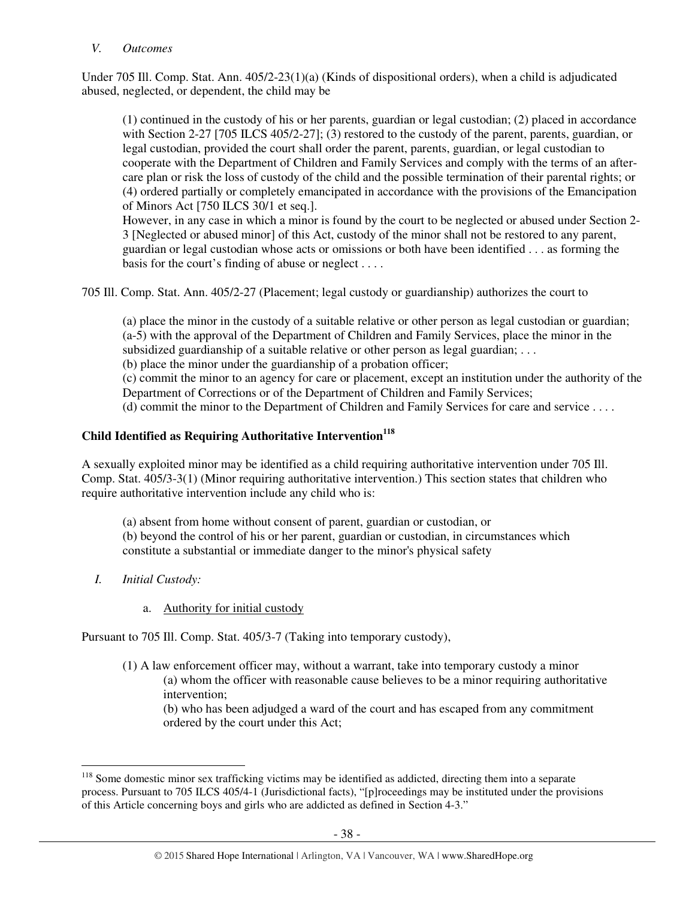*V. Outcomes*

Under 705 Ill. Comp. Stat. Ann. 405/2-23(1)(a) (Kinds of dispositional orders), when a child is adjudicated abused, neglected, or dependent, the child may be

> (1) continued in the custody of his or her parents, guardian or legal custodian; (2) placed in accordance with Section 2-27 [705 ILCS 405/2-27]; (3) restored to the custody of the parent, parents, guardian, or legal custodian, provided the court shall order the parent, parents, guardian, or legal custodian to cooperate with the Department of Children and Family Services and comply with the terms of an after-care plan or risk the loss of custody of the child and the possible termination of their parental rights; or (4) ordered partially or completely emancipated in accordance with the provisions of the Emancipation of Minors Act [750 ILCS 30/1 et seq.].
> However, in any case in which a minor is found by the court to be neglected or abused under Section 2-3 [Neglected or abused minor] of this Act, custody of the minor shall not be restored to any parent, guardian or legal custodian whose acts or omissions or both have been identified . . . as forming the basis for the court's finding of abuse or neglect . . . .

705 Ill. Comp. Stat. Ann. 405/2-27 (Placement; legal custody or guardianship) authorizes the court to

> (a) place the minor in the custody of a suitable relative or other person as legal custodian or guardian;
> (a-5) with the approval of the Department of Children and Family Services, place the minor in the subsidized guardianship of a suitable relative or other person as legal guardian; . . .
> (b) place the minor under the guardianship of a probation officer;
> (c) commit the minor to an agency for care or placement, except an institution under the authority of the Department of Corrections or of the Department of Children and Family Services;
> (d) commit the minor to the Department of Children and Family Services for care and service . . . .

**Child Identified as Requiring Authoritative Intervention[118]**

A sexually exploited minor may be identified as a child requiring authoritative intervention under 705 Ill. Comp. Stat. 405/3-3(1) (Minor requiring authoritative intervention.) This section states that children who require authoritative intervention include any child who is:

> (a) absent from home without consent of parent, guardian or custodian, or
> (b) beyond the control of his or her parent, guardian or custodian, in circumstances which constitute a substantial or immediate danger to the minor's physical safety

*I. Initial Custody:*

a. Authority for initial custody

Pursuant to 705 Ill. Comp. Stat. 405/3-7 (Taking into temporary custody),

> (1) A law enforcement officer may, without a warrant, take into temporary custody a minor
> > (a) whom the officer with reasonable cause believes to be a minor requiring authoritative intervention;
> > (b) who has been adjudged a ward of the court and has escaped from any commitment ordered by the court under this Act;

[118] Some domestic minor sex trafficking victims may be identified as addicted, directing them into a separate process. Pursuant to 705 ILCS 405/4-1 (Jurisdictional facts), "[p]roceedings may be instituted under the provisions of this Article concerning boys and girls who are addicted as defined in Section 4-3."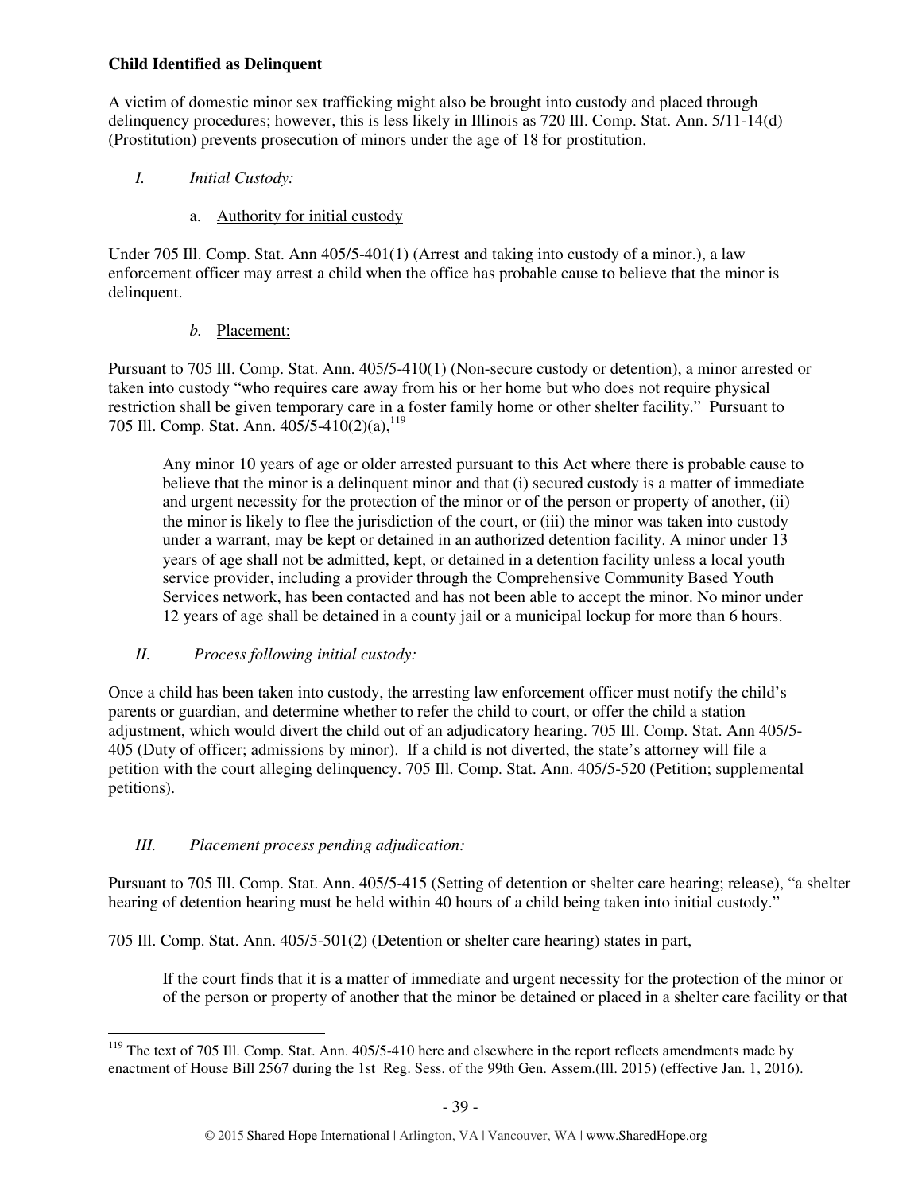**Child Identified as Delinquent**

A victim of domestic minor sex trafficking might also be brought into custody and placed through delinquency procedures; however, this is less likely in Illinois as 720 Ill. Comp. Stat. Ann. 5/11-14(d) (Prostitution) prevents prosecution of minors under the age of 18 for prostitution.

*I. Initial Custody:*

a. <u>Authority for initial custody</u>

Under 705 Ill. Comp. Stat Ann 405/5-401(1) (Arrest and taking into custody of a minor.), a law enforcement officer may arrest a child when the office has probable cause to believe that the minor is delinquent.

*b.* <u>Placement:</u>

Pursuant to 705 Ill. Comp. Stat. Ann. 405/5-410(1) (Non-secure custody or detention), a minor arrested or taken into custody "who requires care away from his or her home but who does not require physical restriction shall be given temporary care in a foster family home or other shelter facility." Pursuant to 705 Ill. Comp. Stat. Ann. 405/5-410(2)(a),[119]

> Any minor 10 years of age or older arrested pursuant to this Act where there is probable cause to believe that the minor is a delinquent minor and that (i) secured custody is a matter of immediate and urgent necessity for the protection of the minor or of the person or property of another, (ii) the minor is likely to flee the jurisdiction of the court, or (iii) the minor was taken into custody under a warrant, may be kept or detained in an authorized detention facility. A minor under 13 years of age shall not be admitted, kept, or detained in a detention facility unless a local youth service provider, including a provider through the Comprehensive Community Based Youth Services network, has been contacted and has not been able to accept the minor. No minor under 12 years of age shall be detained in a county jail or a municipal lockup for more than 6 hours.

*II. Process following initial custody:*

Once a child has been taken into custody, the arresting law enforcement officer must notify the child's parents or guardian, and determine whether to refer the child to court, or offer the child a station adjustment, which would divert the child out of an adjudicatory hearing. 705 Ill. Comp. Stat Ann 405/5-405 (Duty of officer; admissions by minor). If a child is not diverted, the state's attorney will file a petition with the court alleging delinquency. 705 Ill. Comp. Stat. Ann. 405/5-520 (Petition; supplemental petitions).

*III. Placement process pending adjudication:*

Pursuant to 705 Ill. Comp. Stat. Ann. 405/5-415 (Setting of detention or shelter care hearing; release), "a shelter hearing of detention hearing must be held within 40 hours of a child being taken into initial custody."

705 Ill. Comp. Stat. Ann. 405/5-501(2) (Detention or shelter care hearing) states in part,

> If the court finds that it is a matter of immediate and urgent necessity for the protection of the minor or of the person or property of another that the minor be detained or placed in a shelter care facility or that

---

[119] The text of 705 Ill. Comp. Stat. Ann. 405/5-410 here and elsewhere in the report reflects amendments made by enactment of House Bill 2567 during the 1st Reg. Sess. of the 99th Gen. Assem.(Ill. 2015) (effective Jan. 1, 2016).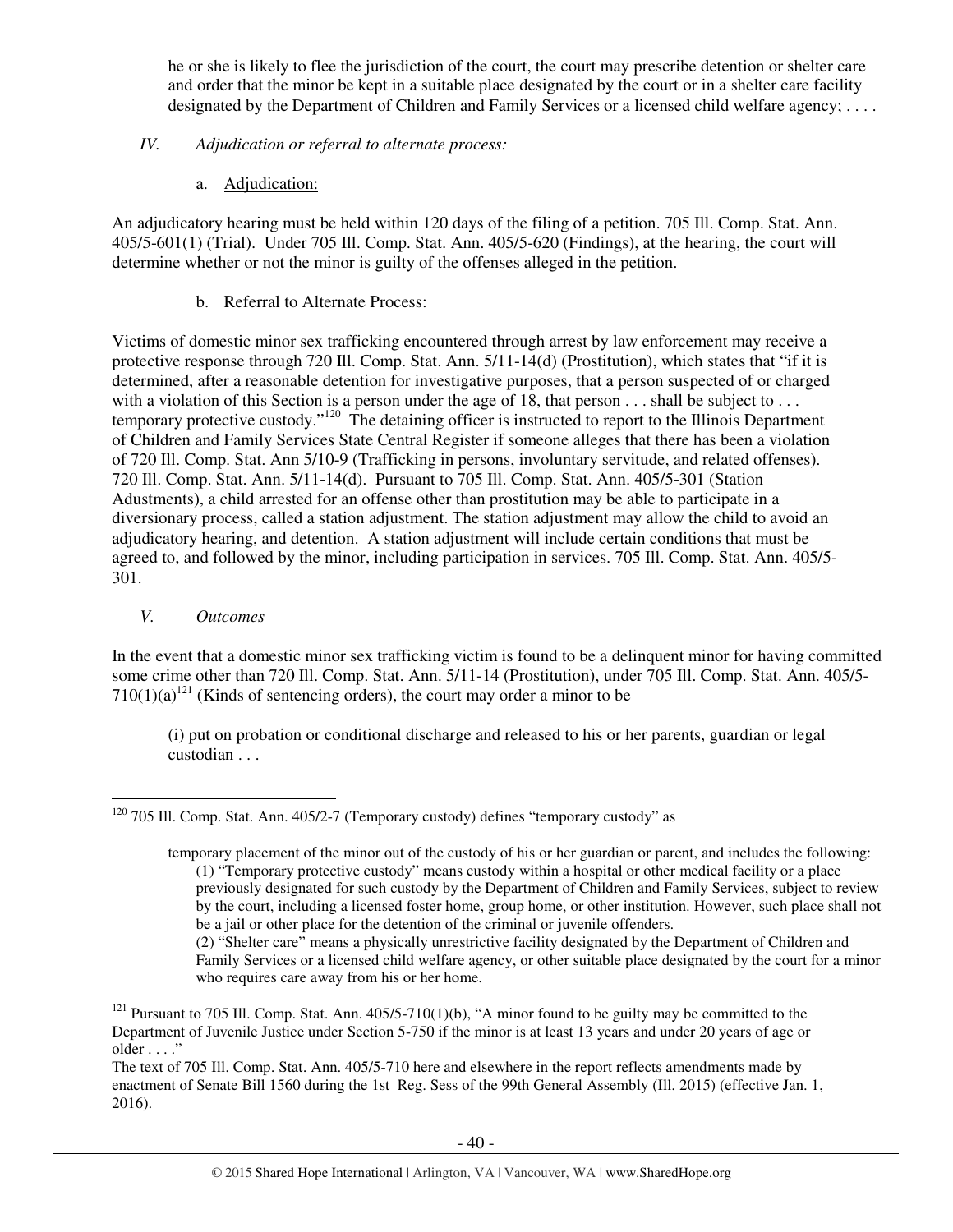he or she is likely to flee the jurisdiction of the court, the court may prescribe detention or shelter care and order that the minor be kept in a suitable place designated by the court or in a shelter care facility designated by the Department of Children and Family Services or a licensed child welfare agency; . . . .

*IV. Adjudication or referral to alternate process:*

a. Adjudication:

An adjudicatory hearing must be held within 120 days of the filing of a petition. 705 Ill. Comp. Stat. Ann. 405/5-601(1) (Trial). Under 705 Ill. Comp. Stat. Ann. 405/5-620 (Findings), at the hearing, the court will determine whether or not the minor is guilty of the offenses alleged in the petition.

b. Referral to Alternate Process:

Victims of domestic minor sex trafficking encountered through arrest by law enforcement may receive a protective response through 720 Ill. Comp. Stat. Ann. 5/11-14(d) (Prostitution), which states that "if it is determined, after a reasonable detention for investigative purposes, that a person suspected of or charged with a violation of this Section is a person under the age of 18, that person . . . shall be subject to . . . temporary protective custody."[120] The detaining officer is instructed to report to the Illinois Department of Children and Family Services State Central Register if someone alleges that there has been a violation of 720 Ill. Comp. Stat. Ann 5/10-9 (Trafficking in persons, involuntary servitude, and related offenses). 720 Ill. Comp. Stat. Ann. 5/11-14(d). Pursuant to 705 Ill. Comp. Stat. Ann. 405/5-301 (Station Adustments), a child arrested for an offense other than prostitution may be able to participate in a diversionary process, called a station adjustment. The station adjustment may allow the child to avoid an adjudicatory hearing, and detention. A station adjustment will include certain conditions that must be agreed to, and followed by the minor, including participation in services. 705 Ill. Comp. Stat. Ann. 405/5-301.

*V. Outcomes*

In the event that a domestic minor sex trafficking victim is found to be a delinquent minor for having committed some crime other than 720 Ill. Comp. Stat. Ann. 5/11-14 (Prostitution), under 705 Ill. Comp. Stat. Ann. 405/5-710(1)(a)[121] (Kinds of sentencing orders), the court may order a minor to be

> (i) put on probation or conditional discharge and released to his or her parents, guardian or legal custodian . . .

---

[120] 705 Ill. Comp. Stat. Ann. 405/2-7 (Temporary custody) defines "temporary custody" as

> temporary placement of the minor out of the custody of his or her guardian or parent, and includes the following:
> (1) "Temporary protective custody" means custody within a hospital or other medical facility or a place previously designated for such custody by the Department of Children and Family Services, subject to review by the court, including a licensed foster home, group home, or other institution. However, such place shall not be a jail or other place for the detention of the criminal or juvenile offenders.
> (2) "Shelter care" means a physically unrestrictive facility designated by the Department of Children and Family Services or a licensed child welfare agency, or other suitable place designated by the court for a minor who requires care away from his or her home.

[121] Pursuant to 705 Ill. Comp. Stat. Ann. 405/5-710(1)(b), "A minor found to be guilty may be committed to the Department of Juvenile Justice under Section 5-750 if the minor is at least 13 years and under 20 years of age or older . . . ."
The text of 705 Ill. Comp. Stat. Ann. 405/5-710 here and elsewhere in the report reflects amendments made by enactment of Senate Bill 1560 during the 1st Reg. Sess of the 99th General Assembly (Ill. 2015) (effective Jan. 1, 2016).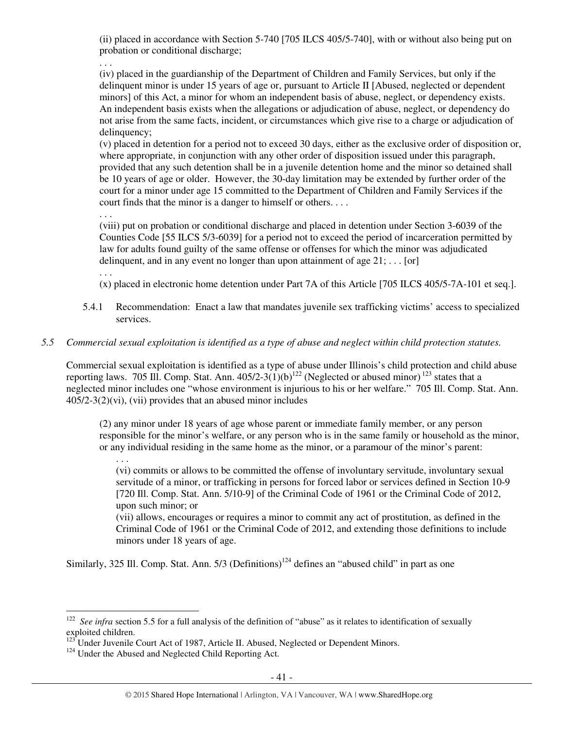(ii) placed in accordance with Section 5-740 [705 ILCS 405/5-740], with or without also being put on probation or conditional discharge;

. . .

(iv) placed in the guardianship of the Department of Children and Family Services, but only if the delinquent minor is under 15 years of age or, pursuant to Article II [Abused, neglected or dependent minors] of this Act, a minor for whom an independent basis of abuse, neglect, or dependency exists. An independent basis exists when the allegations or adjudication of abuse, neglect, or dependency do not arise from the same facts, incident, or circumstances which give rise to a charge or adjudication of delinquency;

(v) placed in detention for a period not to exceed 30 days, either as the exclusive order of disposition or, where appropriate, in conjunction with any other order of disposition issued under this paragraph, provided that any such detention shall be in a juvenile detention home and the minor so detained shall be 10 years of age or older. However, the 30-day limitation may be extended by further order of the court for a minor under age 15 committed to the Department of Children and Family Services if the court finds that the minor is a danger to himself or others. . . .

. . .

(viii) put on probation or conditional discharge and placed in detention under Section 3-6039 of the Counties Code [55 ILCS 5/3-6039] for a period not to exceed the period of incarceration permitted by law for adults found guilty of the same offense or offenses for which the minor was adjudicated delinquent, and in any event no longer than upon attainment of age 21; . . . [or]

. . .

(x) placed in electronic home detention under Part 7A of this Article [705 ILCS 405/5-7A-101 et seq.].

5.4.1 Recommendation: Enact a law that mandates juvenile sex trafficking victims' access to specialized services.

*5.5 Commercial sexual exploitation is identified as a type of abuse and neglect within child protection statutes.*

Commercial sexual exploitation is identified as a type of abuse under Illinois's child protection and child abuse reporting laws. 705 Ill. Comp. Stat. Ann. 405/2-3(1)(b)[122] (Neglected or abused minor)[123] states that a neglected minor includes one "whose environment is injurious to his or her welfare." 705 Ill. Comp. Stat. Ann. 405/2-3(2)(vi), (vii) provides that an abused minor includes

> (2) any minor under 18 years of age whose parent or immediate family member, or any person responsible for the minor's welfare, or any person who is in the same family or household as the minor, or any individual residing in the same home as the minor, or a paramour of the minor's parent:
>
> . . .
>
> (vi) commits or allows to be committed the offense of involuntary servitude, involuntary sexual servitude of a minor, or trafficking in persons for forced labor or services defined in Section 10-9 [720 Ill. Comp. Stat. Ann. 5/10-9] of the Criminal Code of 1961 or the Criminal Code of 2012, upon such minor; or
>
> (vii) allows, encourages or requires a minor to commit any act of prostitution, as defined in the Criminal Code of 1961 or the Criminal Code of 2012, and extending those definitions to include minors under 18 years of age.

Similarly, 325 Ill. Comp. Stat. Ann. 5/3 (Definitions)[124] defines an "abused child" in part as one

---

[122] *See infra* section 5.5 for a full analysis of the definition of "abuse" as it relates to identification of sexually exploited children.

[123] Under Juvenile Court Act of 1987, Article II. Abused, Neglected or Dependent Minors.

[124] Under the Abused and Neglected Child Reporting Act.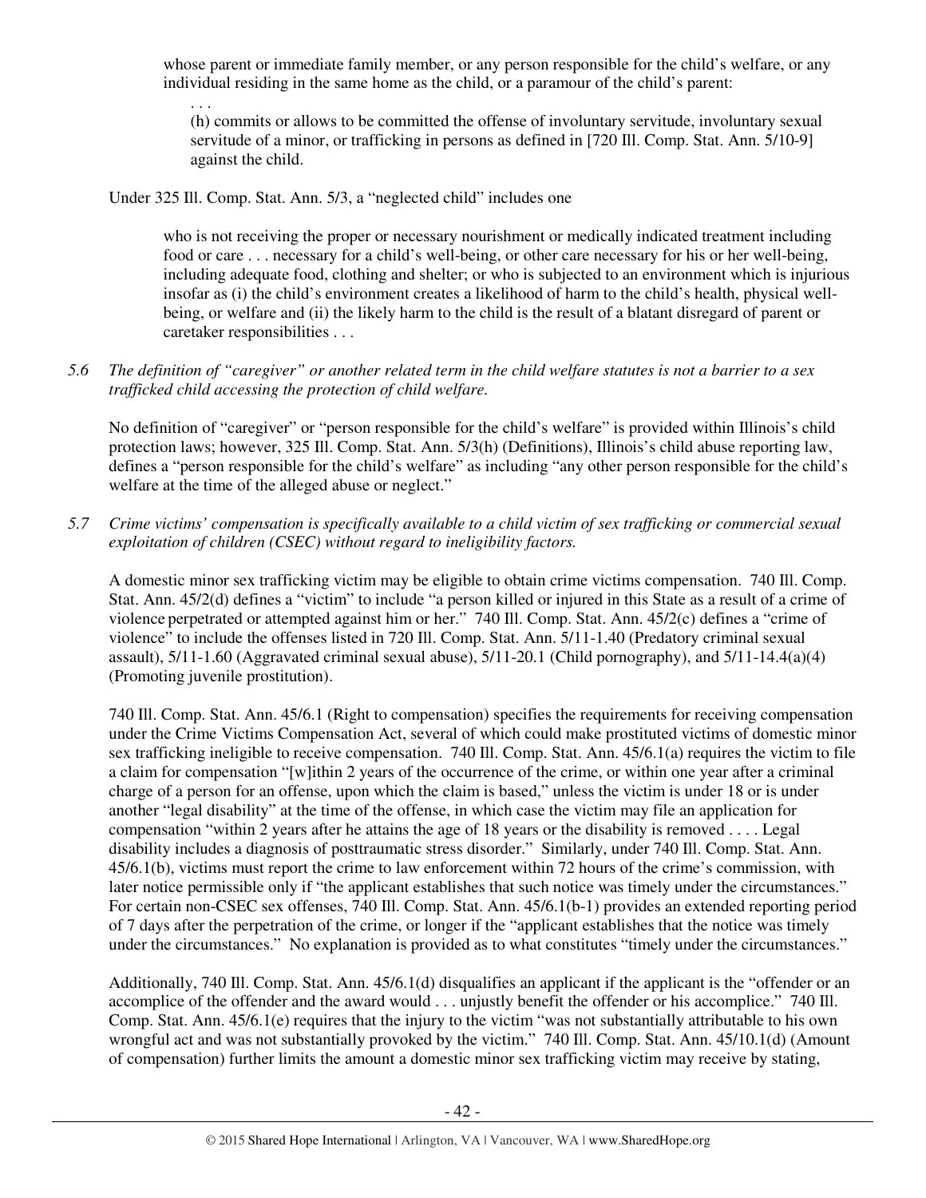whose parent or immediate family member, or any person responsible for the child's welfare, or any individual residing in the same home as the child, or a paramour of the child's parent:

> . . .
>
> (h) commits or allows to be committed the offense of involuntary servitude, involuntary sexual servitude of a minor, or trafficking in persons as defined in [720 Ill. Comp. Stat. Ann. 5/10-9] against the child.

Under 325 Ill. Comp. Stat. Ann. 5/3, a "neglected child" includes one

> who is not receiving the proper or necessary nourishment or medically indicated treatment including food or care . . . necessary for a child's well-being, or other care necessary for his or her well-being, including adequate food, clothing and shelter; or who is subjected to an environment which is injurious insofar as (i) the child's environment creates a likelihood of harm to the child's health, physical well-being, or welfare and (ii) the likely harm to the child is the result of a blatant disregard of parent or caretaker responsibilities . . .

*5.6 The definition of "caregiver" or another related term in the child welfare statutes is not a barrier to a sex trafficked child accessing the protection of child welfare.*

No definition of "caregiver" or "person responsible for the child's welfare" is provided within Illinois's child protection laws; however, 325 Ill. Comp. Stat. Ann. 5/3(h) (Definitions), Illinois's child abuse reporting law, defines a "person responsible for the child's welfare" as including "any other person responsible for the child's welfare at the time of the alleged abuse or neglect."

*5.7 Crime victims' compensation is specifically available to a child victim of sex trafficking or commercial sexual exploitation of children (CSEC) without regard to ineligibility factors.*

A domestic minor sex trafficking victim may be eligible to obtain crime victims compensation. 740 Ill. Comp. Stat. Ann. 45/2(d) defines a "victim" to include "a person killed or injured in this State as a result of a crime of violence perpetrated or attempted against him or her." 740 Ill. Comp. Stat. Ann. 45/2(c) defines a "crime of violence" to include the offenses listed in 720 Ill. Comp. Stat. Ann. 5/11-1.40 (Predatory criminal sexual assault), 5/11-1.60 (Aggravated criminal sexual abuse), 5/11-20.1 (Child pornography), and 5/11-14.4(a)(4) (Promoting juvenile prostitution).

740 Ill. Comp. Stat. Ann. 45/6.1 (Right to compensation) specifies the requirements for receiving compensation under the Crime Victims Compensation Act, several of which could make prostituted victims of domestic minor sex trafficking ineligible to receive compensation. 740 Ill. Comp. Stat. Ann. 45/6.1(a) requires the victim to file a claim for compensation "[w]ithin 2 years of the occurrence of the crime, or within one year after a criminal charge of a person for an offense, upon which the claim is based," unless the victim is under 18 or is under another "legal disability" at the time of the offense, in which case the victim may file an application for compensation "within 2 years after he attains the age of 18 years or the disability is removed . . . . Legal disability includes a diagnosis of posttraumatic stress disorder." Similarly, under 740 Ill. Comp. Stat. Ann. 45/6.1(b), victims must report the crime to law enforcement within 72 hours of the crime's commission, with later notice permissible only if "the applicant establishes that such notice was timely under the circumstances." For certain non-CSEC sex offenses, 740 Ill. Comp. Stat. Ann. 45/6.1(b-1) provides an extended reporting period of 7 days after the perpetration of the crime, or longer if the "applicant establishes that the notice was timely under the circumstances." No explanation is provided as to what constitutes "timely under the circumstances."

Additionally, 740 Ill. Comp. Stat. Ann. 45/6.1(d) disqualifies an applicant if the applicant is the "offender or an accomplice of the offender and the award would . . . unjustly benefit the offender or his accomplice." 740 Ill. Comp. Stat. Ann. 45/6.1(e) requires that the injury to the victim "was not substantially attributable to his own wrongful act and was not substantially provoked by the victim." 740 Ill. Comp. Stat. Ann. 45/10.1(d) (Amount of compensation) further limits the amount a domestic minor sex trafficking victim may receive by stating,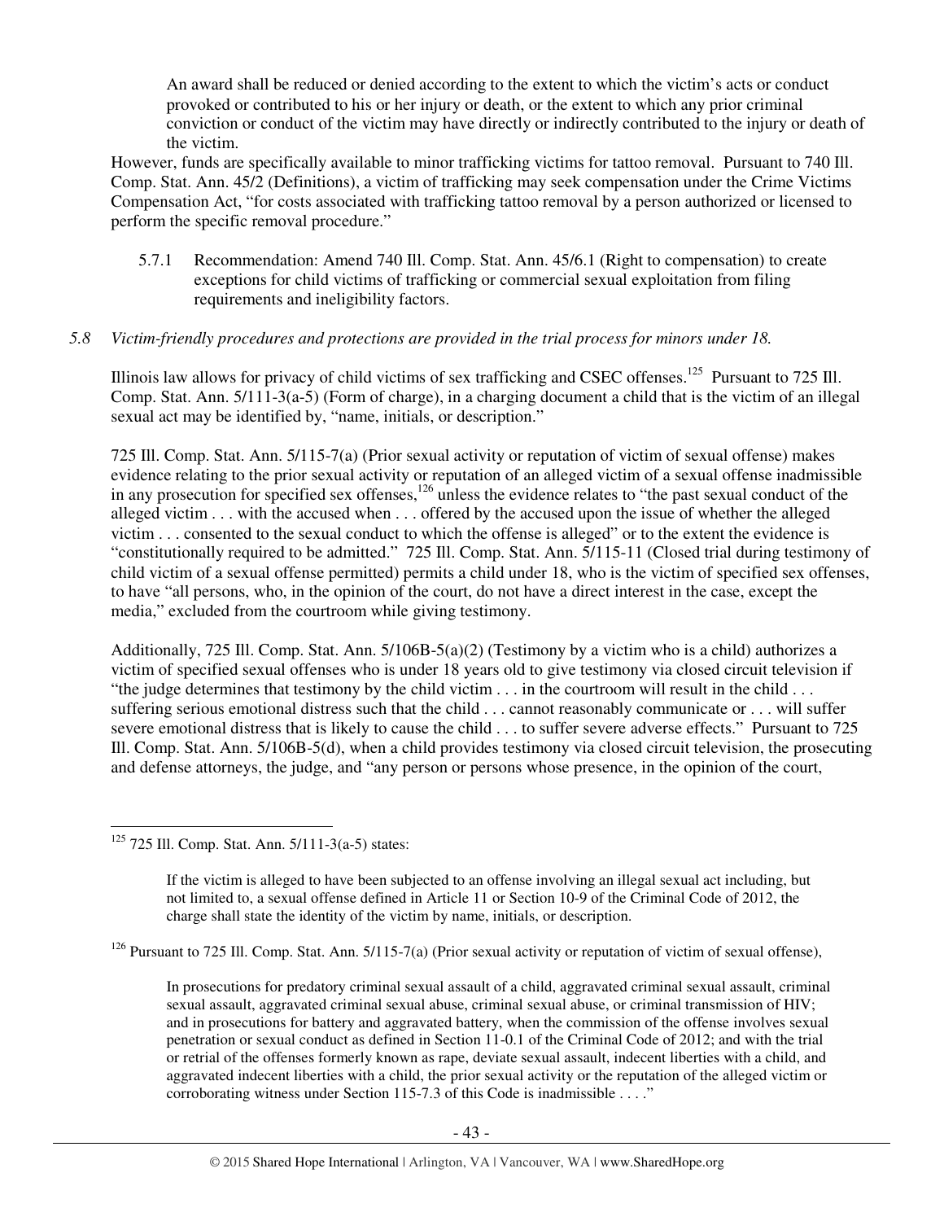> An award shall be reduced or denied according to the extent to which the victim's acts or conduct provoked or contributed to his or her injury or death, or the extent to which any prior criminal conviction or conduct of the victim may have directly or indirectly contributed to the injury or death of the victim.

However, funds are specifically available to minor trafficking victims for tattoo removal. Pursuant to 740 Ill. Comp. Stat. Ann. 45/2 (Definitions), a victim of trafficking may seek compensation under the Crime Victims Compensation Act, "for costs associated with trafficking tattoo removal by a person authorized or licensed to perform the specific removal procedure."

5.7.1 Recommendation: Amend 740 Ill. Comp. Stat. Ann. 45/6.1 (Right to compensation) to create exceptions for child victims of trafficking or commercial sexual exploitation from filing requirements and ineligibility factors.

*5.8 Victim-friendly procedures and protections are provided in the trial process for minors under 18.*

Illinois law allows for privacy of child victims of sex trafficking and CSEC offenses.[125] Pursuant to 725 Ill. Comp. Stat. Ann. 5/111-3(a-5) (Form of charge), in a charging document a child that is the victim of an illegal sexual act may be identified by, "name, initials, or description."

725 Ill. Comp. Stat. Ann. 5/115-7(a) (Prior sexual activity or reputation of victim of sexual offense) makes evidence relating to the prior sexual activity or reputation of an alleged victim of a sexual offense inadmissible in any prosecution for specified sex offenses,[126] unless the evidence relates to "the past sexual conduct of the alleged victim . . . with the accused when . . . offered by the accused upon the issue of whether the alleged victim . . . consented to the sexual conduct to which the offense is alleged" or to the extent the evidence is "constitutionally required to be admitted." 725 Ill. Comp. Stat. Ann. 5/115-11 (Closed trial during testimony of child victim of a sexual offense permitted) permits a child under 18, who is the victim of specified sex offenses, to have "all persons, who, in the opinion of the court, do not have a direct interest in the case, except the media," excluded from the courtroom while giving testimony.

Additionally, 725 Ill. Comp. Stat. Ann. 5/106B-5(a)(2) (Testimony by a victim who is a child) authorizes a victim of specified sexual offenses who is under 18 years old to give testimony via closed circuit television if "the judge determines that testimony by the child victim . . . in the courtroom will result in the child . . . suffering serious emotional distress such that the child . . . cannot reasonably communicate or . . . will suffer severe emotional distress that is likely to cause the child . . . to suffer severe adverse effects." Pursuant to 725 Ill. Comp. Stat. Ann. 5/106B-5(d), when a child provides testimony via closed circuit television, the prosecuting and defense attorneys, the judge, and "any person or persons whose presence, in the opinion of the court,

---

[125] 725 Ill. Comp. Stat. Ann. 5/111-3(a-5) states:

> If the victim is alleged to have been subjected to an offense involving an illegal sexual act including, but not limited to, a sexual offense defined in Article 11 or Section 10-9 of the Criminal Code of 2012, the charge shall state the identity of the victim by name, initials, or description.

[126] Pursuant to 725 Ill. Comp. Stat. Ann. 5/115-7(a) (Prior sexual activity or reputation of victim of sexual offense),

> In prosecutions for predatory criminal sexual assault of a child, aggravated criminal sexual assault, criminal sexual assault, aggravated criminal sexual abuse, criminal sexual abuse, or criminal transmission of HIV; and in prosecutions for battery and aggravated battery, when the commission of the offense involves sexual penetration or sexual conduct as defined in Section 11-0.1 of the Criminal Code of 2012; and with the trial or retrial of the offenses formerly known as rape, deviate sexual assault, indecent liberties with a child, and aggravated indecent liberties with a child, the prior sexual activity or the reputation of the alleged victim or corroborating witness under Section 115-7.3 of this Code is inadmissible . . . ."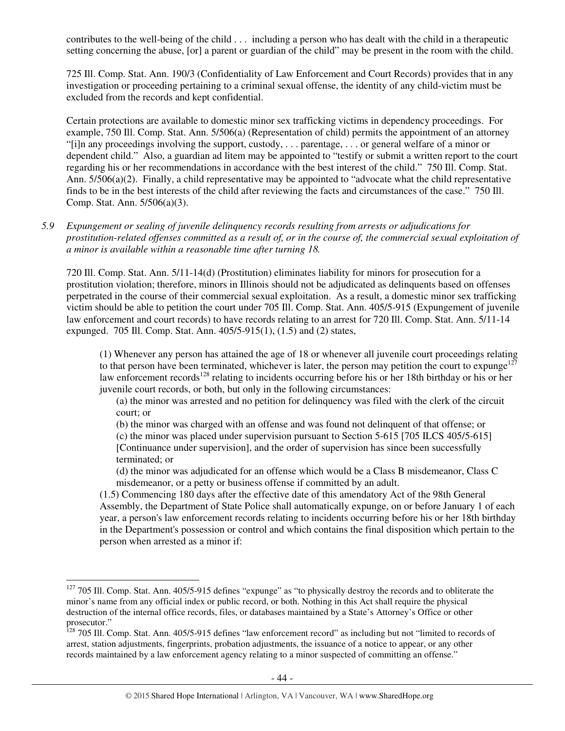contributes to the well-being of the child . . . including a person who has dealt with the child in a therapeutic setting concerning the abuse, [or] a parent or guardian of the child" may be present in the room with the child.

725 Ill. Comp. Stat. Ann. 190/3 (Confidentiality of Law Enforcement and Court Records) provides that in any investigation or proceeding pertaining to a criminal sexual offense, the identity of any child-victim must be excluded from the records and kept confidential.

Certain protections are available to domestic minor sex trafficking victims in dependency proceedings. For example, 750 Ill. Comp. Stat. Ann. 5/506(a) (Representation of child) permits the appointment of an attorney "[i]n any proceedings involving the support, custody, . . . parentage, . . . or general welfare of a minor or dependent child." Also, a guardian ad litem may be appointed to "testify or submit a written report to the court regarding his or her recommendations in accordance with the best interest of the child." 750 Ill. Comp. Stat. Ann. 5/506(a)(2). Finally, a child representative may be appointed to "advocate what the child representative finds to be in the best interests of the child after reviewing the facts and circumstances of the case." 750 Ill. Comp. Stat. Ann. 5/506(a)(3).

*5.9 Expungement or sealing of juvenile delinquency records resulting from arrests or adjudications for prostitution-related offenses committed as a result of, or in the course of, the commercial sexual exploitation of a minor is available within a reasonable time after turning 18.*

720 Ill. Comp. Stat. Ann. 5/11-14(d) (Prostitution) eliminates liability for minors for prosecution for a prostitution violation; therefore, minors in Illinois should not be adjudicated as delinquents based on offenses perpetrated in the course of their commercial sexual exploitation. As a result, a domestic minor sex trafficking victim should be able to petition the court under 705 Ill. Comp. Stat. Ann. 405/5-915 (Expungement of juvenile law enforcement and court records) to have records relating to an arrest for 720 Ill. Comp. Stat. Ann. 5/11-14 expunged. 705 Ill. Comp. Stat. Ann. 405/5-915(1), (1.5) and (2) states,

> (1) Whenever any person has attained the age of 18 or whenever all juvenile court proceedings relating to that person have been terminated, whichever is later, the person may petition the court to expunge[127] law enforcement records[128] relating to incidents occurring before his or her 18th birthday or his or her juvenile court records, or both, but only in the following circumstances:
>
> (a) the minor was arrested and no petition for delinquency was filed with the clerk of the circuit court; or
>
> (b) the minor was charged with an offense and was found not delinquent of that offense; or
>
> (c) the minor was placed under supervision pursuant to Section 5-615 [705 ILCS 405/5-615] [Continuance under supervision], and the order of supervision has since been successfully terminated; or
>
> (d) the minor was adjudicated for an offense which would be a Class B misdemeanor, Class C misdemeanor, or a petty or business offense if committed by an adult.
>
> (1.5) Commencing 180 days after the effective date of this amendatory Act of the 98th General Assembly, the Department of State Police shall automatically expunge, on or before January 1 of each year, a person's law enforcement records relating to incidents occurring before his or her 18th birthday in the Department's possession or control and which contains the final disposition which pertain to the person when arrested as a minor if:

---

[127] 705 Ill. Comp. Stat. Ann. 405/5-915 defines "expunge" as "to physically destroy the records and to obliterate the minor's name from any official index or public record, or both. Nothing in this Act shall require the physical destruction of the internal office records, files, or databases maintained by a State's Attorney's Office or other prosecutor."

[128] 705 Ill. Comp. Stat. Ann. 405/5-915 defines "law enforcement record" as including but not "limited to records of arrest, station adjustments, fingerprints, probation adjustments, the issuance of a notice to appear, or any other records maintained by a law enforcement agency relating to a minor suspected of committing an offense."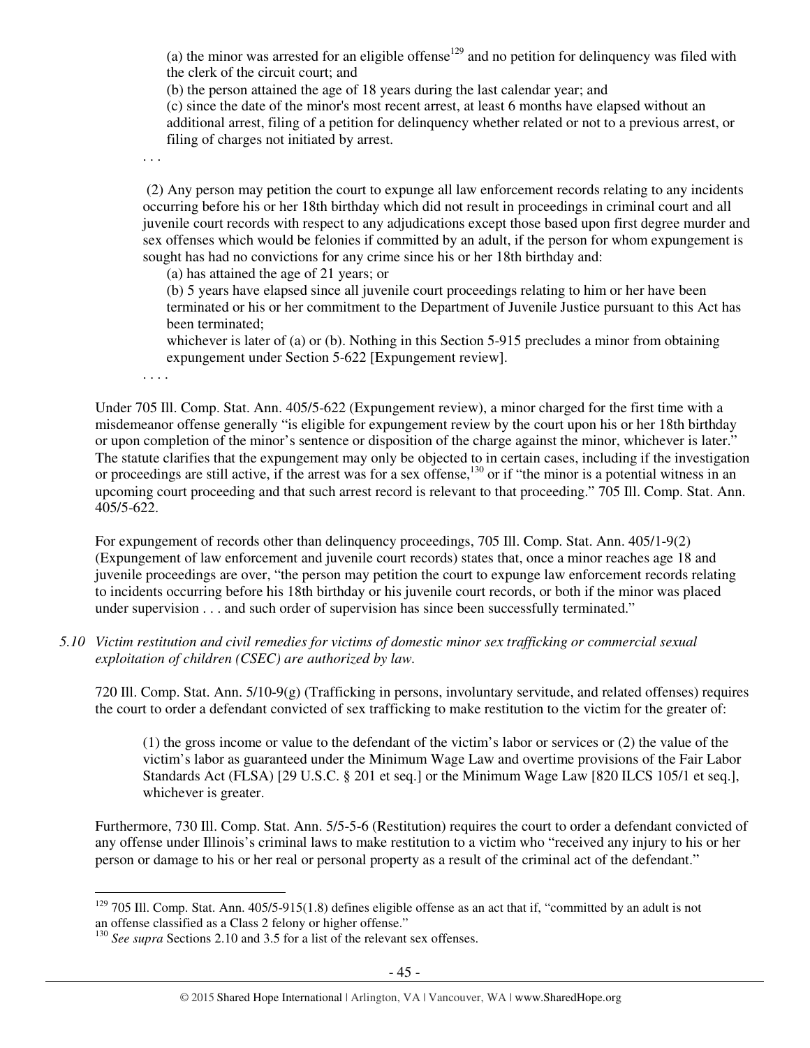(a) the minor was arrested for an eligible offense[129] and no petition for delinquency was filed with the clerk of the circuit court; and

(b) the person attained the age of 18 years during the last calendar year; and

(c) since the date of the minor's most recent arrest, at least 6 months have elapsed without an additional arrest, filing of a petition for delinquency whether related or not to a previous arrest, or filing of charges not initiated by arrest.

. . .

(2) Any person may petition the court to expunge all law enforcement records relating to any incidents occurring before his or her 18th birthday which did not result in proceedings in criminal court and all juvenile court records with respect to any adjudications except those based upon first degree murder and sex offenses which would be felonies if committed by an adult, if the person for whom expungement is sought has had no convictions for any crime since his or her 18th birthday and:

(a) has attained the age of 21 years; or

(b) 5 years have elapsed since all juvenile court proceedings relating to him or her have been terminated or his or her commitment to the Department of Juvenile Justice pursuant to this Act has been terminated;

whichever is later of (a) or (b). Nothing in this Section 5-915 precludes a minor from obtaining expungement under Section 5-622 [Expungement review].

. . . .

Under 705 Ill. Comp. Stat. Ann. 405/5-622 (Expungement review), a minor charged for the first time with a misdemeanor offense generally "is eligible for expungement review by the court upon his or her 18th birthday or upon completion of the minor's sentence or disposition of the charge against the minor, whichever is later." The statute clarifies that the expungement may only be objected to in certain cases, including if the investigation or proceedings are still active, if the arrest was for a sex offense,[130] or if "the minor is a potential witness in an upcoming court proceeding and that such arrest record is relevant to that proceeding." 705 Ill. Comp. Stat. Ann. 405/5-622.

For expungement of records other than delinquency proceedings, 705 Ill. Comp. Stat. Ann. 405/1-9(2) (Expungement of law enforcement and juvenile court records) states that, once a minor reaches age 18 and juvenile proceedings are over, "the person may petition the court to expunge law enforcement records relating to incidents occurring before his 18th birthday or his juvenile court records, or both if the minor was placed under supervision . . . and such order of supervision has since been successfully terminated."

*5.10 Victim restitution and civil remedies for victims of domestic minor sex trafficking or commercial sexual exploitation of children (CSEC) are authorized by law.*

720 Ill. Comp. Stat. Ann. 5/10-9(g) (Trafficking in persons, involuntary servitude, and related offenses) requires the court to order a defendant convicted of sex trafficking to make restitution to the victim for the greater of:

> (1) the gross income or value to the defendant of the victim's labor or services or (2) the value of the victim's labor as guaranteed under the Minimum Wage Law and overtime provisions of the Fair Labor Standards Act (FLSA) [29 U.S.C. § 201 et seq.] or the Minimum Wage Law [820 ILCS 105/1 et seq.], whichever is greater.

Furthermore, 730 Ill. Comp. Stat. Ann. 5/5-5-6 (Restitution) requires the court to order a defendant convicted of any offense under Illinois's criminal laws to make restitution to a victim who "received any injury to his or her person or damage to his or her real or personal property as a result of the criminal act of the defendant."

---

[129] 705 Ill. Comp. Stat. Ann. 405/5-915(1.8) defines eligible offense as an act that if, "committed by an adult is not an offense classified as a Class 2 felony or higher offense."

[130] *See supra* Sections 2.10 and 3.5 for a list of the relevant sex offenses.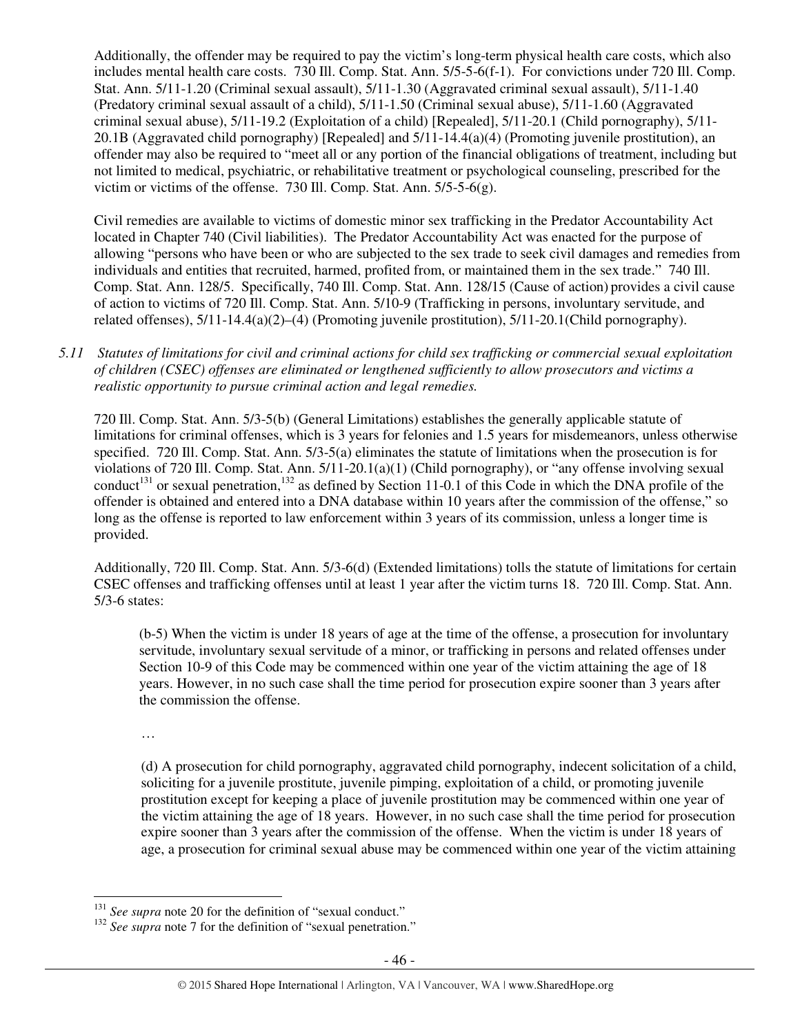Additionally, the offender may be required to pay the victim's long-term physical health care costs, which also includes mental health care costs. 730 Ill. Comp. Stat. Ann. 5/5-5-6(f-1). For convictions under 720 Ill. Comp. Stat. Ann. 5/11-1.20 (Criminal sexual assault), 5/11-1.30 (Aggravated criminal sexual assault), 5/11-1.40 (Predatory criminal sexual assault of a child), 5/11-1.50 (Criminal sexual abuse), 5/11-1.60 (Aggravated criminal sexual abuse), 5/11-19.2 (Exploitation of a child) [Repealed], 5/11-20.1 (Child pornography), 5/11-20.1B (Aggravated child pornography) [Repealed] and 5/11-14.4(a)(4) (Promoting juvenile prostitution), an offender may also be required to "meet all or any portion of the financial obligations of treatment, including but not limited to medical, psychiatric, or rehabilitative treatment or psychological counseling, prescribed for the victim or victims of the offense. 730 Ill. Comp. Stat. Ann. 5/5-5-6(g).

Civil remedies are available to victims of domestic minor sex trafficking in the Predator Accountability Act located in Chapter 740 (Civil liabilities). The Predator Accountability Act was enacted for the purpose of allowing "persons who have been or who are subjected to the sex trade to seek civil damages and remedies from individuals and entities that recruited, harmed, profited from, or maintained them in the sex trade." 740 Ill. Comp. Stat. Ann. 128/5. Specifically, 740 Ill. Comp. Stat. Ann. 128/15 (Cause of action) provides a civil cause of action to victims of 720 Ill. Comp. Stat. Ann. 5/10-9 (Trafficking in persons, involuntary servitude, and related offenses), 5/11-14.4(a)(2)–(4) (Promoting juvenile prostitution), 5/11-20.1(Child pornography).

*5.11 Statutes of limitations for civil and criminal actions for child sex trafficking or commercial sexual exploitation of children (CSEC) offenses are eliminated or lengthened sufficiently to allow prosecutors and victims a realistic opportunity to pursue criminal action and legal remedies.*

720 Ill. Comp. Stat. Ann. 5/3-5(b) (General Limitations) establishes the generally applicable statute of limitations for criminal offenses, which is 3 years for felonies and 1.5 years for misdemeanors, unless otherwise specified. 720 Ill. Comp. Stat. Ann. 5/3-5(a) eliminates the statute of limitations when the prosecution is for violations of 720 Ill. Comp. Stat. Ann. 5/11-20.1(a)(1) (Child pornography), or "any offense involving sexual conduct[131] or sexual penetration,[132] as defined by Section 11-0.1 of this Code in which the DNA profile of the offender is obtained and entered into a DNA database within 10 years after the commission of the offense," so long as the offense is reported to law enforcement within 3 years of its commission, unless a longer time is provided.

Additionally, 720 Ill. Comp. Stat. Ann. 5/3-6(d) (Extended limitations) tolls the statute of limitations for certain CSEC offenses and trafficking offenses until at least 1 year after the victim turns 18. 720 Ill. Comp. Stat. Ann. 5/3-6 states:

> (b-5) When the victim is under 18 years of age at the time of the offense, a prosecution for involuntary servitude, involuntary sexual servitude of a minor, or trafficking in persons and related offenses under Section 10-9 of this Code may be commenced within one year of the victim attaining the age of 18 years. However, in no such case shall the time period for prosecution expire sooner than 3 years after the commission the offense.
>
> . . .
>
> (d) A prosecution for child pornography, aggravated child pornography, indecent solicitation of a child, soliciting for a juvenile prostitute, juvenile pimping, exploitation of a child, or promoting juvenile prostitution except for keeping a place of juvenile prostitution may be commenced within one year of the victim attaining the age of 18 years. However, in no such case shall the time period for prosecution expire sooner than 3 years after the commission of the offense. When the victim is under 18 years of age, a prosecution for criminal sexual abuse may be commenced within one year of the victim attaining

---

[131] *See supra* note 20 for the definition of "sexual conduct."

[132] *See supra* note 7 for the definition of "sexual penetration."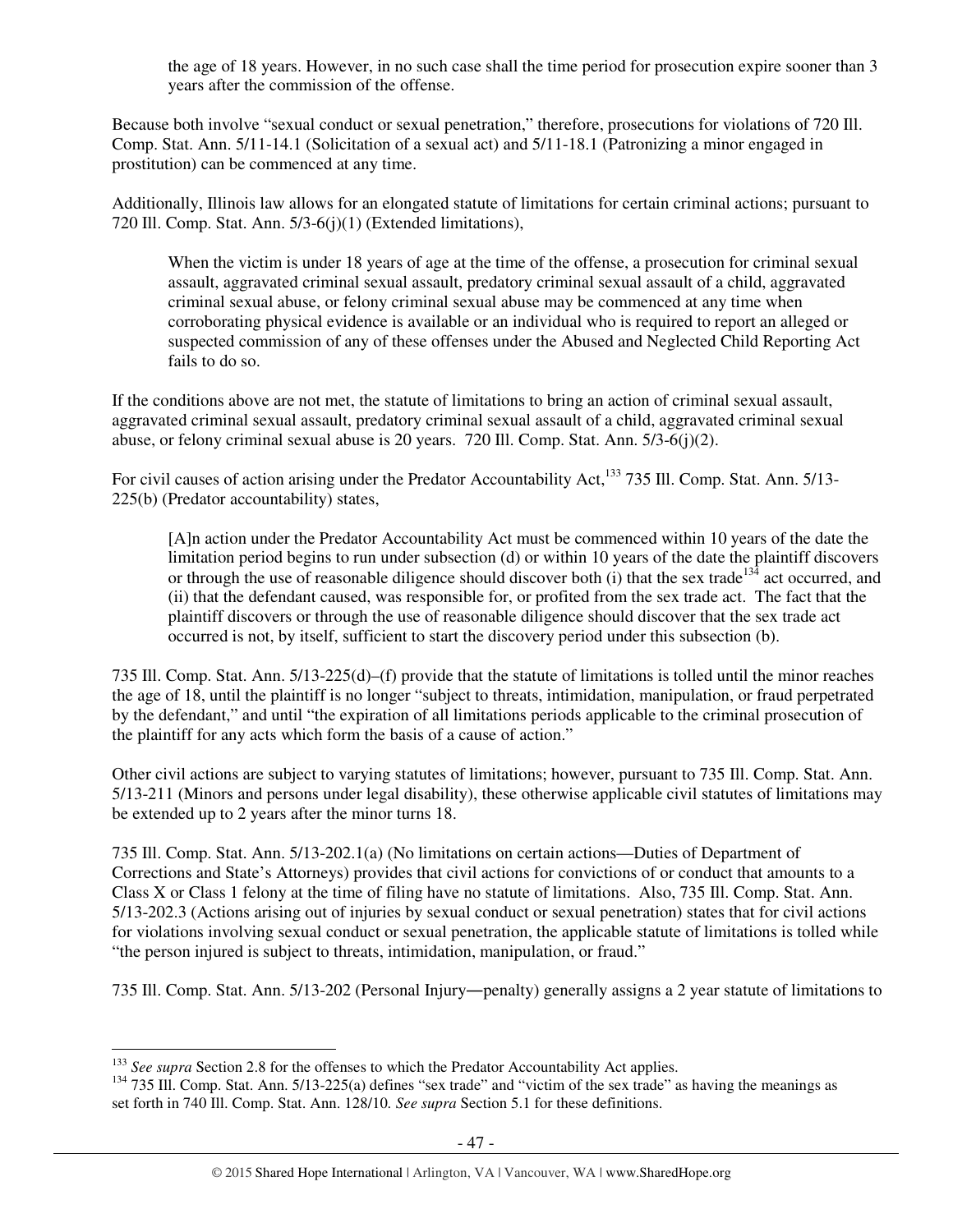the age of 18 years. However, in no such case shall the time period for prosecution expire sooner than 3 years after the commission of the offense.

Because both involve "sexual conduct or sexual penetration," therefore, prosecutions for violations of 720 Ill. Comp. Stat. Ann. 5/11-14.1 (Solicitation of a sexual act) and 5/11-18.1 (Patronizing a minor engaged in prostitution) can be commenced at any time.

Additionally, Illinois law allows for an elongated statute of limitations for certain criminal actions; pursuant to 720 Ill. Comp. Stat. Ann. 5/3-6(j)(1) (Extended limitations),

> When the victim is under 18 years of age at the time of the offense, a prosecution for criminal sexual assault, aggravated criminal sexual assault, predatory criminal sexual assault of a child, aggravated criminal sexual abuse, or felony criminal sexual abuse may be commenced at any time when corroborating physical evidence is available or an individual who is required to report an alleged or suspected commission of any of these offenses under the Abused and Neglected Child Reporting Act fails to do so.

If the conditions above are not met, the statute of limitations to bring an action of criminal sexual assault, aggravated criminal sexual assault, predatory criminal sexual assault of a child, aggravated criminal sexual abuse, or felony criminal sexual abuse is 20 years. 720 Ill. Comp. Stat. Ann. 5/3-6(j)(2).

For civil causes of action arising under the Predator Accountability Act,[133] 735 Ill. Comp. Stat. Ann. 5/13-225(b) (Predator accountability) states,

> [A]n action under the Predator Accountability Act must be commenced within 10 years of the date the limitation period begins to run under subsection (d) or within 10 years of the date the plaintiff discovers or through the use of reasonable diligence should discover both (i) that the sex trade[134] act occurred, and (ii) that the defendant caused, was responsible for, or profited from the sex trade act. The fact that the plaintiff discovers or through the use of reasonable diligence should discover that the sex trade act occurred is not, by itself, sufficient to start the discovery period under this subsection (b).

735 Ill. Comp. Stat. Ann. 5/13-225(d)–(f) provide that the statute of limitations is tolled until the minor reaches the age of 18, until the plaintiff is no longer "subject to threats, intimidation, manipulation, or fraud perpetrated by the defendant," and until "the expiration of all limitations periods applicable to the criminal prosecution of the plaintiff for any acts which form the basis of a cause of action."

Other civil actions are subject to varying statutes of limitations; however, pursuant to 735 Ill. Comp. Stat. Ann. 5/13-211 (Minors and persons under legal disability), these otherwise applicable civil statutes of limitations may be extended up to 2 years after the minor turns 18.

735 Ill. Comp. Stat. Ann. 5/13-202.1(a) (No limitations on certain actions—Duties of Department of Corrections and State's Attorneys) provides that civil actions for convictions of or conduct that amounts to a Class X or Class 1 felony at the time of filing have no statute of limitations. Also, 735 Ill. Comp. Stat. Ann. 5/13-202.3 (Actions arising out of injuries by sexual conduct or sexual penetration) states that for civil actions for violations involving sexual conduct or sexual penetration, the applicable statute of limitations is tolled while "the person injured is subject to threats, intimidation, manipulation, or fraud."

735 Ill. Comp. Stat. Ann. 5/13-202 (Personal Injury—penalty) generally assigns a 2 year statute of limitations to

---

[133] *See supra* Section 2.8 for the offenses to which the Predator Accountability Act applies.

[134] 735 Ill. Comp. Stat. Ann. 5/13-225(a) defines "sex trade" and "victim of the sex trade" as having the meanings as set forth in 740 Ill. Comp. Stat. Ann. 128/10. *See supra* Section 5.1 for these definitions.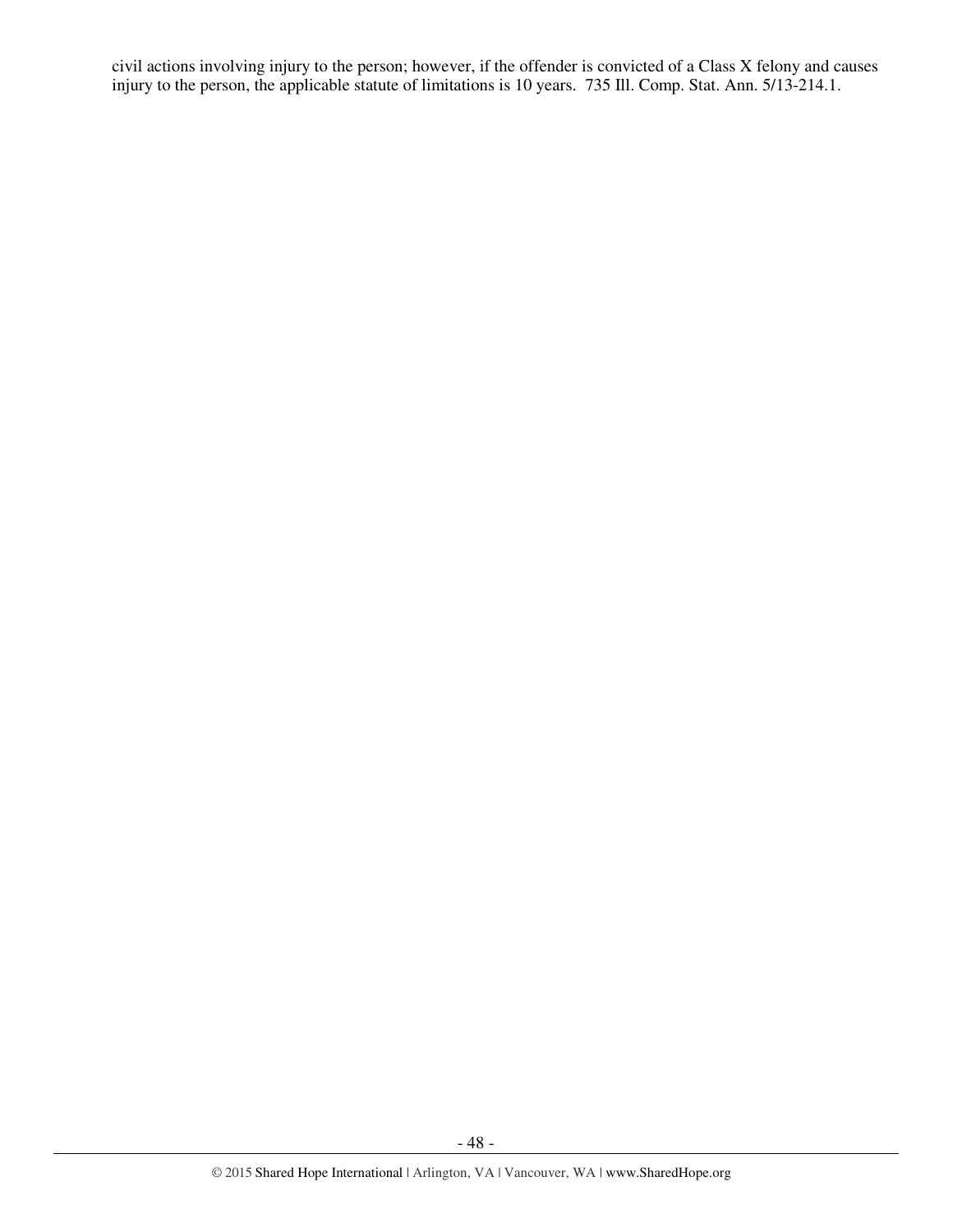civil actions involving injury to the person; however, if the offender is convicted of a Class X felony and causes injury to the person, the applicable statute of limitations is 10 years. 735 Ill. Comp. Stat. Ann. 5/13-214.1.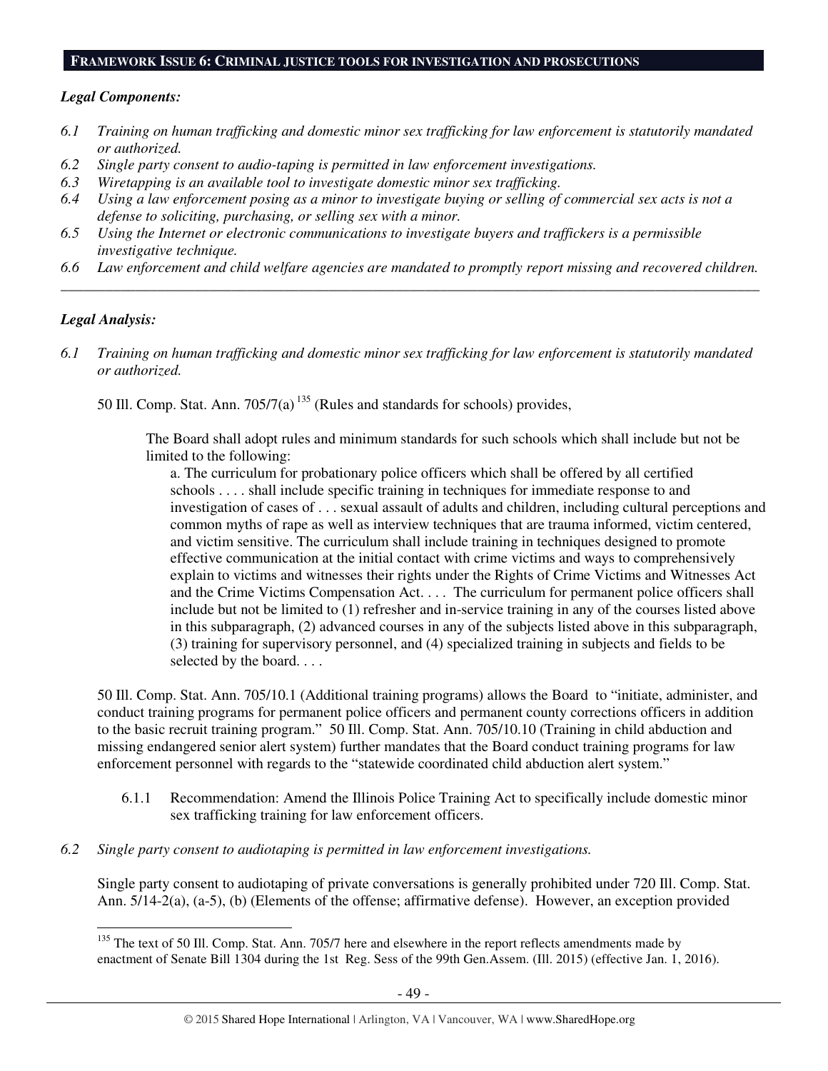## FRAMEWORK ISSUE 6: CRIMINAL JUSTICE TOOLS FOR INVESTIGATION AND PROSECUTIONS

***Legal Components:***

*6.1 Training on human trafficking and domestic minor sex trafficking for law enforcement is statutorily mandated or authorized.*
*6.2 Single party consent to audio-taping is permitted in law enforcement investigations.*
*6.3 Wiretapping is an available tool to investigate domestic minor sex trafficking.*
*6.4 Using a law enforcement posing as a minor to investigate buying or selling of commercial sex acts is not a defense to soliciting, purchasing, or selling sex with a minor.*
*6.5 Using the Internet or electronic communications to investigate buyers and traffickers is a permissible investigative technique.*
*6.6 Law enforcement and child welfare agencies are mandated to promptly report missing and recovered children.*

---

***Legal Analysis:***

*6.1 Training on human trafficking and domestic minor sex trafficking for law enforcement is statutorily mandated or authorized.*

50 Ill. Comp. Stat. Ann. 705/7(a)[135] (Rules and standards for schools) provides,

> The Board shall adopt rules and minimum standards for such schools which shall include but not be limited to the following:
>
> a. The curriculum for probationary police officers which shall be offered by all certified schools . . . . shall include specific training in techniques for immediate response to and investigation of cases of . . . sexual assault of adults and children, including cultural perceptions and common myths of rape as well as interview techniques that are trauma informed, victim centered, and victim sensitive. The curriculum shall include training in techniques designed to promote effective communication at the initial contact with crime victims and ways to comprehensively explain to victims and witnesses their rights under the Rights of Crime Victims and Witnesses Act and the Crime Victims Compensation Act. . . . The curriculum for permanent police officers shall include but not be limited to (1) refresher and in-service training in any of the courses listed above in this subparagraph, (2) advanced courses in any of the subjects listed above in this subparagraph, (3) training for supervisory personnel, and (4) specialized training in subjects and fields to be selected by the board. . . .

50 Ill. Comp. Stat. Ann. 705/10.1 (Additional training programs) allows the Board to "initiate, administer, and conduct training programs for permanent police officers and permanent county corrections officers in addition to the basic recruit training program." 50 Ill. Comp. Stat. Ann. 705/10.10 (Training in child abduction and missing endangered senior alert system) further mandates that the Board conduct training programs for law enforcement personnel with regards to the "statewide coordinated child abduction alert system."

6.1.1 Recommendation: Amend the Illinois Police Training Act to specifically include domestic minor sex trafficking training for law enforcement officers.

*6.2 Single party consent to audiotaping is permitted in law enforcement investigations.*

Single party consent to audiotaping of private conversations is generally prohibited under 720 Ill. Comp. Stat. Ann. 5/14-2(a), (a-5), (b) (Elements of the offense; affirmative defense). However, an exception provided

---

[135] The text of 50 Ill. Comp. Stat. Ann. 705/7 here and elsewhere in the report reflects amendments made by enactment of Senate Bill 1304 during the 1st Reg. Sess of the 99th Gen.Assem. (Ill. 2015) (effective Jan. 1, 2016).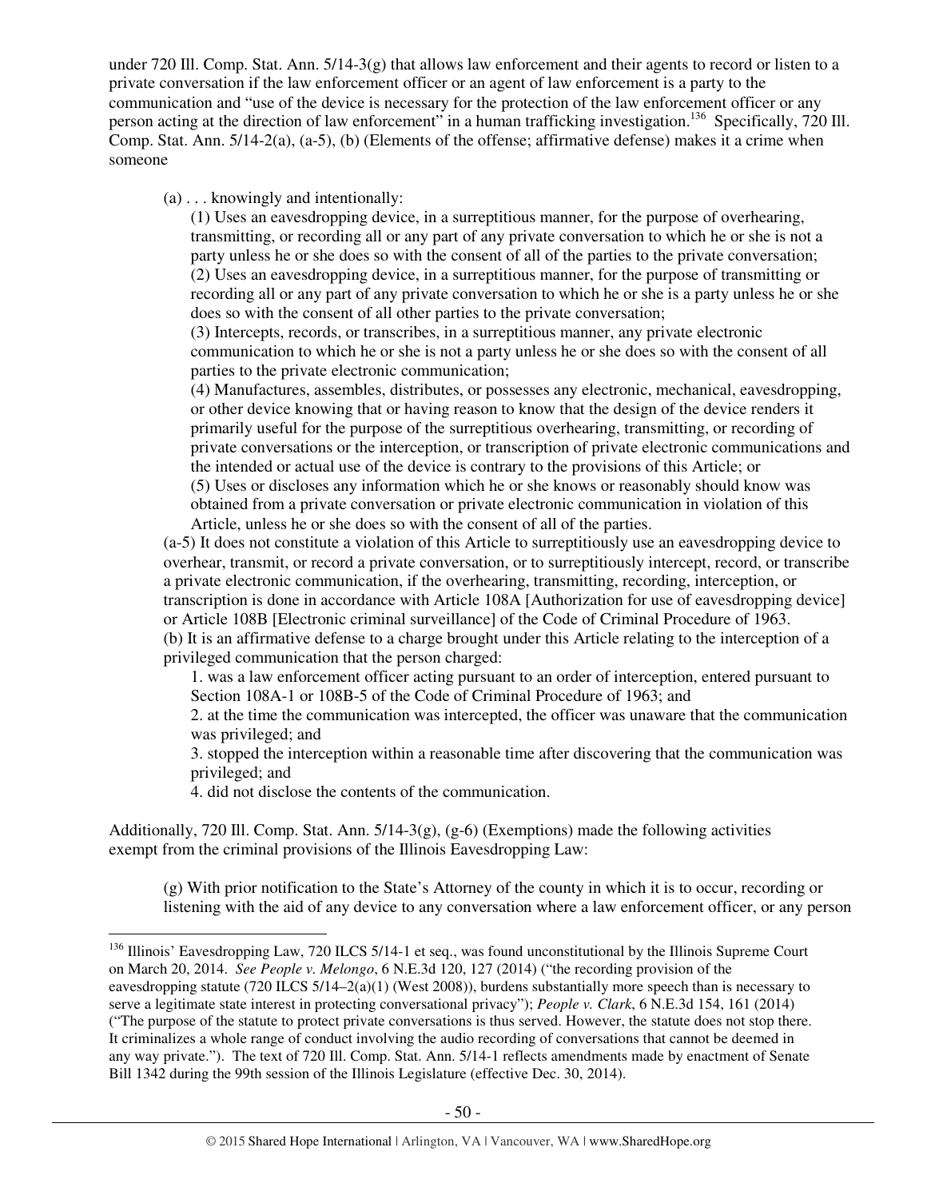under 720 Ill. Comp. Stat. Ann. 5/14-3(g) that allows law enforcement and their agents to record or listen to a private conversation if the law enforcement officer or an agent of law enforcement is a party to the communication and "use of the device is necessary for the protection of the law enforcement officer or any person acting at the direction of law enforcement" in a human trafficking investigation.[136] Specifically, 720 Ill. Comp. Stat. Ann. 5/14-2(a), (a-5), (b) (Elements of the offense; affirmative defense) makes it a crime when someone

> (a) . . . knowingly and intentionally:
>
> (1) Uses an eavesdropping device, in a surreptitious manner, for the purpose of overhearing, transmitting, or recording all or any part of any private conversation to which he or she is not a party unless he or she does so with the consent of all of the parties to the private conversation;
> (2) Uses an eavesdropping device, in a surreptitious manner, for the purpose of transmitting or recording all or any part of any private conversation to which he or she is a party unless he or she does so with the consent of all other parties to the private conversation;
> (3) Intercepts, records, or transcribes, in a surreptitious manner, any private electronic communication to which he or she is not a party unless he or she does so with the consent of all parties to the private electronic communication;
> (4) Manufactures, assembles, distributes, or possesses any electronic, mechanical, eavesdropping, or other device knowing that or having reason to know that the design of the device renders it primarily useful for the purpose of the surreptitious overhearing, transmitting, or recording of private conversations or the interception, or transcription of private electronic communications and the intended or actual use of the device is contrary to the provisions of this Article; or
> (5) Uses or discloses any information which he or she knows or reasonably should know was obtained from a private conversation or private electronic communication in violation of this Article, unless he or she does so with the consent of all of the parties.
>
> (a-5) It does not constitute a violation of this Article to surreptitiously use an eavesdropping device to overhear, transmit, or record a private conversation, or to surreptitiously intercept, record, or transcribe a private electronic communication, if the overhearing, transmitting, recording, interception, or transcription is done in accordance with Article 108A [Authorization for use of eavesdropping device] or Article 108B [Electronic criminal surveillance] of the Code of Criminal Procedure of 1963.
> (b) It is an affirmative defense to a charge brought under this Article relating to the interception of a privileged communication that the person charged:
>
> 1. was a law enforcement officer acting pursuant to an order of interception, entered pursuant to Section 108A-1 or 108B-5 of the Code of Criminal Procedure of 1963; and
> 2. at the time the communication was intercepted, the officer was unaware that the communication was privileged; and
> 3. stopped the interception within a reasonable time after discovering that the communication was privileged; and
> 4. did not disclose the contents of the communication.

Additionally, 720 Ill. Comp. Stat. Ann. 5/14-3(g), (g-6) (Exemptions) made the following activities exempt from the criminal provisions of the Illinois Eavesdropping Law:

> (g) With prior notification to the State's Attorney of the county in which it is to occur, recording or listening with the aid of any device to any conversation where a law enforcement officer, or any person

---

[136] Illinois' Eavesdropping Law, 720 ILCS 5/14-1 et seq., was found unconstitutional by the Illinois Supreme Court on March 20, 2014. *See People v. Melongo*, 6 N.E.3d 120, 127 (2014) ("the recording provision of the eavesdropping statute (720 ILCS 5/14–2(a)(1) (West 2008)), burdens substantially more speech than is necessary to serve a legitimate state interest in protecting conversational privacy"); *People v. Clark*, 6 N.E.3d 154, 161 (2014) ("The purpose of the statute to protect private conversations is thus served. However, the statute does not stop there. It criminalizes a whole range of conduct involving the audio recording of conversations that cannot be deemed in any way private."). The text of 720 Ill. Comp. Stat. Ann. 5/14-1 reflects amendments made by enactment of Senate Bill 1342 during the 99th session of the Illinois Legislature (effective Dec. 30, 2014).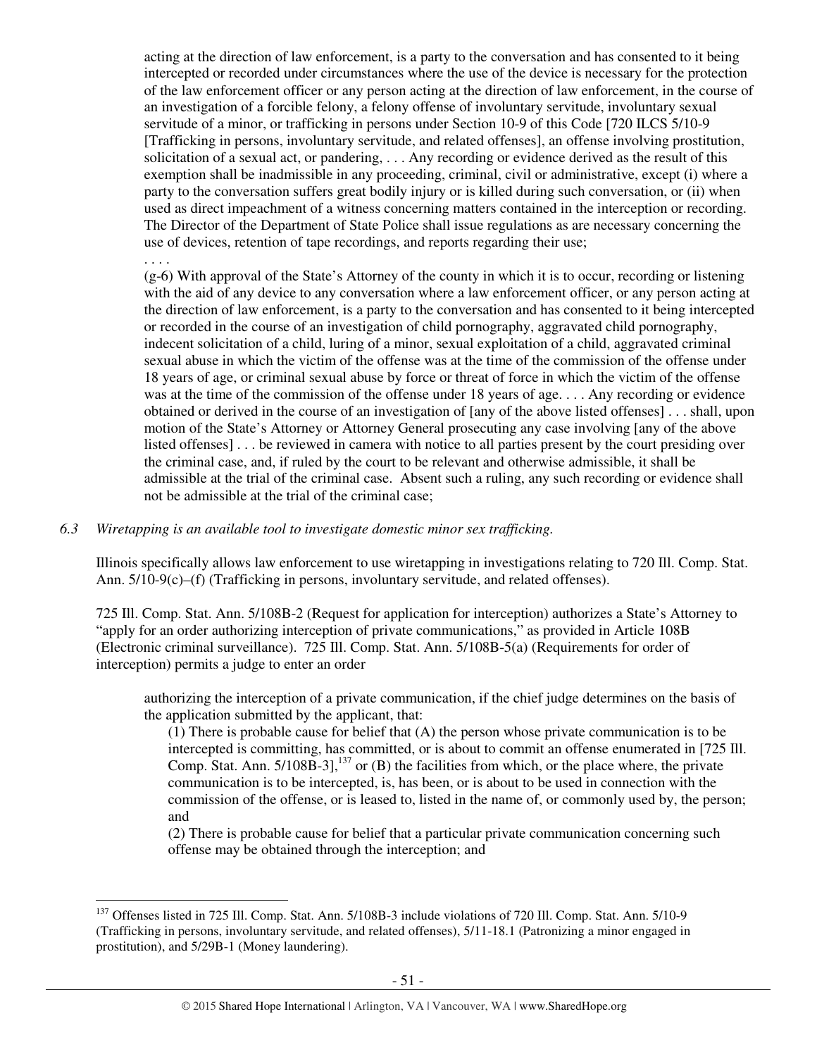acting at the direction of law enforcement, is a party to the conversation and has consented to it being intercepted or recorded under circumstances where the use of the device is necessary for the protection of the law enforcement officer or any person acting at the direction of law enforcement, in the course of an investigation of a forcible felony, a felony offense of involuntary servitude, involuntary sexual servitude of a minor, or trafficking in persons under Section 10-9 of this Code [720 ILCS 5/10-9 [Trafficking in persons, involuntary servitude, and related offenses], an offense involving prostitution, solicitation of a sexual act, or pandering, . . . Any recording or evidence derived as the result of this exemption shall be inadmissible in any proceeding, criminal, civil or administrative, except (i) where a party to the conversation suffers great bodily injury or is killed during such conversation, or (ii) when used as direct impeachment of a witness concerning matters contained in the interception or recording. The Director of the Department of State Police shall issue regulations as are necessary concerning the use of devices, retention of tape recordings, and reports regarding their use;

. . . .

(g-6) With approval of the State's Attorney of the county in which it is to occur, recording or listening with the aid of any device to any conversation where a law enforcement officer, or any person acting at the direction of law enforcement, is a party to the conversation and has consented to it being intercepted or recorded in the course of an investigation of child pornography, aggravated child pornography, indecent solicitation of a child, luring of a minor, sexual exploitation of a child, aggravated criminal sexual abuse in which the victim of the offense was at the time of the commission of the offense under 18 years of age, or criminal sexual abuse by force or threat of force in which the victim of the offense was at the time of the commission of the offense under 18 years of age. . . . Any recording or evidence obtained or derived in the course of an investigation of [any of the above listed offenses] . . . shall, upon motion of the State's Attorney or Attorney General prosecuting any case involving [any of the above listed offenses] . . . be reviewed in camera with notice to all parties present by the court presiding over the criminal case, and, if ruled by the court to be relevant and otherwise admissible, it shall be admissible at the trial of the criminal case. Absent such a ruling, any such recording or evidence shall not be admissible at the trial of the criminal case;

*6.3 Wiretapping is an available tool to investigate domestic minor sex trafficking.*

Illinois specifically allows law enforcement to use wiretapping in investigations relating to 720 Ill. Comp. Stat. Ann. 5/10-9(c)–(f) (Trafficking in persons, involuntary servitude, and related offenses).

725 Ill. Comp. Stat. Ann. 5/108B-2 (Request for application for interception) authorizes a State's Attorney to "apply for an order authorizing interception of private communications," as provided in Article 108B (Electronic criminal surveillance). 725 Ill. Comp. Stat. Ann. 5/108B-5(a) (Requirements for order of interception) permits a judge to enter an order

> authorizing the interception of a private communication, if the chief judge determines on the basis of the application submitted by the applicant, that:
>
> (1) There is probable cause for belief that (A) the person whose private communication is to be intercepted is committing, has committed, or is about to commit an offense enumerated in [725 Ill. Comp. Stat. Ann. 5/108B-3],[137] or (B) the facilities from which, or the place where, the private communication is to be intercepted, is, has been, or is about to be used in connection with the commission of the offense, or is leased to, listed in the name of, or commonly used by, the person; and
>
> (2) There is probable cause for belief that a particular private communication concerning such offense may be obtained through the interception; and

[137] Offenses listed in 725 Ill. Comp. Stat. Ann. 5/108B-3 include violations of 720 Ill. Comp. Stat. Ann. 5/10-9 (Trafficking in persons, involuntary servitude, and related offenses), 5/11-18.1 (Patronizing a minor engaged in prostitution), and 5/29B-1 (Money laundering).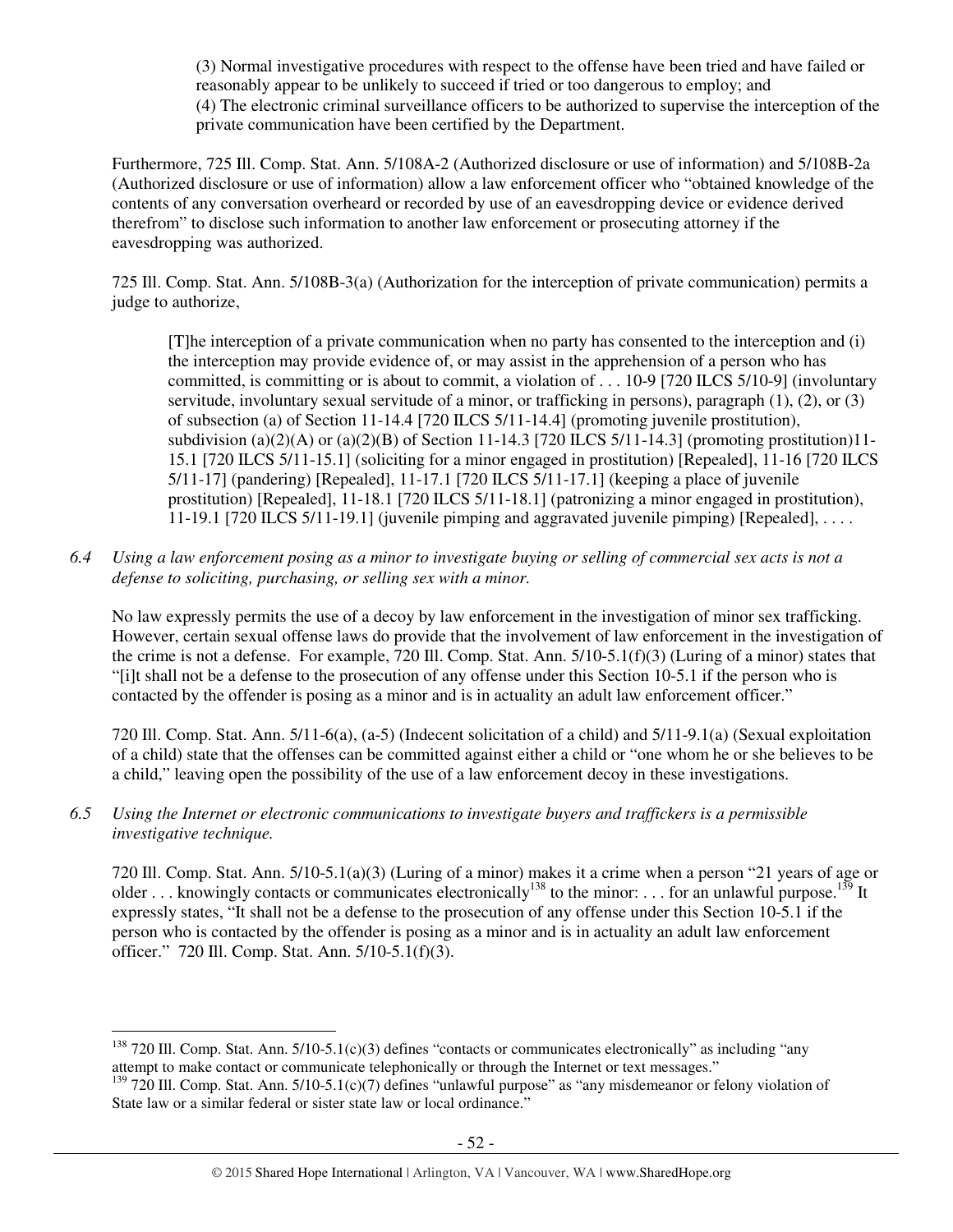> (3) Normal investigative procedures with respect to the offense have been tried and have failed or reasonably appear to be unlikely to succeed if tried or too dangerous to employ; and
> (4) The electronic criminal surveillance officers to be authorized to supervise the interception of the private communication have been certified by the Department.

Furthermore, 725 Ill. Comp. Stat. Ann. 5/108A-2 (Authorized disclosure or use of information) and 5/108B-2a (Authorized disclosure or use of information) allow a law enforcement officer who "obtained knowledge of the contents of any conversation overheard or recorded by use of an eavesdropping device or evidence derived therefrom" to disclose such information to another law enforcement or prosecuting attorney if the eavesdropping was authorized.

725 Ill. Comp. Stat. Ann. 5/108B-3(a) (Authorization for the interception of private communication) permits a judge to authorize,

> [T]he interception of a private communication when no party has consented to the interception and (i) the interception may provide evidence of, or may assist in the apprehension of a person who has committed, is committing or is about to commit, a violation of . . . 10-9 [720 ILCS 5/10-9] (involuntary servitude, involuntary sexual servitude of a minor, or trafficking in persons), paragraph (1), (2), or (3) of subsection (a) of Section 11-14.4 [720 ILCS 5/11-14.4] (promoting juvenile prostitution), subdivision (a)(2)(A) or (a)(2)(B) of Section 11-14.3 [720 ILCS 5/11-14.3] (promoting prostitution)11-15.1 [720 ILCS 5/11-15.1] (soliciting for a minor engaged in prostitution) [Repealed], 11-16 [720 ILCS 5/11-17] (pandering) [Repealed], 11-17.1 [720 ILCS 5/11-17.1] (keeping a place of juvenile prostitution) [Repealed], 11-18.1 [720 ILCS 5/11-18.1] (patronizing a minor engaged in prostitution), 11-19.1 [720 ILCS 5/11-19.1] (juvenile pimping and aggravated juvenile pimping) [Repealed], . . . .

*6.4 Using a law enforcement posing as a minor to investigate buying or selling of commercial sex acts is not a defense to soliciting, purchasing, or selling sex with a minor.*

No law expressly permits the use of a decoy by law enforcement in the investigation of minor sex trafficking. However, certain sexual offense laws do provide that the involvement of law enforcement in the investigation of the crime is not a defense. For example, 720 Ill. Comp. Stat. Ann. 5/10-5.1(f)(3) (Luring of a minor) states that "[i]t shall not be a defense to the prosecution of any offense under this Section 10-5.1 if the person who is contacted by the offender is posing as a minor and is in actuality an adult law enforcement officer."

720 Ill. Comp. Stat. Ann. 5/11-6(a), (a-5) (Indecent solicitation of a child) and 5/11-9.1(a) (Sexual exploitation of a child) state that the offenses can be committed against either a child or "one whom he or she believes to be a child," leaving open the possibility of the use of a law enforcement decoy in these investigations.

*6.5 Using the Internet or electronic communications to investigate buyers and traffickers is a permissible investigative technique.*

720 Ill. Comp. Stat. Ann. 5/10-5.1(a)(3) (Luring of a minor) makes it a crime when a person "21 years of age or older . . . knowingly contacts or communicates electronically[138] to the minor: . . . for an unlawful purpose.[139] It expressly states, "It shall not be a defense to the prosecution of any offense under this Section 10-5.1 if the person who is contacted by the offender is posing as a minor and is in actuality an adult law enforcement officer." 720 Ill. Comp. Stat. Ann. 5/10-5.1(f)(3).

---

[138] 720 Ill. Comp. Stat. Ann. 5/10-5.1(c)(3) defines "contacts or communicates electronically" as including "any attempt to make contact or communicate telephonically or through the Internet or text messages."

[139] 720 Ill. Comp. Stat. Ann. 5/10-5.1(c)(7) defines "unlawful purpose" as "any misdemeanor or felony violation of State law or a similar federal or sister state law or local ordinance."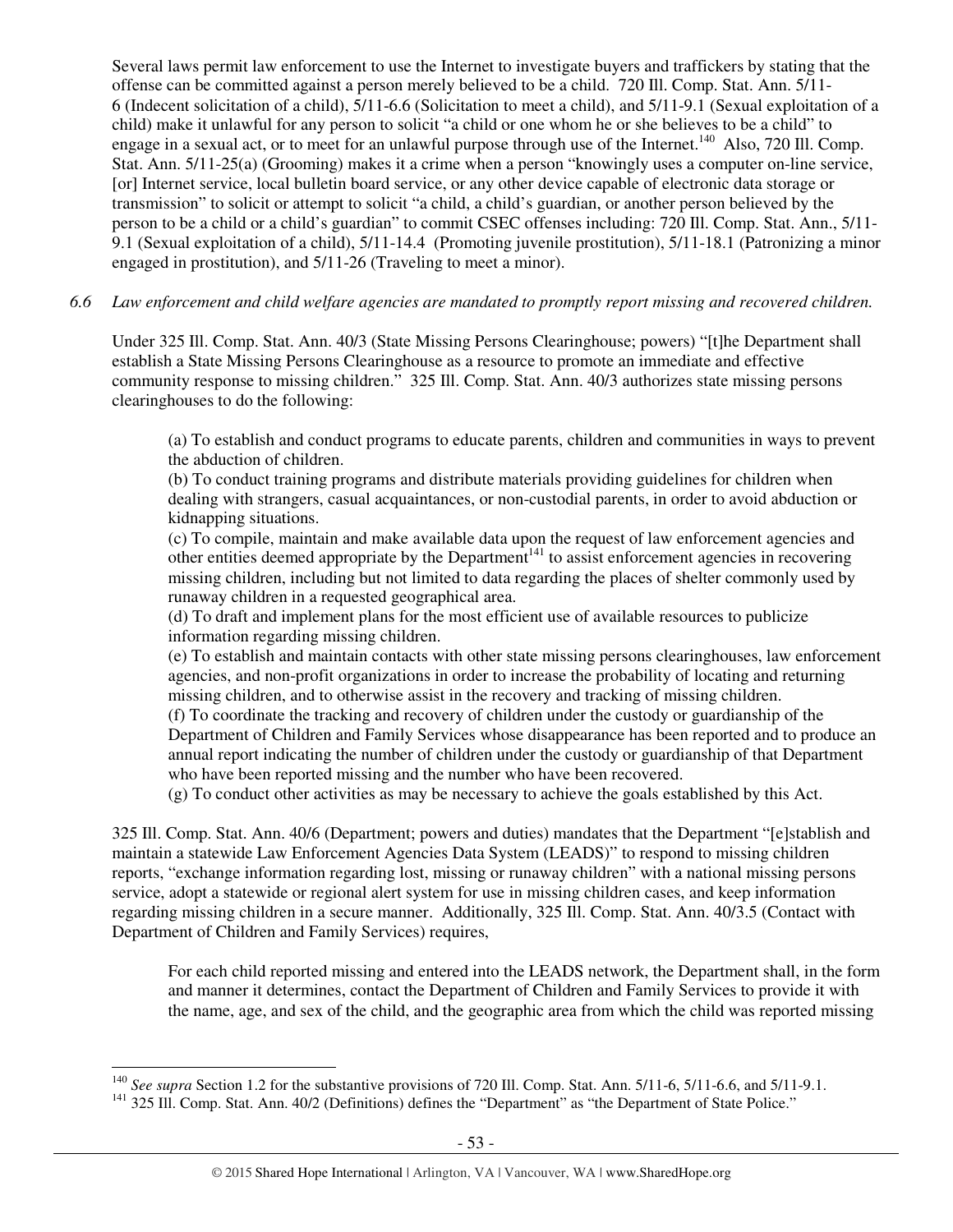Several laws permit law enforcement to use the Internet to investigate buyers and traffickers by stating that the offense can be committed against a person merely believed to be a child. 720 Ill. Comp. Stat. Ann. 5/11-6 (Indecent solicitation of a child), 5/11-6.6 (Solicitation to meet a child), and 5/11-9.1 (Sexual exploitation of a child) make it unlawful for any person to solicit "a child or one whom he or she believes to be a child" to engage in a sexual act, or to meet for an unlawful purpose through use of the Internet.[140] Also, 720 Ill. Comp. Stat. Ann. 5/11-25(a) (Grooming) makes it a crime when a person "knowingly uses a computer on-line service, [or] Internet service, local bulletin board service, or any other device capable of electronic data storage or transmission" to solicit or attempt to solicit "a child, a child's guardian, or another person believed by the person to be a child or a child's guardian" to commit CSEC offenses including: 720 Ill. Comp. Stat. Ann., 5/11-9.1 (Sexual exploitation of a child), 5/11-14.4 (Promoting juvenile prostitution), 5/11-18.1 (Patronizing a minor engaged in prostitution), and 5/11-26 (Traveling to meet a minor).

*6.6 Law enforcement and child welfare agencies are mandated to promptly report missing and recovered children.*

Under 325 Ill. Comp. Stat. Ann. 40/3 (State Missing Persons Clearinghouse; powers) "[t]he Department shall establish a State Missing Persons Clearinghouse as a resource to promote an immediate and effective community response to missing children." 325 Ill. Comp. Stat. Ann. 40/3 authorizes state missing persons clearinghouses to do the following:

> (a) To establish and conduct programs to educate parents, children and communities in ways to prevent the abduction of children.
> (b) To conduct training programs and distribute materials providing guidelines for children when dealing with strangers, casual acquaintances, or non-custodial parents, in order to avoid abduction or kidnapping situations.
> (c) To compile, maintain and make available data upon the request of law enforcement agencies and other entities deemed appropriate by the Department[141] to assist enforcement agencies in recovering missing children, including but not limited to data regarding the places of shelter commonly used by runaway children in a requested geographical area.
> (d) To draft and implement plans for the most efficient use of available resources to publicize information regarding missing children.
> (e) To establish and maintain contacts with other state missing persons clearinghouses, law enforcement agencies, and non-profit organizations in order to increase the probability of locating and returning missing children, and to otherwise assist in the recovery and tracking of missing children.
> (f) To coordinate the tracking and recovery of children under the custody or guardianship of the Department of Children and Family Services whose disappearance has been reported and to produce an annual report indicating the number of children under the custody or guardianship of that Department who have been reported missing and the number who have been recovered.
> (g) To conduct other activities as may be necessary to achieve the goals established by this Act.

325 Ill. Comp. Stat. Ann. 40/6 (Department; powers and duties) mandates that the Department "[e]stablish and maintain a statewide Law Enforcement Agencies Data System (LEADS)" to respond to missing children reports, "exchange information regarding lost, missing or runaway children" with a national missing persons service, adopt a statewide or regional alert system for use in missing children cases, and keep information regarding missing children in a secure manner. Additionally, 325 Ill. Comp. Stat. Ann. 40/3.5 (Contact with Department of Children and Family Services) requires,

> For each child reported missing and entered into the LEADS network, the Department shall, in the form and manner it determines, contact the Department of Children and Family Services to provide it with the name, age, and sex of the child, and the geographic area from which the child was reported missing

---

[140] *See supra* Section 1.2 for the substantive provisions of 720 Ill. Comp. Stat. Ann. 5/11-6, 5/11-6.6, and 5/11-9.1.
[141] 325 Ill. Comp. Stat. Ann. 40/2 (Definitions) defines the "Department" as "the Department of State Police."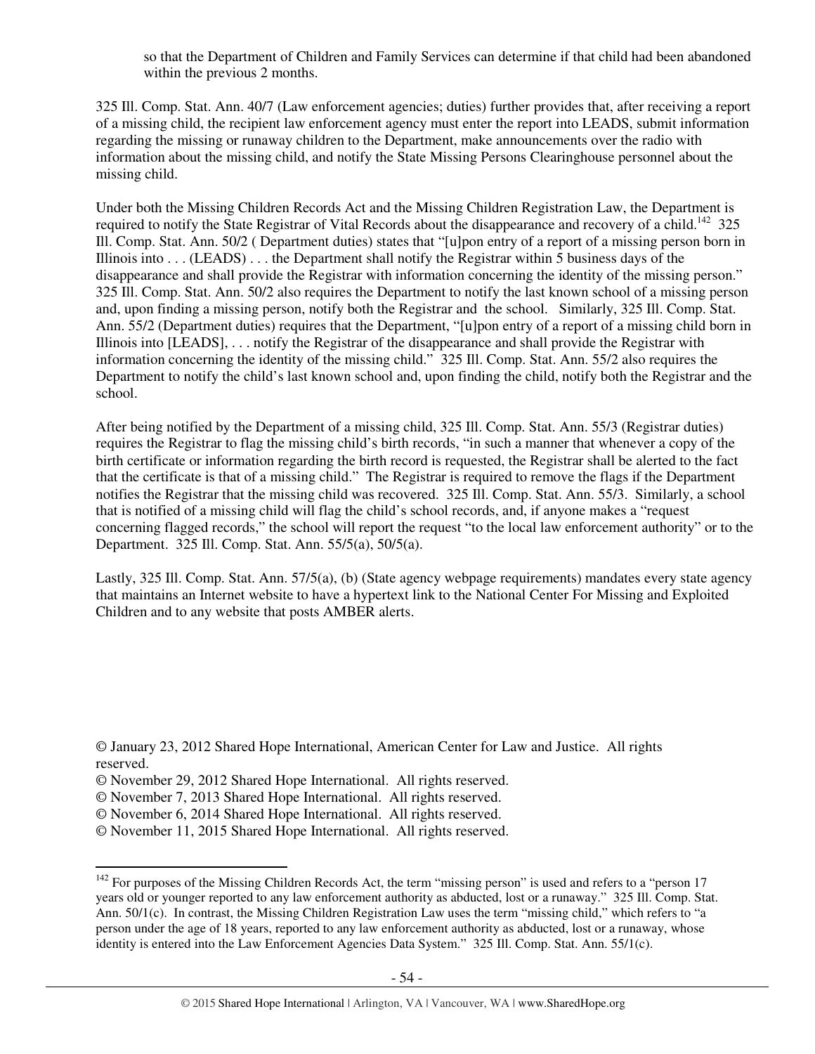so that the Department of Children and Family Services can determine if that child had been abandoned within the previous 2 months.

325 Ill. Comp. Stat. Ann. 40/7 (Law enforcement agencies; duties) further provides that, after receiving a report of a missing child, the recipient law enforcement agency must enter the report into LEADS, submit information regarding the missing or runaway children to the Department, make announcements over the radio with information about the missing child, and notify the State Missing Persons Clearinghouse personnel about the missing child.

Under both the Missing Children Records Act and the Missing Children Registration Law, the Department is required to notify the State Registrar of Vital Records about the disappearance and recovery of a child.[142] 325 Ill. Comp. Stat. Ann. 50/2 ( Department duties) states that "[u]pon entry of a report of a missing person born in Illinois into . . . (LEADS) . . . the Department shall notify the Registrar within 5 business days of the disappearance and shall provide the Registrar with information concerning the identity of the missing person." 325 Ill. Comp. Stat. Ann. 50/2 also requires the Department to notify the last known school of a missing person and, upon finding a missing person, notify both the Registrar and the school. Similarly, 325 Ill. Comp. Stat. Ann. 55/2 (Department duties) requires that the Department, "[u]pon entry of a report of a missing child born in Illinois into [LEADS], . . . notify the Registrar of the disappearance and shall provide the Registrar with information concerning the identity of the missing child." 325 Ill. Comp. Stat. Ann. 55/2 also requires the Department to notify the child's last known school and, upon finding the child, notify both the Registrar and the school.

After being notified by the Department of a missing child, 325 Ill. Comp. Stat. Ann. 55/3 (Registrar duties) requires the Registrar to flag the missing child's birth records, "in such a manner that whenever a copy of the birth certificate or information regarding the birth record is requested, the Registrar shall be alerted to the fact that the certificate is that of a missing child." The Registrar is required to remove the flags if the Department notifies the Registrar that the missing child was recovered. 325 Ill. Comp. Stat. Ann. 55/3. Similarly, a school that is notified of a missing child will flag the child's school records, and, if anyone makes a "request concerning flagged records," the school will report the request "to the local law enforcement authority" or to the Department. 325 Ill. Comp. Stat. Ann. 55/5(a), 50/5(a).

Lastly, 325 Ill. Comp. Stat. Ann. 57/5(a), (b) (State agency webpage requirements) mandates every state agency that maintains an Internet website to have a hypertext link to the National Center For Missing and Exploited Children and to any website that posts AMBER alerts.

© January 23, 2012 Shared Hope International, American Center for Law and Justice. All rights reserved.

© November 29, 2012 Shared Hope International. All rights reserved.

© November 7, 2013 Shared Hope International. All rights reserved.

© November 6, 2014 Shared Hope International. All rights reserved.

© November 11, 2015 Shared Hope International. All rights reserved.

[142] For purposes of the Missing Children Records Act, the term "missing person" is used and refers to a "person 17 years old or younger reported to any law enforcement authority as abducted, lost or a runaway." 325 Ill. Comp. Stat. Ann. 50/1(c). In contrast, the Missing Children Registration Law uses the term "missing child," which refers to "a person under the age of 18 years, reported to any law enforcement authority as abducted, lost or a runaway, whose identity is entered into the Law Enforcement Agencies Data System." 325 Ill. Comp. Stat. Ann. 55/1(c).